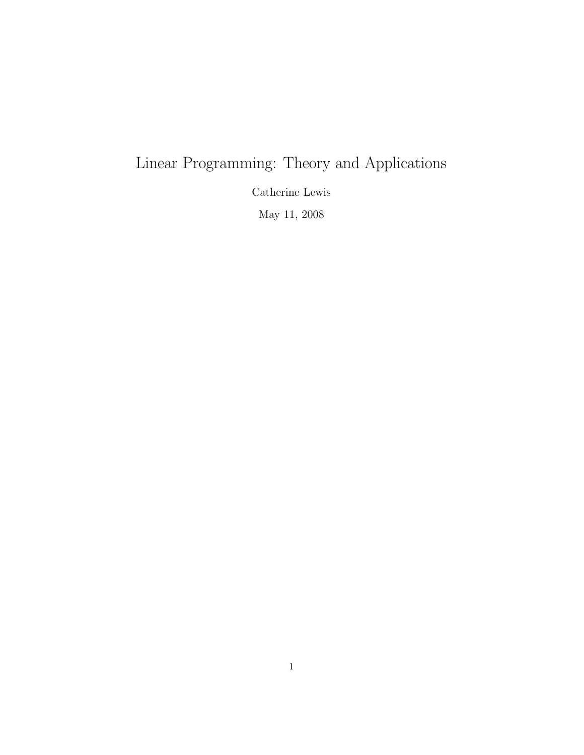# Linear Programming: Theory and Applications

Catherine Lewis

May 11, 2008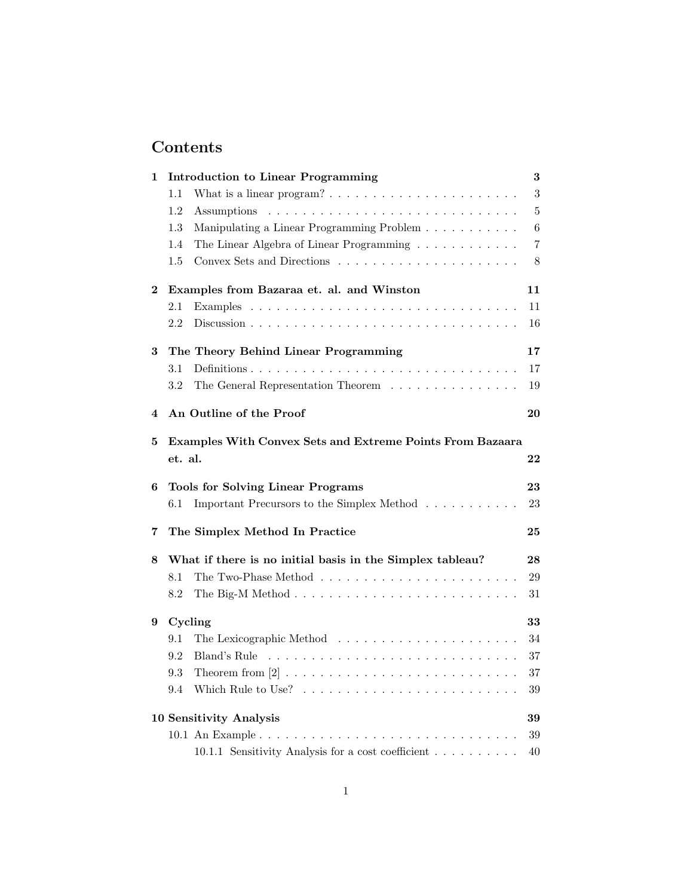# Contents

**1 Introduction to Linear Programming** — **3**
- 1.1 What is a linear program? — 3
- 1.2 Assumptions — 5
- 1.3 Manipulating a Linear Programming Problem — 6
- 1.4 The Linear Algebra of Linear Programming — 7
- 1.5 Convex Sets and Directions — 8

**2 Examples from Bazaraa et. al. and Winston** — **11**
- 2.1 Examples — 11
- 2.2 Discussion — 16

**3 The Theory Behind Linear Programming** — **17**
- 3.1 Definitions — 17
- 3.2 The General Representation Theorem — 19

**4 An Outline of the Proof** — **20**

**5 Examples With Convex Sets and Extreme Points From Bazaara et. al.** — **22**

**6 Tools for Solving Linear Programs** — **23**
- 6.1 Important Precursors to the Simplex Method — 23

**7 The Simplex Method In Practice** — **25**

**8 What if there is no initial basis in the Simplex tableau?** — **28**
- 8.1 The Two-Phase Method — 29
- 8.2 The Big-M Method — 31

**9 Cycling** — **33**
- 9.1 The Lexicographic Method — 34
- 9.2 Bland's Rule — 37
- 9.3 Theorem from [2] — 37
- 9.4 Which Rule to Use? — 39

**10 Sensitivity Analysis** — **39**
- 10.1 An Example — 39
  - 10.1.1 Sensitivity Analysis for a cost coefficient — 40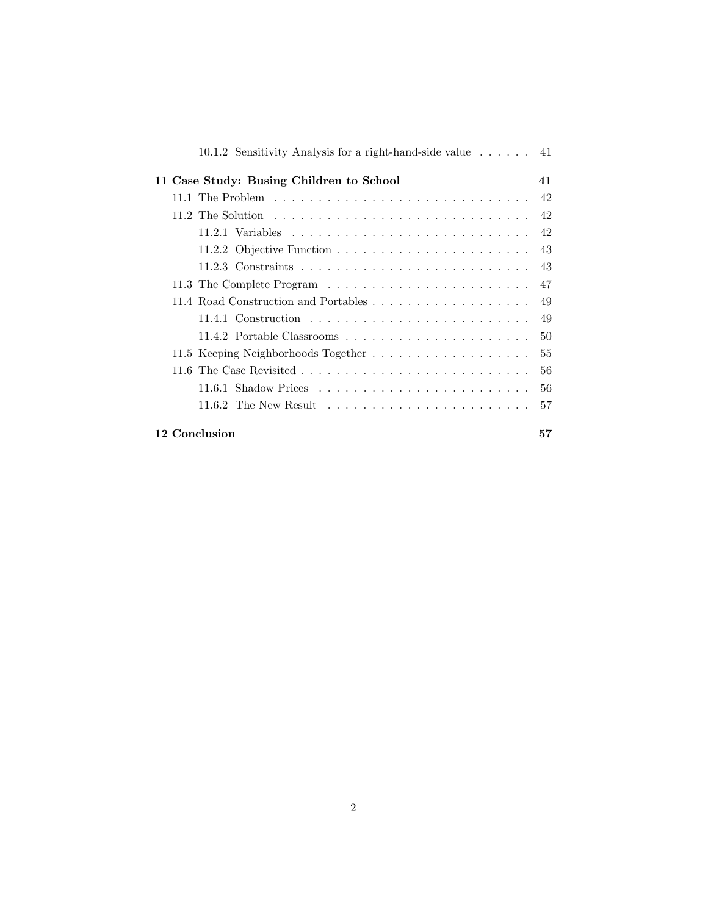10.1.2 Sensitivity Analysis for a right-hand-side value . . . . . . 41

**11 Case Study: Busing Children to School** **41**

11.1 The Problem . . . . . . . . . . . . . . . . . . . . . . . . . . . . . 42

11.2 The Solution . . . . . . . . . . . . . . . . . . . . . . . . . . . . . 42

11.2.1 Variables . . . . . . . . . . . . . . . . . . . . . . . . . . . 42

11.2.2 Objective Function . . . . . . . . . . . . . . . . . . . . . . 43

11.2.3 Constraints . . . . . . . . . . . . . . . . . . . . . . . . . . 43

11.3 The Complete Program . . . . . . . . . . . . . . . . . . . . . . . 47

11.4 Road Construction and Portables . . . . . . . . . . . . . . . . . . 49

11.4.1 Construction . . . . . . . . . . . . . . . . . . . . . . . . . 49

11.4.2 Portable Classrooms . . . . . . . . . . . . . . . . . . . . . 50

11.5 Keeping Neighborhoods Together . . . . . . . . . . . . . . . . . . 55

11.6 The Case Revisited . . . . . . . . . . . . . . . . . . . . . . . . . . 56

11.6.1 Shadow Prices . . . . . . . . . . . . . . . . . . . . . . . . 56

11.6.2 The New Result . . . . . . . . . . . . . . . . . . . . . . . 57

**12 Conclusion** **57**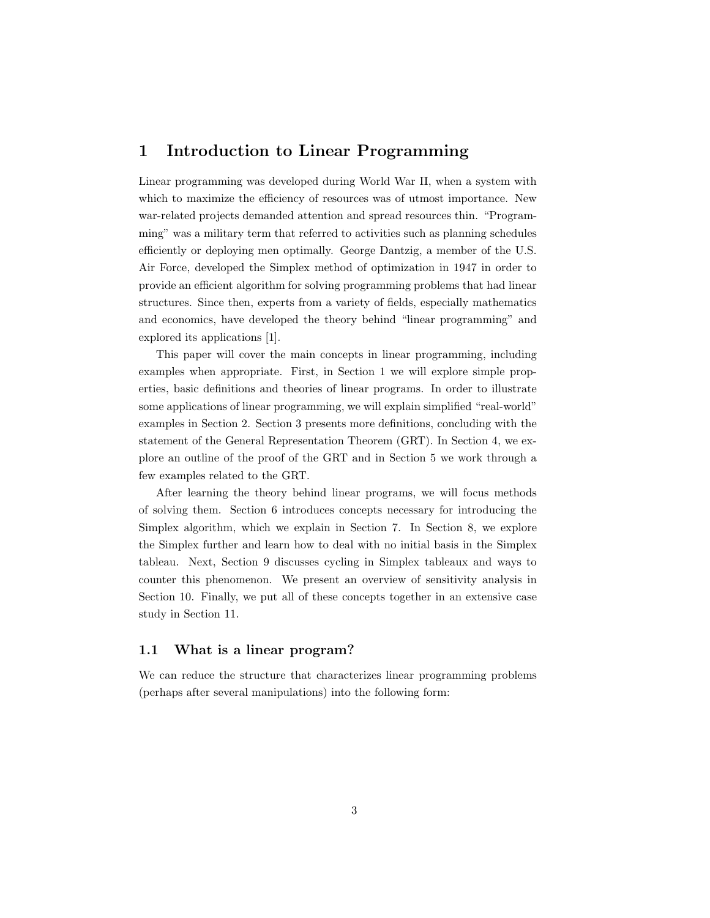# 1 Introduction to Linear Programming

Linear programming was developed during World War II, when a system with which to maximize the efficiency of resources was of utmost importance. New war-related projects demanded attention and spread resources thin. "Programming" was a military term that referred to activities such as planning schedules efficiently or deploying men optimally. George Dantzig, a member of the U.S. Air Force, developed the Simplex method of optimization in 1947 in order to provide an efficient algorithm for solving programming problems that had linear structures. Since then, experts from a variety of fields, especially mathematics and economics, have developed the theory behind "linear programming" and explored its applications [1].

This paper will cover the main concepts in linear programming, including examples when appropriate. First, in Section 1 we will explore simple properties, basic definitions and theories of linear programs. In order to illustrate some applications of linear programming, we will explain simplified "real-world" examples in Section 2. Section 3 presents more definitions, concluding with the statement of the General Representation Theorem (GRT). In Section 4, we explore an outline of the proof of the GRT and in Section 5 we work through a few examples related to the GRT.

After learning the theory behind linear programs, we will focus methods of solving them. Section 6 introduces concepts necessary for introducing the Simplex algorithm, which we explain in Section 7. In Section 8, we explore the Simplex further and learn how to deal with no initial basis in the Simplex tableau. Next, Section 9 discusses cycling in Simplex tableaux and ways to counter this phenomenon. We present an overview of sensitivity analysis in Section 10. Finally, we put all of these concepts together in an extensive case study in Section 11.

## 1.1 What is a linear program?

We can reduce the structure that characterizes linear programming problems (perhaps after several manipulations) into the following form: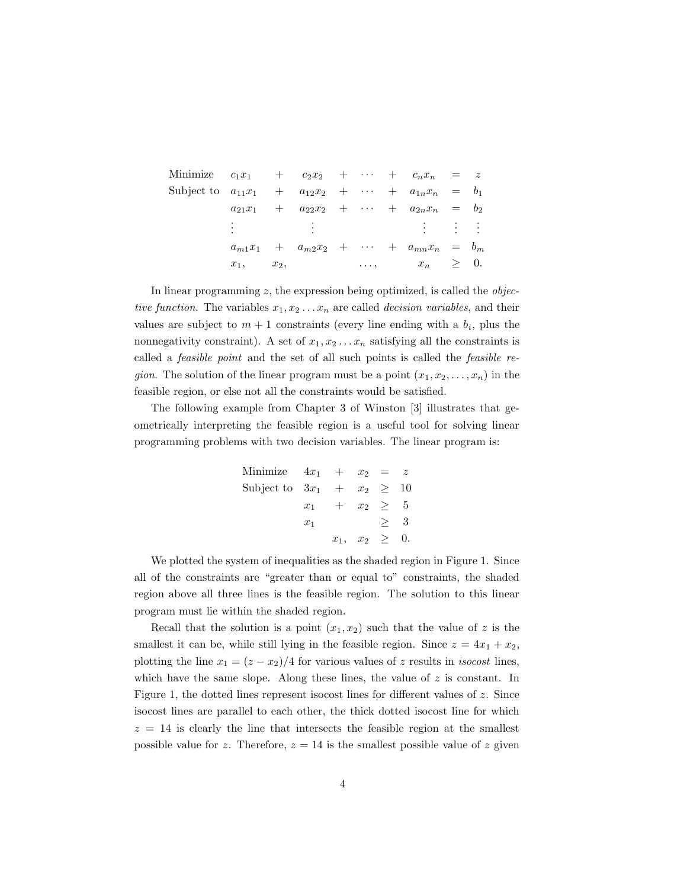$$
\begin{array}{lrcrcccrcl}
\text{Minimize} & c_1x_1 & + & c_2x_2 & + & \cdots & + & c_nx_n & = & z \\
\text{Subject to} & a_{11}x_1 & + & a_{12}x_2 & + & \cdots & + & a_{1n}x_n & = & b_1 \\
& a_{21}x_1 & + & a_{22}x_2 & + & \cdots & + & a_{2n}x_n & = & b_2 \\
& \vdots & & \vdots & & & & \vdots & \vdots & \vdots \\
& a_{m1}x_1 & + & a_{m2}x_2 & + & \cdots & + & a_{mn}x_n & = & b_m \\
& x_1, & & x_2, & & \ldots, & & x_n & \geq & 0.
\end{array}
$$

In linear programming $z$, the expression being optimized, is called the *objective function*. The variables $x_1, x_2 \ldots x_n$ are called *decision variables*, and their values are subject to $m+1$ constraints (every line ending with a $b_i$, plus the nonnegativity constraint). A set of $x_1, x_2 \ldots x_n$ satisfying all the constraints is called a *feasible point* and the set of all such points is called the *feasible region*. The solution of the linear program must be a point $(x_1, x_2, \ldots, x_n)$ in the feasible region, or else not all the constraints would be satisfied.

The following example from Chapter 3 of Winston [3] illustrates that geometrically interpreting the feasible region is a useful tool for solving linear programming problems with two decision variables. The linear program is:

$$
\begin{array}{lrcrcl}
\text{Minimize} & 4x_1 & + & x_2 & = & z \\
\text{Subject to} & 3x_1 & + & x_2 & \geq & 10 \\
& x_1 & + & x_2 & \geq & 5 \\
& x_1 & & & \geq & 3 \\
& & x_1, & x_2 & \geq & 0.
\end{array}
$$

We plotted the system of inequalities as the shaded region in Figure 1. Since all of the constraints are "greater than or equal to" constraints, the shaded region above all three lines is the feasible region. The solution to this linear program must lie within the shaded region.

Recall that the solution is a point $(x_1, x_2)$ such that the value of $z$ is the smallest it can be, while still lying in the feasible region. Since $z = 4x_1 + x_2$, plotting the line $x_1 = (z - x_2)/4$ for various values of $z$ results in *isocost* lines, which have the same slope. Along these lines, the value of $z$ is constant. In Figure 1, the dotted lines represent isocost lines for different values of $z$. Since isocost lines are parallel to each other, the thick dotted isocost line for which $z = 14$ is clearly the line that intersects the feasible region at the smallest possible value for $z$. Therefore, $z = 14$ is the smallest possible value of $z$ given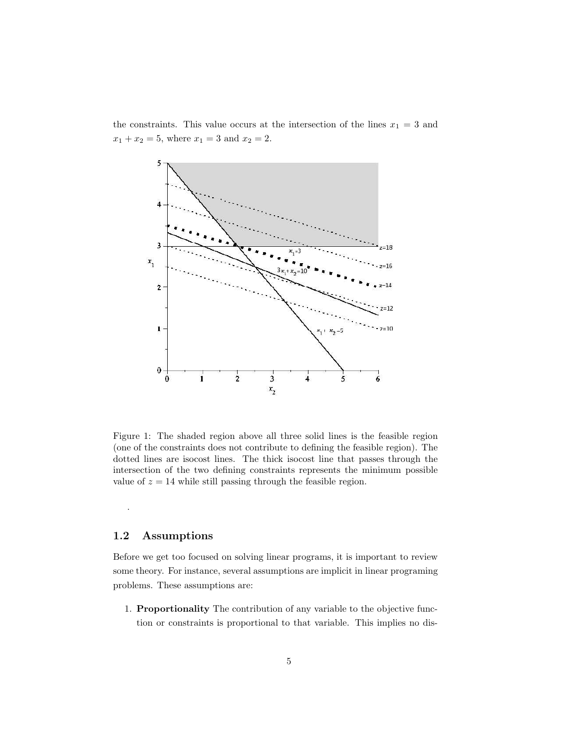the constraints. This value occurs at the intersection of the lines $x_1 = 3$ and $x_1 + x_2 = 5$, where $x_1 = 3$ and $x_2 = 2$.

Figure 1: The shaded region above all three solid lines is the feasible region (one of the constraints does not contribute to defining the feasible region). The dotted lines are isocost lines. The thick isocost line that passes through the intersection of the two defining constraints represents the minimum possible value of $z = 14$ while still passing through the feasible region.

.

## 1.2 Assumptions

Before we get too focused on solving linear programs, it is important to review some theory. For instance, several assumptions are implicit in linear programing problems. These assumptions are:

1. **Proportionality** The contribution of any variable to the objective function or constraints is proportional to that variable. This implies no dis-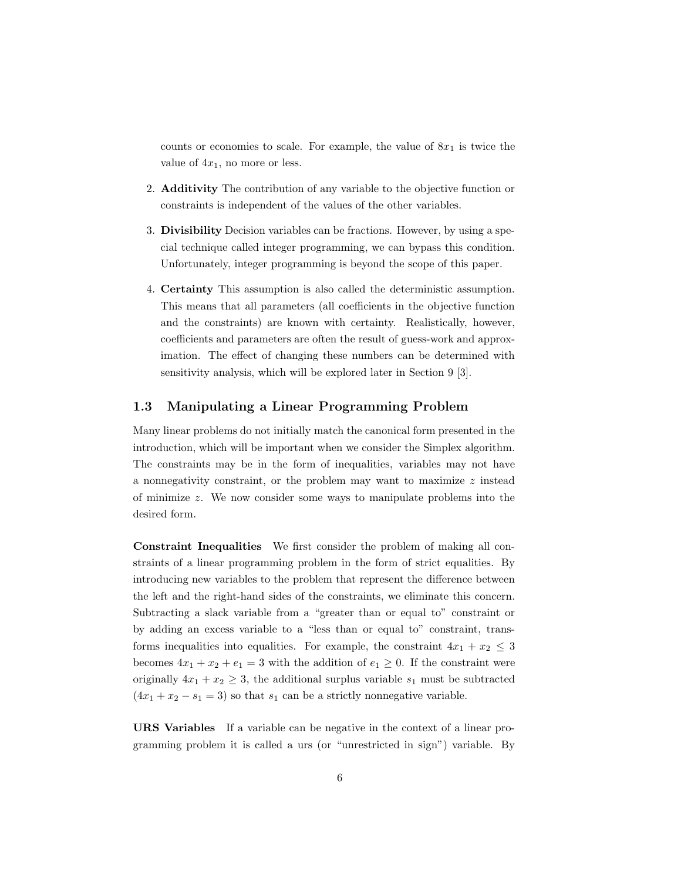counts or economies to scale. For example, the value of $8x_1$ is twice the value of $4x_1$, no more or less.

2. **Additivity** The contribution of any variable to the objective function or constraints is independent of the values of the other variables.

3. **Divisibility** Decision variables can be fractions. However, by using a special technique called integer programming, we can bypass this condition. Unfortunately, integer programming is beyond the scope of this paper.

4. **Certainty** This assumption is also called the deterministic assumption. This means that all parameters (all coefficients in the objective function and the constraints) are known with certainty. Realistically, however, coefficients and parameters are often the result of guess-work and approximation. The effect of changing these numbers can be determined with sensitivity analysis, which will be explored later in Section 9 [3].

### 1.3 Manipulating a Linear Programming Problem

Many linear problems do not initially match the canonical form presented in the introduction, which will be important when we consider the Simplex algorithm. The constraints may be in the form of inequalities, variables may not have a nonnegativity constraint, or the problem may want to maximize $z$ instead of minimize $z$. We now consider some ways to manipulate problems into the desired form.

**Constraint Inequalities** We first consider the problem of making all constraints of a linear programming problem in the form of strict equalities. By introducing new variables to the problem that represent the difference between the left and the right-hand sides of the constraints, we eliminate this concern. Subtracting a slack variable from a "greater than or equal to" constraint or by adding an excess variable to a "less than or equal to" constraint, transforms inequalities into equalities. For example, the constraint $4x_1 + x_2 \leq 3$ becomes $4x_1 + x_2 + e_1 = 3$ with the addition of $e_1 \geq 0$. If the constraint were originally $4x_1 + x_2 \geq 3$, the additional surplus variable $s_1$ must be subtracted ($4x_1 + x_2 - s_1 = 3$) so that $s_1$ can be a strictly nonnegative variable.

**URS Variables** If a variable can be negative in the context of a linear programming problem it is called a urs (or "unrestricted in sign") variable. By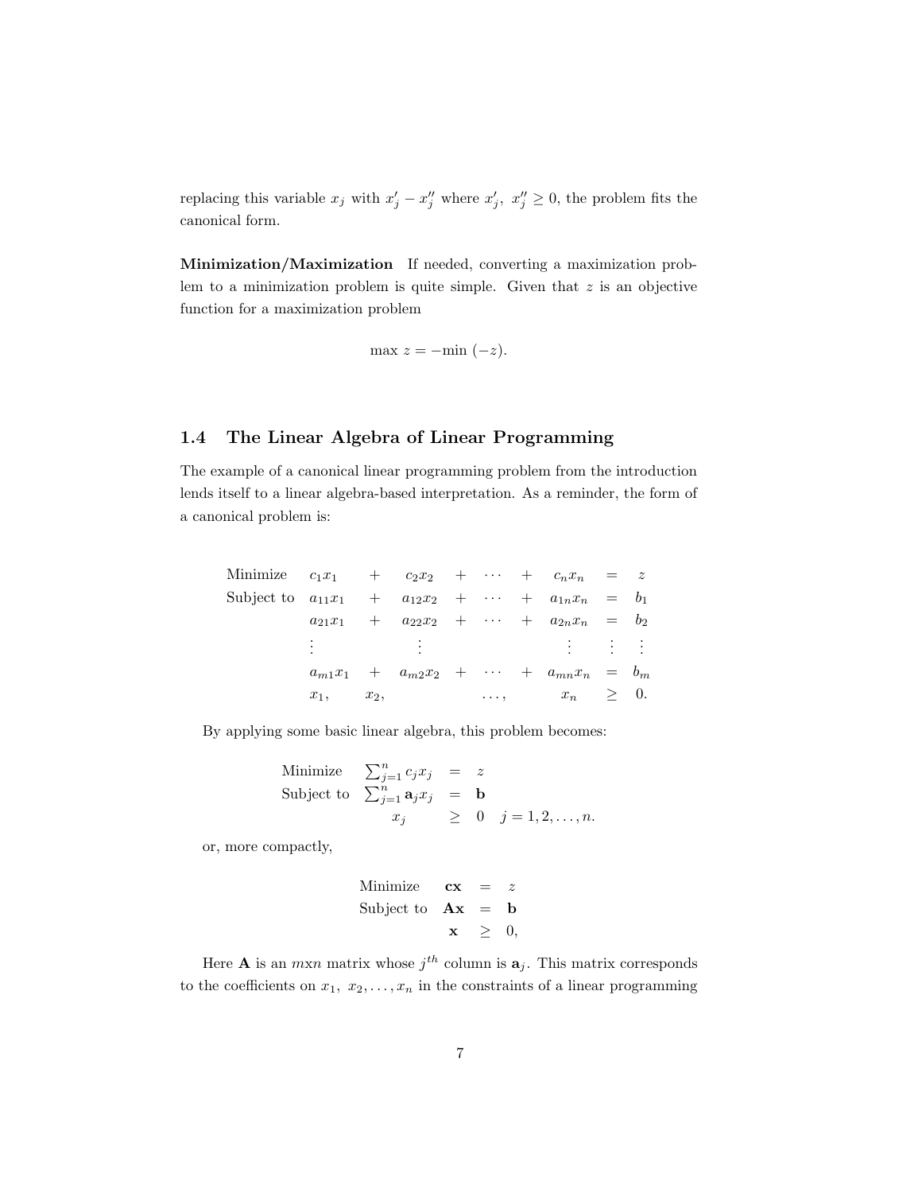replacing this variable $x_j$ with $x'_j - x''_j$ where $x'_j,\ x''_j \geq 0$, the problem fits the canonical form.

**Minimization/Maximization** If needed, converting a maximization problem to a minimization problem is quite simple. Given that $z$ is an objective function for a maximization problem

$$\max z = -\min\ (-z).$$

### 1.4 The Linear Algebra of Linear Programming

The example of a canonical linear programming problem from the introduction lends itself to a linear algebra-based interpretation. As a reminder, the form of a canonical problem is:

$$
\begin{array}{lccccccccc}
\text{Minimize} & c_1x_1 & + & c_2x_2 & + & \cdots & + & c_nx_n & = & z \\
\text{Subject to} & a_{11}x_1 & + & a_{12}x_2 & + & \cdots & + & a_{1n}x_n & = & b_1 \\
 & a_{21}x_1 & + & a_{22}x_2 & + & \cdots & + & a_{2n}x_n & = & b_2 \\
 & \vdots & & \vdots & & & & \vdots & \vdots & \vdots \\
 & a_{m1}x_1 & + & a_{m2}x_2 & + & \cdots & + & a_{mn}x_n & = & b_m \\
 & x_1, & & x_2, & & \ldots, & & x_n & \geq & 0.
\end{array}
$$

By applying some basic linear algebra, this problem becomes:

$$
\begin{array}{llll}
\text{Minimize} & \sum_{j=1}^{n} c_jx_j & = & z \\
\text{Subject to} & \sum_{j=1}^{n} \mathbf{a}_jx_j & = & \mathbf{b} \\
 & x_j & \geq & 0 \quad j = 1, 2, \ldots, n.
\end{array}
$$

or, more compactly,

$$
\begin{array}{llll}
\text{Minimize} & \mathbf{cx} & = & z \\
\text{Subject to} & \mathbf{Ax} & = & \mathbf{b} \\
 & \mathbf{x} & \geq & 0,
\end{array}
$$

Here $\mathbf{A}$ is an $m$x$n$ matrix whose $j^{th}$ column is $\mathbf{a}_j$. This matrix corresponds to the coefficients on $x_1,\ x_2, \ldots, x_n$ in the constraints of a linear programming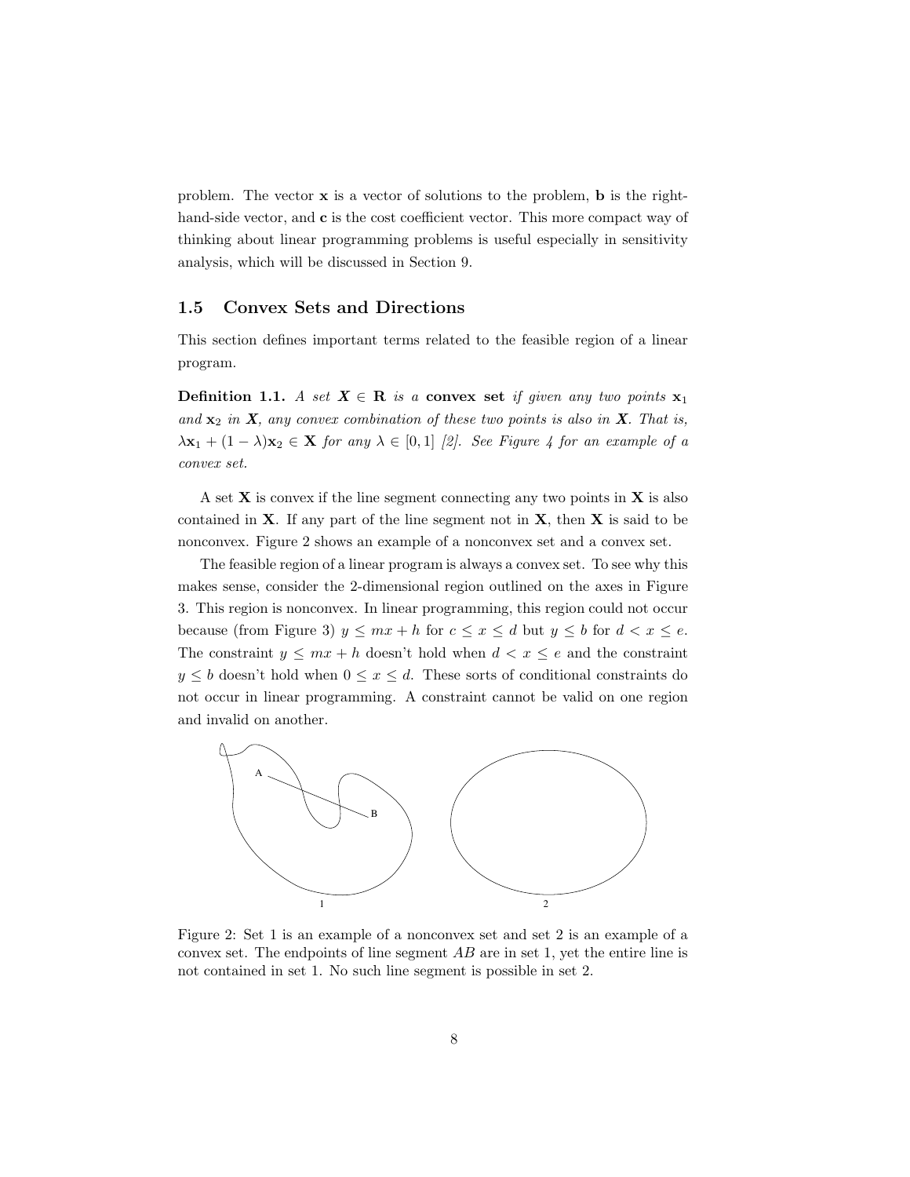problem. The vector $\mathbf{x}$ is a vector of solutions to the problem, $\mathbf{b}$ is the right-hand-side vector, and $\mathbf{c}$ is the cost coefficient vector. This more compact way of thinking about linear programming problems is useful especially in sensitivity analysis, which will be discussed in Section 9.

### 1.5 Convex Sets and Directions

This section defines important terms related to the feasible region of a linear program.

**Definition 1.1.** *A set $\boldsymbol{X} \in \mathbf{R}$ is a* **convex set** *if given any two points $\mathbf{x}_1$ and $\mathbf{x}_2$ in $\boldsymbol{X}$, any convex combination of these two points is also in $\boldsymbol{X}$. That is, $\lambda\mathbf{x}_1 + (1-\lambda)\mathbf{x}_2 \in \mathbf{X}$ for any $\lambda \in [0,1]$ [2]. See Figure 4 for an example of a convex set.*

A set $\mathbf{X}$ is convex if the line segment connecting any two points in $\mathbf{X}$ is also contained in $\mathbf{X}$. If any part of the line segment not in $\mathbf{X}$, then $\mathbf{X}$ is said to be nonconvex. Figure 2 shows an example of a nonconvex set and a convex set.

The feasible region of a linear program is always a convex set. To see why this makes sense, consider the 2-dimensional region outlined on the axes in Figure 3. This region is nonconvex. In linear programming, this region could not occur because (from Figure 3) $y \leq mx + h$ for $c \leq x \leq d$ but $y \leq b$ for $d < x \leq e$. The constraint $y \leq mx + h$ doesn't hold when $d < x \leq e$ and the constraint $y \leq b$ doesn't hold when $0 \leq x \leq d$. These sorts of conditional constraints do not occur in linear programming. A constraint cannot be valid on one region and invalid on another.

Figure 2: Set 1 is an example of a nonconvex set and set 2 is an example of a convex set. The endpoints of line segment $AB$ are in set 1, yet the entire line is not contained in set 1. No such line segment is possible in set 2.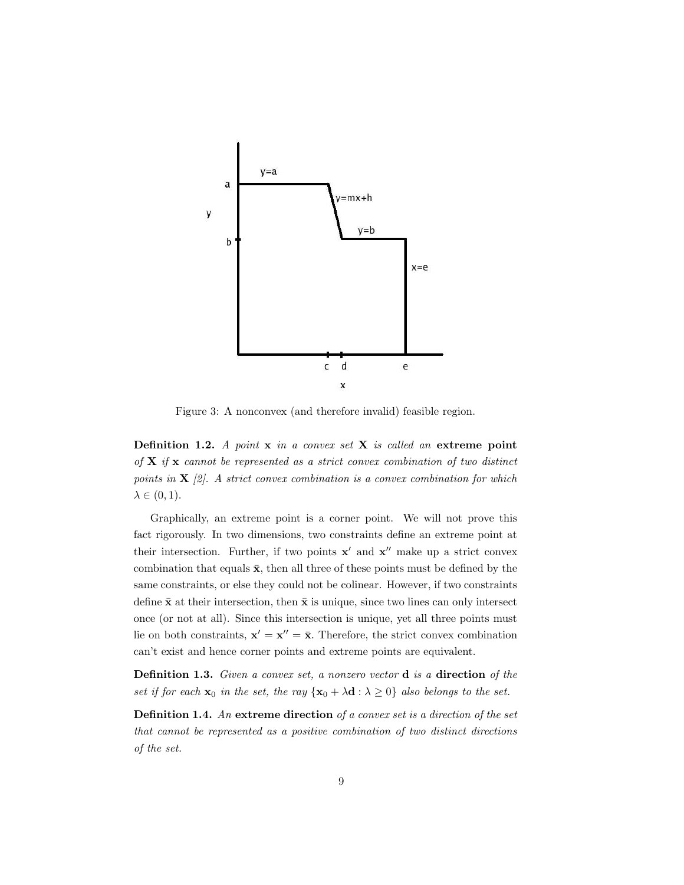Figure 3: A nonconvex (and therefore invalid) feasible region.

**Definition 1.2.** *A point* $\mathbf{x}$ *in a convex set* $\mathbf{X}$ *is called an* **extreme point** *of* $\mathbf{X}$ *if* $\mathbf{x}$ *cannot be represented as a strict convex combination of two distinct points in* $\mathbf{X}$ *[2]. A strict convex combination is a convex combination for which* $\lambda \in (0, 1)$.

Graphically, an extreme point is a corner point. We will not prove this fact rigorously. In two dimensions, two constraints define an extreme point at their intersection. Further, if two points $\mathbf{x}'$ and $\mathbf{x}''$ make up a strict convex combination that equals $\bar{\mathbf{x}}$, then all three of these points must be defined by the same constraints, or else they could not be colinear. However, if two constraints define $\bar{\mathbf{x}}$ at their intersection, then $\bar{\mathbf{x}}$ is unique, since two lines can only intersect once (or not at all). Since this intersection is unique, yet all three points must lie on both constraints, $\mathbf{x}' = \mathbf{x}'' = \bar{\mathbf{x}}$. Therefore, the strict convex combination can't exist and hence corner points and extreme points are equivalent.

**Definition 1.3.** *Given a convex set, a nonzero vector* $\mathbf{d}$ *is a* **direction** *of the set if for each* $\mathbf{x}_0$ *in the set, the ray* $\{\mathbf{x}_0 + \lambda \mathbf{d} : \lambda \geq 0\}$ *also belongs to the set.*

**Definition 1.4.** *An* **extreme direction** *of a convex set is a direction of the set that cannot be represented as a positive combination of two distinct directions of the set.*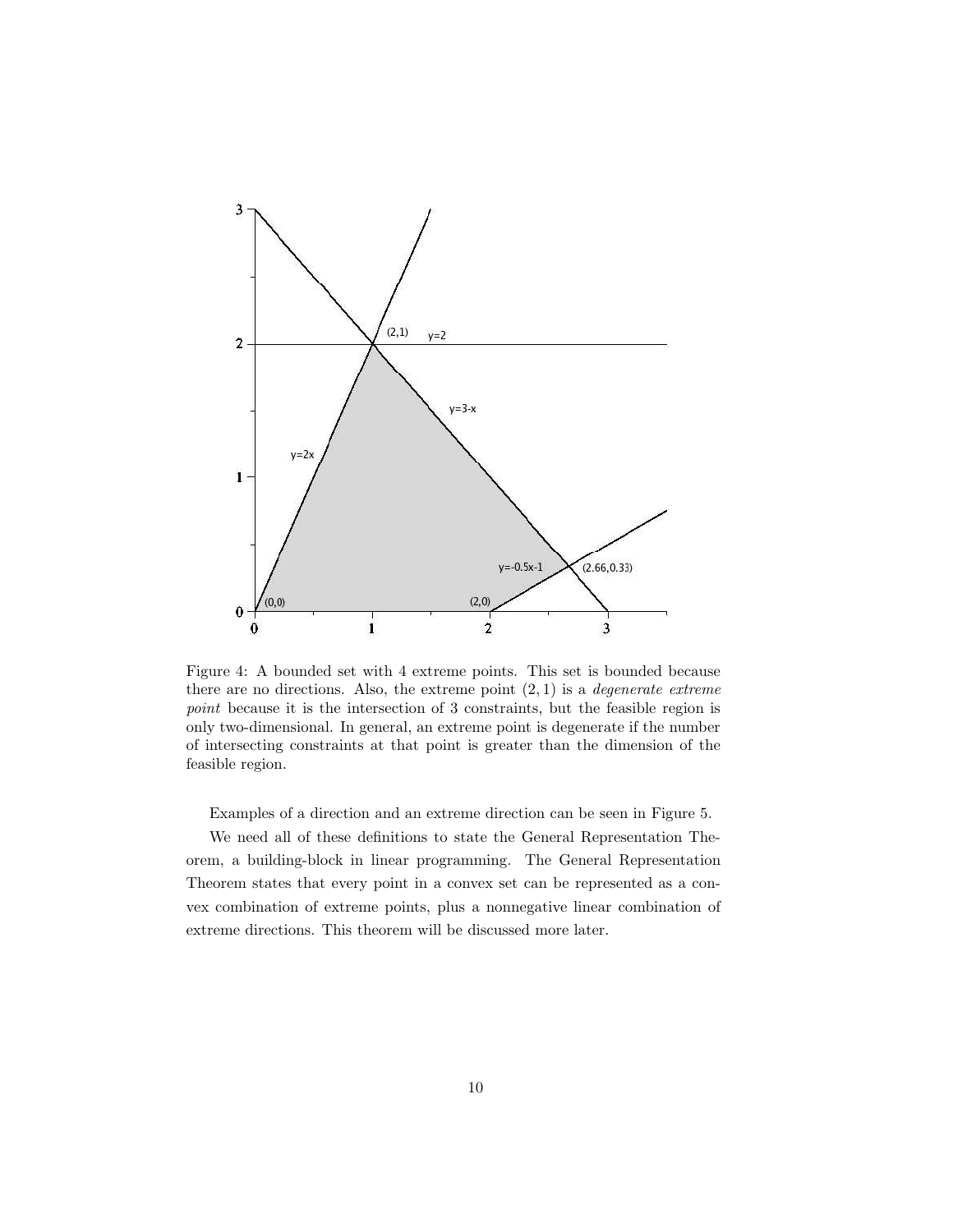Figure 4: A bounded set with 4 extreme points. This set is bounded because there are no directions. Also, the extreme point $(2, 1)$ is a *degenerate extreme point* because it is the intersection of 3 constraints, but the feasible region is only two-dimensional. In general, an extreme point is degenerate if the number of intersecting constraints at that point is greater than the dimension of the feasible region.

Examples of a direction and an extreme direction can be seen in Figure 5.

We need all of these definitions to state the General Representation Theorem, a building-block in linear programming. The General Representation Theorem states that every point in a convex set can be represented as a convex combination of extreme points, plus a nonnegative linear combination of extreme directions. This theorem will be discussed more later.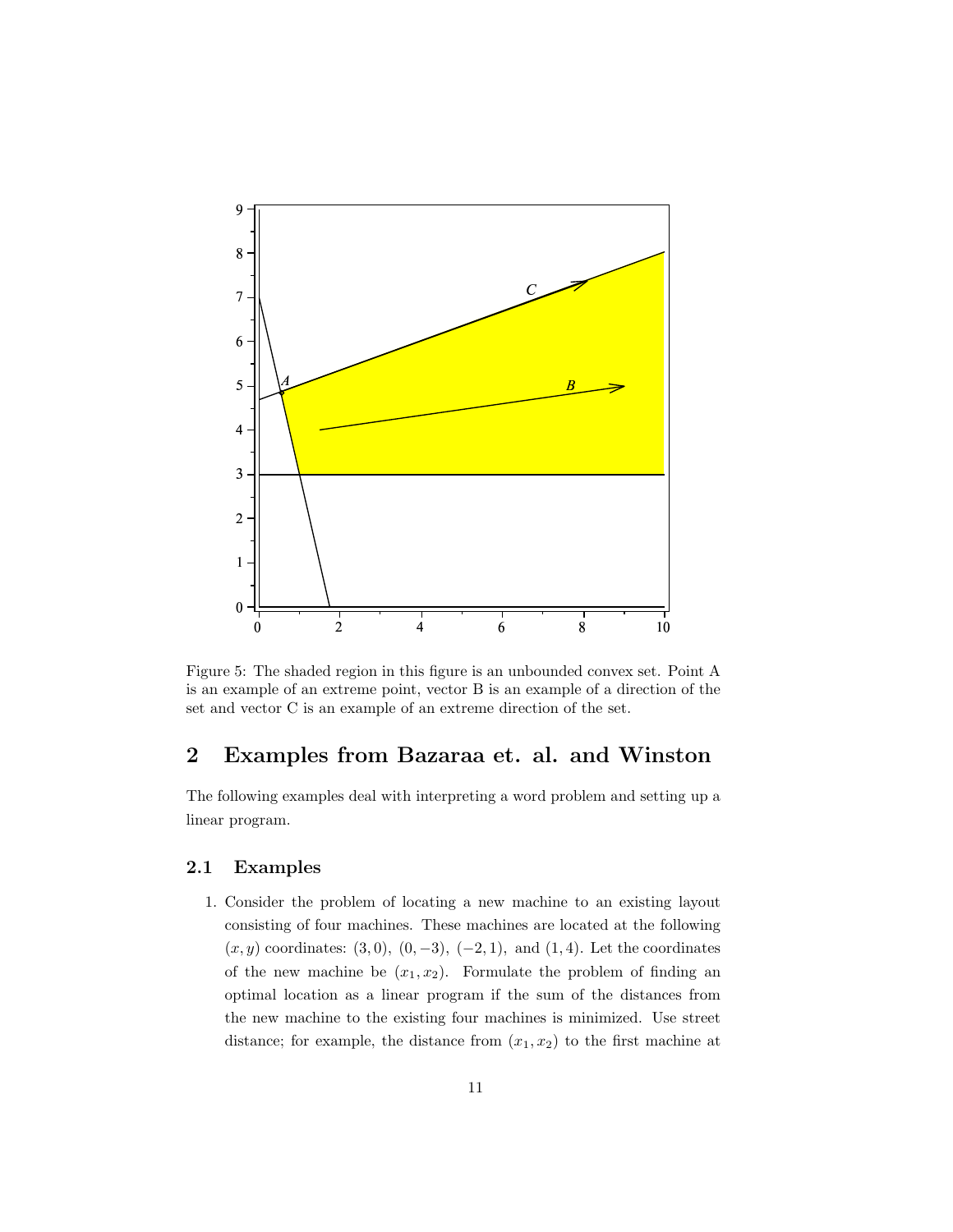Figure 5: The shaded region in this figure is an unbounded convex set. Point A is an example of an extreme point, vector B is an example of a direction of the set and vector C is an example of an extreme direction of the set.

## 2 Examples from Bazaraa et. al. and Winston

The following examples deal with interpreting a word problem and setting up a linear program.

### 2.1 Examples

1. Consider the problem of locating a new machine to an existing layout consisting of four machines. These machines are located at the following $(x, y)$ coordinates: $(3, 0)$, $(0, -3)$, $(-2, 1)$, and $(1, 4)$. Let the coordinates of the new machine be $(x_1, x_2)$. Formulate the problem of finding an optimal location as a linear program if the sum of the distances from the new machine to the existing four machines is minimized. Use street distance; for example, the distance from $(x_1, x_2)$ to the first machine at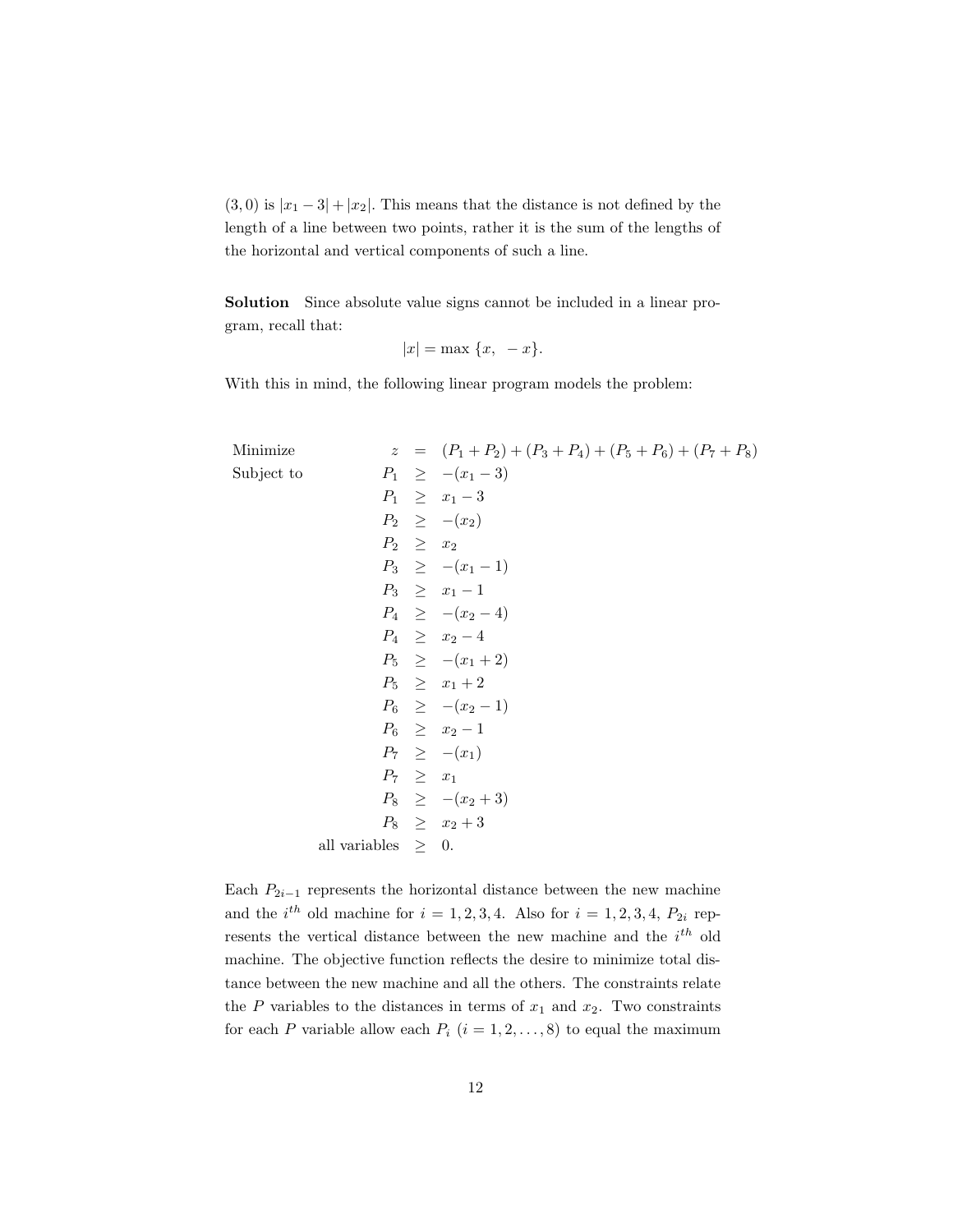$(3, 0)$ is $|x_1 - 3| + |x_2|$. This means that the distance is not defined by the length of a line between two points, rather it is the sum of the lengths of the horizontal and vertical components of such a line.

**Solution** Since absolute value signs cannot be included in a linear program, recall that:

$$|x| = \max\ \{x,\ -x\}.$$

With this in mind, the following linear program models the problem:

$$
\begin{array}{lrcl}
\text{Minimize} & z & = & (P_1 + P_2) + (P_3 + P_4) + (P_5 + P_6) + (P_7 + P_8) \\
\text{Subject to} & P_1 & \geq & -(x_1 - 3) \\
 & P_1 & \geq & x_1 - 3 \\
 & P_2 & \geq & -(x_2) \\
 & P_2 & \geq & x_2 \\
 & P_3 & \geq & -(x_1 - 1) \\
 & P_3 & \geq & x_1 - 1 \\
 & P_4 & \geq & -(x_2 - 4) \\
 & P_4 & \geq & x_2 - 4 \\
 & P_5 & \geq & -(x_1 + 2) \\
 & P_5 & \geq & x_1 + 2 \\
 & P_6 & \geq & -(x_2 - 1) \\
 & P_6 & \geq & x_2 - 1 \\
 & P_7 & \geq & -(x_1) \\
 & P_7 & \geq & x_1 \\
 & P_8 & \geq & -(x_2 + 3) \\
 & P_8 & \geq & x_2 + 3 \\
 & \text{all variables} & \geq & 0.
\end{array}
$$

Each $P_{2i-1}$ represents the horizontal distance between the new machine and the $i^{th}$ old machine for $i = 1, 2, 3, 4$. Also for $i = 1, 2, 3, 4$, $P_{2i}$ represents the vertical distance between the new machine and the $i^{th}$ old machine. The objective function reflects the desire to minimize total distance between the new machine and all the others. The constraints relate the $P$ variables to the distances in terms of $x_1$ and $x_2$. Two constraints for each $P$ variable allow each $P_i$ $(i = 1, 2, \ldots, 8)$ to equal the maximum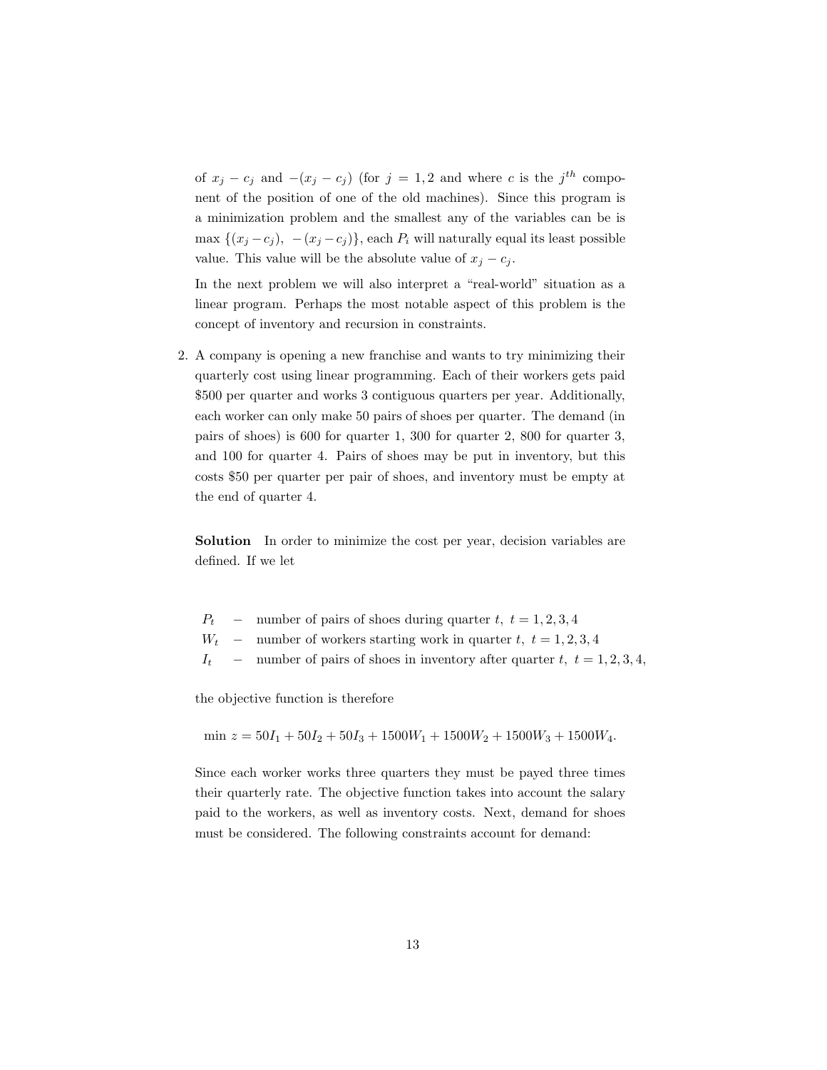of $x_j - c_j$ and $-(x_j - c_j)$ (for $j = 1, 2$ and where $c$ is the $j^{th}$ component of the position of one of the old machines). Since this program is a minimization problem and the smallest any of the variables can be is $\max\{(x_j - c_j),\ -(x_j - c_j)\}$, each $P_i$ will naturally equal its least possible value. This value will be the absolute value of $x_j - c_j$.

In the next problem we will also interpret a "real-world" situation as a linear program. Perhaps the most notable aspect of this problem is the concept of inventory and recursion in constraints.

2. A company is opening a new franchise and wants to try minimizing their quarterly cost using linear programming. Each of their workers gets paid \$500 per quarter and works 3 contiguous quarters per year. Additionally, each worker can only make 50 pairs of shoes per quarter. The demand (in pairs of shoes) is 600 for quarter 1, 300 for quarter 2, 800 for quarter 3, and 100 for quarter 4. Pairs of shoes may be put in inventory, but this costs \$50 per quarter per pair of shoes, and inventory must be empty at the end of quarter 4.

**Solution** In order to minimize the cost per year, decision variables are defined. If we let

$P_t$ – number of pairs of shoes during quarter $t,\ t = 1, 2, 3, 4$
$W_t$ – number of workers starting work in quarter $t,\ t = 1, 2, 3, 4$
$I_t$ – number of pairs of shoes in inventory after quarter $t,\ t = 1, 2, 3, 4,$

the objective function is therefore

$$\min\ z = 50I_1 + 50I_2 + 50I_3 + 1500W_1 + 1500W_2 + 1500W_3 + 1500W_4.$$

Since each worker works three quarters they must be payed three times their quarterly rate. The objective function takes into account the salary paid to the workers, as well as inventory costs. Next, demand for shoes must be considered. The following constraints account for demand: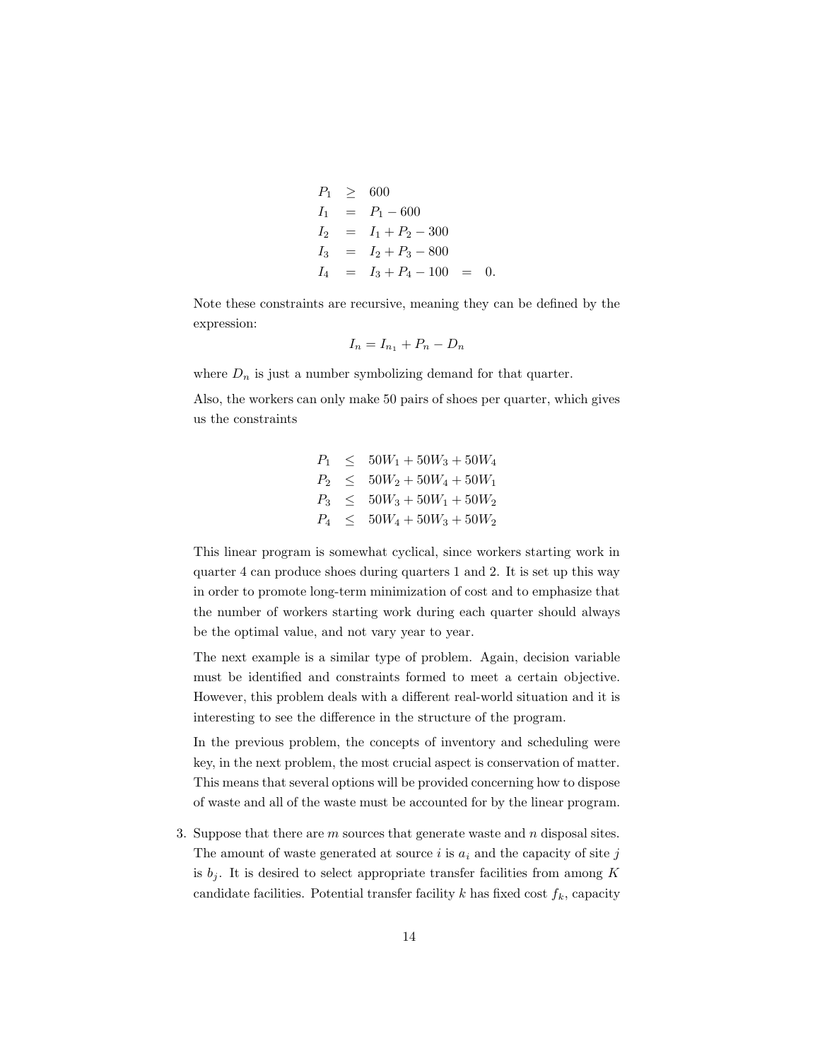$$
\begin{aligned}
P_1 &\geq 600 \\
I_1 &= P_1 - 600 \\
I_2 &= I_1 + P_2 - 300 \\
I_3 &= I_2 + P_3 - 800 \\
I_4 &= I_3 + P_4 - 100 = 0.
\end{aligned}
$$

Note these constraints are recursive, meaning they can be defined by the expression:

$$I_n = I_{n_1} + P_n - D_n$$

where $D_n$ is just a number symbolizing demand for that quarter.

Also, the workers can only make 50 pairs of shoes per quarter, which gives us the constraints

$$
\begin{aligned}
P_1 &\leq 50W_1 + 50W_3 + 50W_4 \\
P_2 &\leq 50W_2 + 50W_4 + 50W_1 \\
P_3 &\leq 50W_3 + 50W_1 + 50W_2 \\
P_4 &\leq 50W_4 + 50W_3 + 50W_2
\end{aligned}
$$

This linear program is somewhat cyclical, since workers starting work in quarter 4 can produce shoes during quarters 1 and 2. It is set up this way in order to promote long-term minimization of cost and to emphasize that the number of workers starting work during each quarter should always be the optimal value, and not vary year to year.

The next example is a similar type of problem. Again, decision variable must be identified and constraints formed to meet a certain objective. However, this problem deals with a different real-world situation and it is interesting to see the difference in the structure of the program.

In the previous problem, the concepts of inventory and scheduling were key, in the next problem, the most crucial aspect is conservation of matter. This means that several options will be provided concerning how to dispose of waste and all of the waste must be accounted for by the linear program.

3. Suppose that there are $m$ sources that generate waste and $n$ disposal sites. The amount of waste generated at source $i$ is $a_i$ and the capacity of site $j$ is $b_j$. It is desired to select appropriate transfer facilities from among $K$ candidate facilities. Potential transfer facility $k$ has fixed cost $f_k$, capacity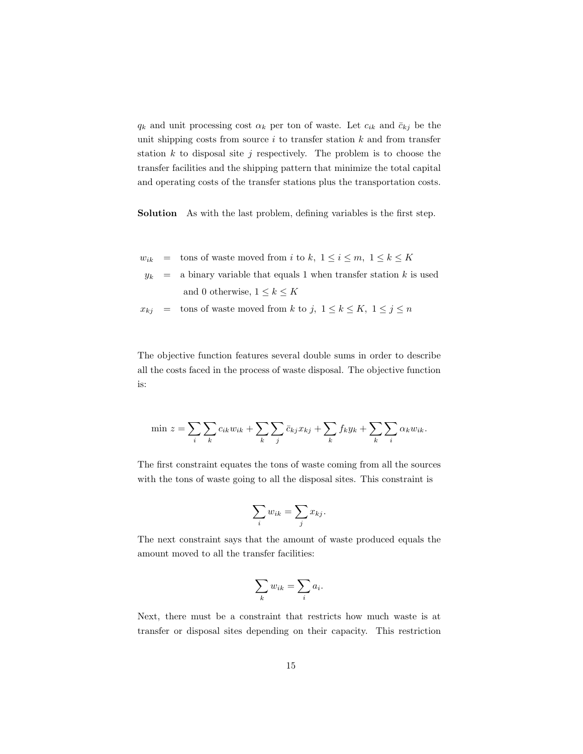$q_k$ and unit processing cost $\alpha_k$ per ton of waste. Let $c_{ik}$ and $\bar{c}_{kj}$ be the unit shipping costs from source $i$ to transfer station $k$ and from transfer station $k$ to disposal site $j$ respectively. The problem is to choose the transfer facilities and the shipping pattern that minimize the total capital and operating costs of the transfer stations plus the transportation costs.

**Solution** As with the last problem, defining variables is the first step.

$$
\begin{aligned}
w_{ik} &= \text{tons of waste moved from } i \text{ to } k,\ 1 \le i \le m,\ 1 \le k \le K \\
y_k &= \text{a binary variable that equals 1 when transfer station } k \text{ is used} \\
&\quad\ \text{and 0 otherwise},\ 1 \le k \le K \\
x_{kj} &= \text{tons of waste moved from } k \text{ to } j,\ 1 \le k \le K,\ 1 \le j \le n
\end{aligned}
$$

The objective function features several double sums in order to describe all the costs faced in the process of waste disposal. The objective function is:

$$\min z = \sum_i \sum_k c_{ik} w_{ik} + \sum_k \sum_j \bar{c}_{kj} x_{kj} + \sum_k f_k y_k + \sum_k \sum_i \alpha_k w_{ik}.$$

The first constraint equates the tons of waste coming from all the sources with the tons of waste going to all the disposal sites. This constraint is

$$\sum_i w_{ik} = \sum_j x_{kj}.$$

The next constraint says that the amount of waste produced equals the amount moved to all the transfer facilities:

$$\sum_k w_{ik} = \sum_i a_i.$$

Next, there must be a constraint that restricts how much waste is at transfer or disposal sites depending on their capacity. This restriction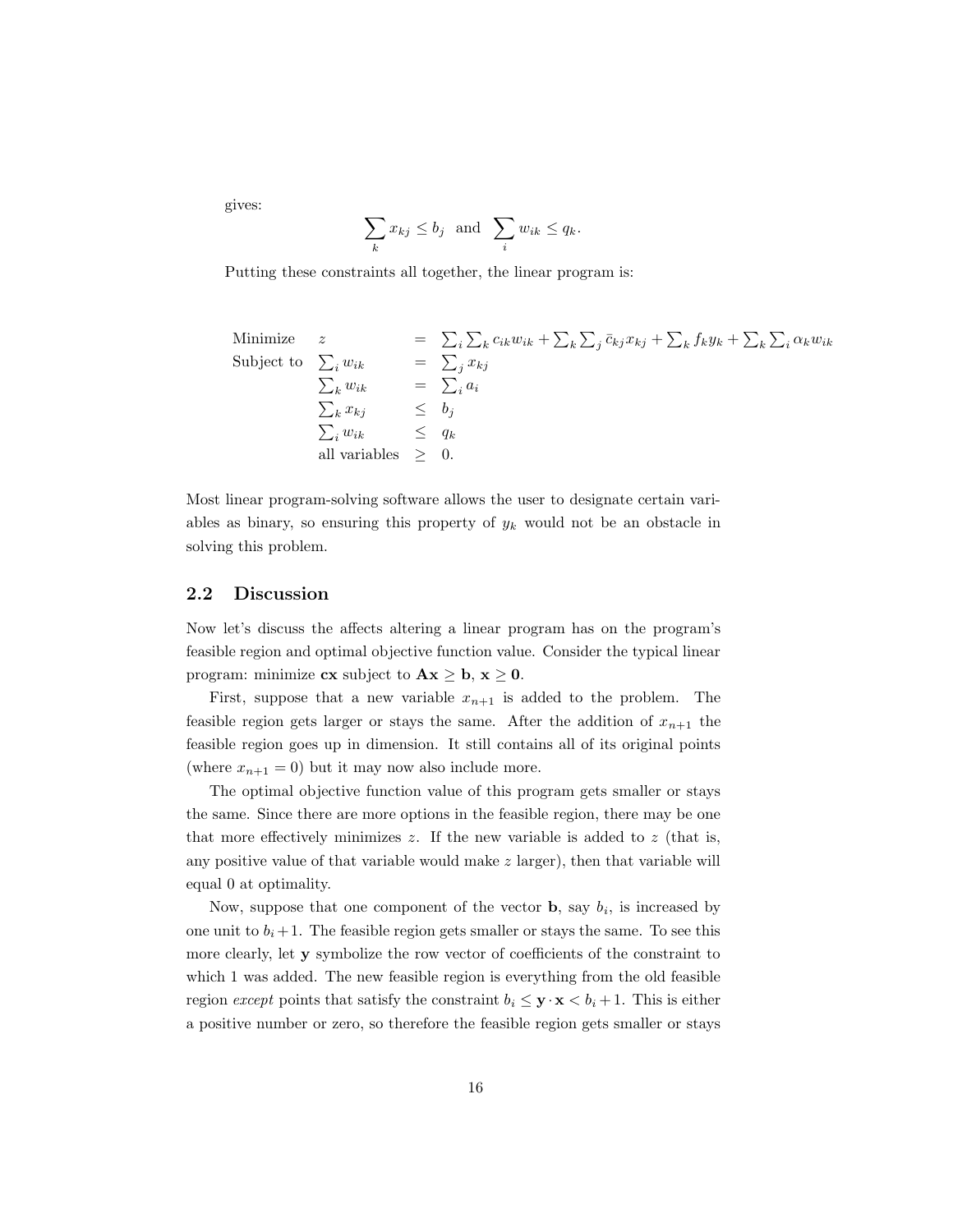gives:

$$\sum_k x_{kj} \le b_j \;\text{ and }\; \sum_i w_{ik} \le q_k.$$

Putting these constraints all together, the linear program is:

$$
\begin{array}{lllll}
\text{Minimize} & z & = & \sum_i \sum_k c_{ik} w_{ik} + \sum_k \sum_j \bar{c}_{kj} x_{kj} + \sum_k f_k y_k + \sum_k \sum_i \alpha_k w_{ik} \\
\text{Subject to} & \sum_i w_{ik} & = & \sum_j x_{kj} \\
& \sum_k w_{ik} & = & \sum_i a_i \\
& \sum_k x_{kj} & \le & b_j \\
& \sum_i w_{ik} & \le & q_k \\
& \text{all variables} & \ge & 0.
\end{array}
$$

Most linear program-solving software allows the user to designate certain variables as binary, so ensuring this property of $y_k$ would not be an obstacle in solving this problem.

## 2.2 Discussion

Now let's discuss the affects altering a linear program has on the program's feasible region and optimal objective function value. Consider the typical linear program: minimize $\mathbf{cx}$ subject to $\mathbf{Ax} \ge \mathbf{b}$, $\mathbf{x} \ge \mathbf{0}$.

First, suppose that a new variable $x_{n+1}$ is added to the problem. The feasible region gets larger or stays the same. After the addition of $x_{n+1}$ the feasible region goes up in dimension. It still contains all of its original points (where $x_{n+1} = 0$) but it may now also include more.

The optimal objective function value of this program gets smaller or stays the same. Since there are more options in the feasible region, there may be one that more effectively minimizes $z$. If the new variable is added to $z$ (that is, any positive value of that variable would make $z$ larger), then that variable will equal 0 at optimality.

Now, suppose that one component of the vector $\mathbf{b}$, say $b_i$, is increased by one unit to $b_i + 1$. The feasible region gets smaller or stays the same. To see this more clearly, let $\mathbf{y}$ symbolize the row vector of coefficients of the constraint to which 1 was added. The new feasible region is everything from the old feasible region *except* points that satisfy the constraint $b_i \le \mathbf{y} \cdot \mathbf{x} < b_i + 1$. This is either a positive number or zero, so therefore the feasible region gets smaller or stays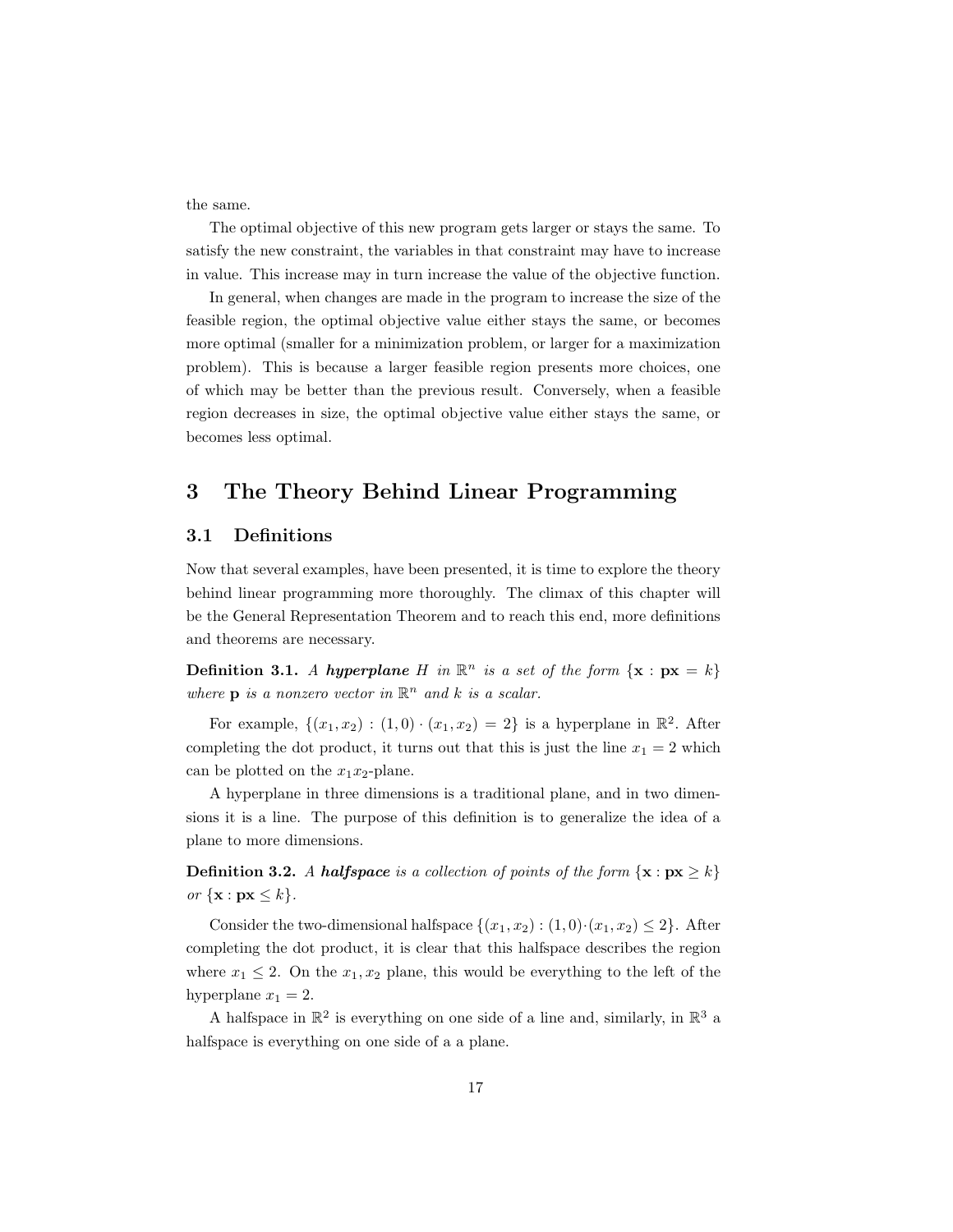the same.

The optimal objective of this new program gets larger or stays the same. To satisfy the new constraint, the variables in that constraint may have to increase in value. This increase may in turn increase the value of the objective function.

In general, when changes are made in the program to increase the size of the feasible region, the optimal objective value either stays the same, or becomes more optimal (smaller for a minimization problem, or larger for a maximization problem). This is because a larger feasible region presents more choices, one of which may be better than the previous result. Conversely, when a feasible region decreases in size, the optimal objective value either stays the same, or becomes less optimal.

# 3 The Theory Behind Linear Programming

## 3.1 Definitions

Now that several examples, have been presented, it is time to explore the theory behind linear programming more thoroughly. The climax of this chapter will be the General Representation Theorem and to reach this end, more definitions and theorems are necessary.

**Definition 3.1.** *A* ***hyperplane*** $H$ *in* $\mathbb{R}^n$ *is a set of the form* $\{\mathbf{x} : \mathbf{px} = k\}$ *where* $\mathbf{p}$ *is a nonzero vector in* $\mathbb{R}^n$ *and* $k$ *is a scalar.*

For example, $\{(x_1, x_2) : (1, 0) \cdot (x_1, x_2) = 2\}$ is a hyperplane in $\mathbb{R}^2$. After completing the dot product, it turns out that this is just the line $x_1 = 2$ which can be plotted on the $x_1 x_2$-plane.

A hyperplane in three dimensions is a traditional plane, and in two dimensions it is a line. The purpose of this definition is to generalize the idea of a plane to more dimensions.

**Definition 3.2.** *A* ***halfspace*** *is a collection of points of the form* $\{\mathbf{x} : \mathbf{px} \geq k\}$ *or* $\{\mathbf{x} : \mathbf{px} \leq k\}$.

Consider the two-dimensional halfspace $\{(x_1, x_2) : (1, 0) \cdot (x_1, x_2) \leq 2\}$. After completing the dot product, it is clear that this halfspace describes the region where $x_1 \leq 2$. On the $x_1, x_2$ plane, this would be everything to the left of the hyperplane $x_1 = 2$.

A halfspace in $\mathbb{R}^2$ is everything on one side of a line and, similarly, in $\mathbb{R}^3$ a halfspace is everything on one side of a a plane.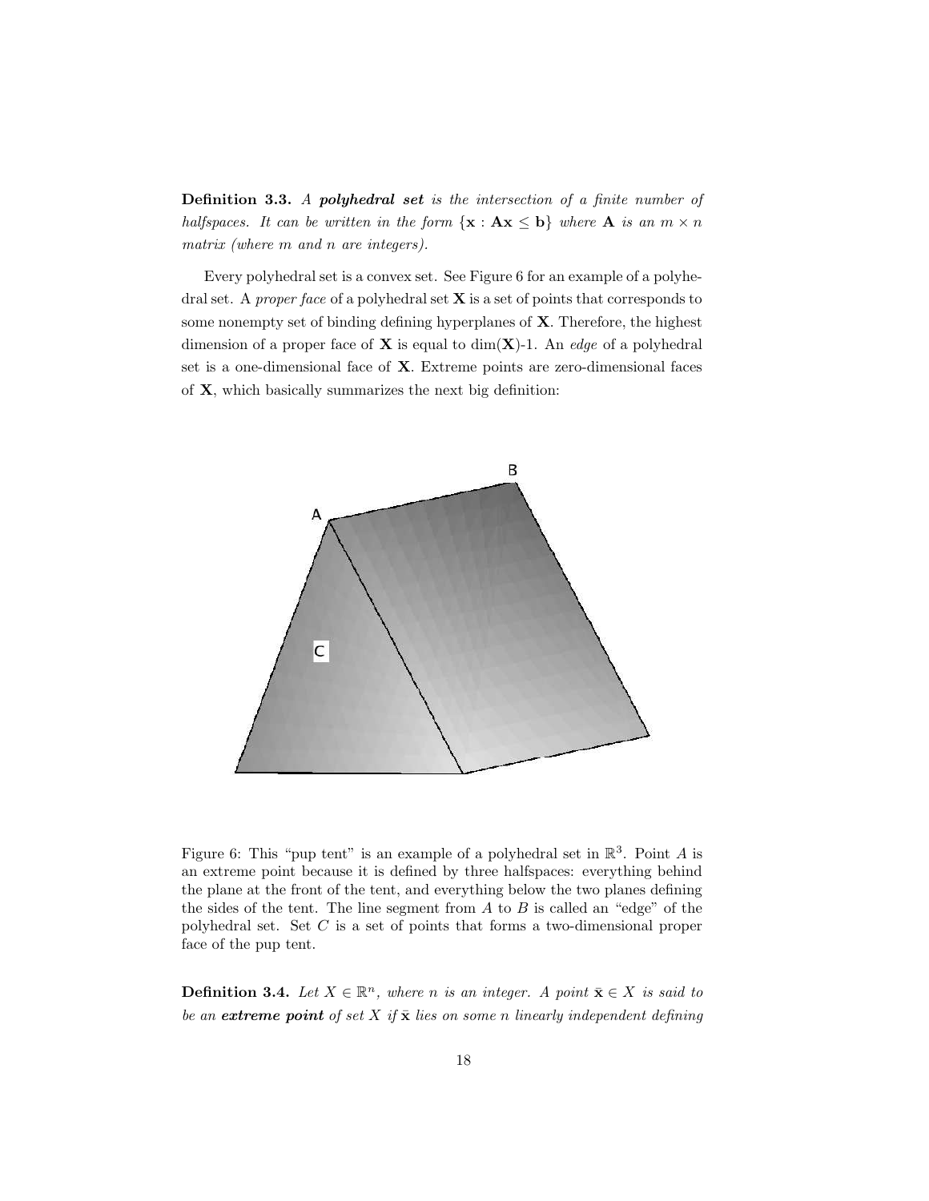**Definition 3.3.** *A **polyhedral set** is the intersection of a finite number of halfspaces. It can be written in the form $\{\mathbf{x} : \mathbf{A}\mathbf{x} \leq \mathbf{b}\}$ where $\mathbf{A}$ is an $m \times n$ matrix (where $m$ and $n$ are integers).*

Every polyhedral set is a convex set. See Figure 6 for an example of a polyhedral set. A *proper face* of a polyhedral set $\mathbf{X}$ is a set of points that corresponds to some nonempty set of binding defining hyperplanes of $\mathbf{X}$. Therefore, the highest dimension of a proper face of $\mathbf{X}$ is equal to $\dim(\mathbf{X})$-1. An *edge* of a polyhedral set is a one-dimensional face of $\mathbf{X}$. Extreme points are zero-dimensional faces of $\mathbf{X}$, which basically summarizes the next big definition:

Figure 6: This "pup tent" is an example of a polyhedral set in $\mathbb{R}^3$. Point $A$ is an extreme point because it is defined by three halfspaces: everything behind the plane at the front of the tent, and everything below the two planes defining the sides of the tent. The line segment from $A$ to $B$ is called an "edge" of the polyhedral set. Set $C$ is a set of points that forms a two-dimensional proper face of the pup tent.

**Definition 3.4.** *Let $X \in \mathbb{R}^n$, where $n$ is an integer. A point $\bar{\mathbf{x}} \in X$ is said to be an **extreme point** of set $X$ if $\bar{\mathbf{x}}$ lies on some $n$ linearly independent defining*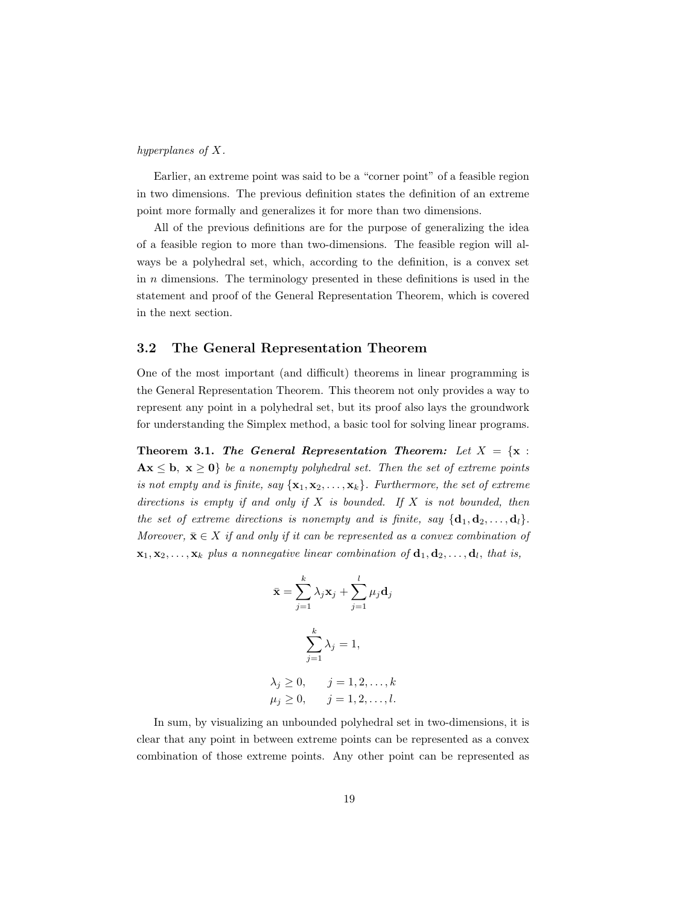*hyperplanes of $X$.*

Earlier, an extreme point was said to be a "corner point" of a feasible region in two dimensions. The previous definition states the definition of an extreme point more formally and generalizes it for more than two dimensions.

All of the previous definitions are for the purpose of generalizing the idea of a feasible region to more than two-dimensions. The feasible region will always be a polyhedral set, which, according to the definition, is a convex set in $n$ dimensions. The terminology presented in these definitions is used in the statement and proof of the General Representation Theorem, which is covered in the next section.

## 3.2 The General Representation Theorem

One of the most important (and difficult) theorems in linear programming is the General Representation Theorem. This theorem not only provides a way to represent any point in a polyhedral set, but its proof also lays the groundwork for understanding the Simplex method, a basic tool for solving linear programs.

**Theorem 3.1.** ***The General Representation Theorem:*** *Let $X = \{\mathbf{x} : \mathbf{A}\mathbf{x} \leq \mathbf{b},\ \mathbf{x} \geq \mathbf{0}\}$ be a nonempty polyhedral set. Then the set of extreme points is not empty and is finite, say $\{\mathbf{x}_1, \mathbf{x}_2, \ldots, \mathbf{x}_k\}$. Furthermore, the set of extreme directions is empty if and only if $X$ is bounded. If $X$ is not bounded, then the set of extreme directions is nonempty and is finite, say $\{\mathbf{d}_1, \mathbf{d}_2, \ldots, \mathbf{d}_l\}$. Moreover, $\bar{\mathbf{x}} \in X$ if and only if it can be represented as a convex combination of $\mathbf{x}_1, \mathbf{x}_2, \ldots, \mathbf{x}_k$ plus a nonnegative linear combination of $\mathbf{d}_1, \mathbf{d}_2, \ldots, \mathbf{d}_l$, that is,*

$$\bar{\mathbf{x}} = \sum_{j=1}^{k} \lambda_j \mathbf{x}_j + \sum_{j=1}^{l} \mu_j \mathbf{d}_j$$

$$\sum_{j=1}^{k} \lambda_j = 1,$$

$$\lambda_j \geq 0, \qquad j = 1, 2, \ldots, k$$
$$\mu_j \geq 0, \qquad j = 1, 2, \ldots, l.$$

In sum, by visualizing an unbounded polyhedral set in two-dimensions, it is clear that any point in between extreme points can be represented as a convex combination of those extreme points. Any other point can be represented as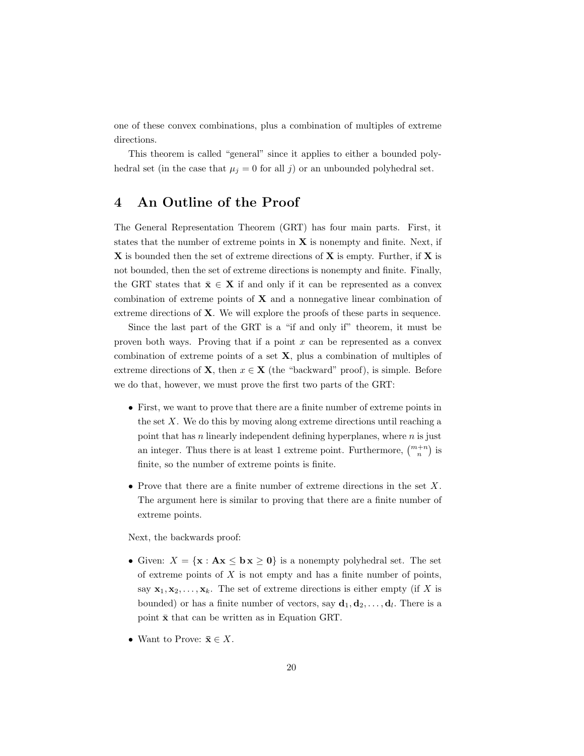one of these convex combinations, plus a combination of multiples of extreme directions.

This theorem is called "general" since it applies to either a bounded polyhedral set (in the case that $\mu_j = 0$ for all $j$) or an unbounded polyhedral set.

# 4 An Outline of the Proof

The General Representation Theorem (GRT) has four main parts. First, it states that the number of extreme points in $\mathbf{X}$ is nonempty and finite. Next, if $\mathbf{X}$ is bounded then the set of extreme directions of $\mathbf{X}$ is empty. Further, if $\mathbf{X}$ is not bounded, then the set of extreme directions is nonempty and finite. Finally, the GRT states that $\bar{\mathbf{x}} \in \mathbf{X}$ if and only if it can be represented as a convex combination of extreme points of $\mathbf{X}$ and a nonnegative linear combination of extreme directions of $\mathbf{X}$. We will explore the proofs of these parts in sequence.

Since the last part of the GRT is a "if and only if" theorem, it must be proven both ways. Proving that if a point $x$ can be represented as a convex combination of extreme points of a set $\mathbf{X}$, plus a combination of multiples of extreme directions of $\mathbf{X}$, then $x \in \mathbf{X}$ (the "backward" proof), is simple. Before we do that, however, we must prove the first two parts of the GRT:

- First, we want to prove that there are a finite number of extreme points in the set $X$. We do this by moving along extreme directions until reaching a point that has $n$ linearly independent defining hyperplanes, where $n$ is just an integer. Thus there is at least 1 extreme point. Furthermore, $\binom{m+n}{n}$ is finite, so the number of extreme points is finite.

- Prove that there are a finite number of extreme directions in the set $X$. The argument here is similar to proving that there are a finite number of extreme points.

Next, the backwards proof:

- Given: $X = \{\mathbf{x} : \mathbf{A}\mathbf{x} \leq \mathbf{b}\, \mathbf{x} \geq \mathbf{0}\}$ is a nonempty polyhedral set. The set of extreme points of $X$ is not empty and has a finite number of points, say $\mathbf{x}_1, \mathbf{x}_2, \ldots, \mathbf{x}_k$. The set of extreme directions is either empty (if $X$ is bounded) or has a finite number of vectors, say $\mathbf{d}_1, \mathbf{d}_2, \ldots, \mathbf{d}_l$. There is a point $\bar{\mathbf{x}}$ that can be written as in Equation GRT.

- Want to Prove: $\bar{\mathbf{x}} \in X$.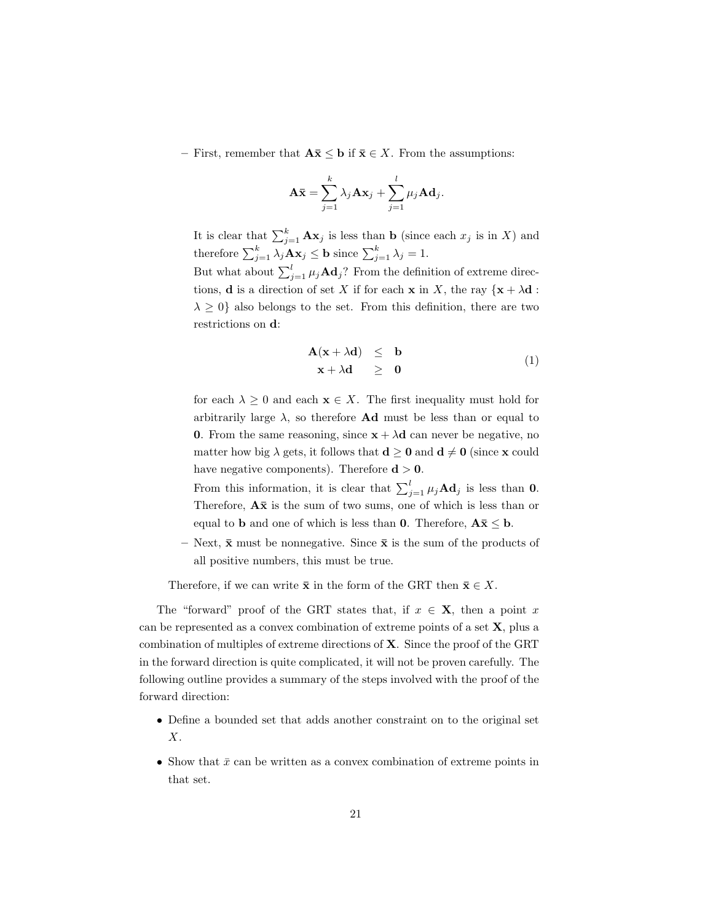- First, remember that $\mathbf{A}\bar{\mathbf{x}} \leq \mathbf{b}$ if $\bar{\mathbf{x}} \in X$. From the assumptions:

$$\mathbf{A}\bar{\mathbf{x}} = \sum_{j=1}^{k} \lambda_j \mathbf{A}\mathbf{x}_j + \sum_{j=1}^{l} \mu_j \mathbf{A}\mathbf{d}_j.$$

  It is clear that $\sum_{j=1}^{k} \mathbf{A}\mathbf{x}_j$ is less than $\mathbf{b}$ (since each $x_j$ is in $X$) and therefore $\sum_{j=1}^{k} \lambda_j \mathbf{A}\mathbf{x}_j \leq \mathbf{b}$ since $\sum_{j=1}^{k} \lambda_j = 1$.

  But what about $\sum_{j=1}^{l} \mu_j \mathbf{A}\mathbf{d}_j$? From the definition of extreme directions, $\mathbf{d}$ is a direction of set $X$ if for each $\mathbf{x}$ in $X$, the ray $\{\mathbf{x} + \lambda\mathbf{d} : \lambda \geq 0\}$ also belongs to the set. From this definition, there are two restrictions on $\mathbf{d}$:

$$\begin{aligned} \mathbf{A}(\mathbf{x} + \lambda\mathbf{d}) &\leq \mathbf{b} \\ \mathbf{x} + \lambda\mathbf{d} &\geq \mathbf{0} \end{aligned} \tag{1}$$

  for each $\lambda \geq 0$ and each $\mathbf{x} \in X$. The first inequality must hold for arbitrarily large $\lambda$, so therefore $\mathbf{A}\mathbf{d}$ must be less than or equal to $\mathbf{0}$. From the same reasoning, since $\mathbf{x} + \lambda\mathbf{d}$ can never be negative, no matter how big $\lambda$ gets, it follows that $\mathbf{d} \geq \mathbf{0}$ and $\mathbf{d} \neq \mathbf{0}$ (since $\mathbf{x}$ could have negative components). Therefore $\mathbf{d} > \mathbf{0}$.

  From this information, it is clear that $\sum_{j=1}^{l} \mu_j \mathbf{A}\mathbf{d}_j$ is less than $\mathbf{0}$. Therefore, $\mathbf{A}\bar{\mathbf{x}}$ is the sum of two sums, one of which is less than or equal to $\mathbf{b}$ and one of which is less than $\mathbf{0}$. Therefore, $\mathbf{A}\bar{\mathbf{x}} \leq \mathbf{b}$.

- Next, $\bar{\mathbf{x}}$ must be nonnegative. Since $\bar{\mathbf{x}}$ is the sum of the products of all positive numbers, this must be true.

Therefore, if we can write $\bar{\mathbf{x}}$ in the form of the GRT then $\bar{\mathbf{x}} \in X$.

The "forward" proof of the GRT states that, if $x \in \mathbf{X}$, then a point $x$ can be represented as a convex combination of extreme points of a set $\mathbf{X}$, plus a combination of multiples of extreme directions of $\mathbf{X}$. Since the proof of the GRT in the forward direction is quite complicated, it will not be proven carefully. The following outline provides a summary of the steps involved with the proof of the forward direction:

- Define a bounded set that adds another constraint on to the original set $X$.
- Show that $\bar{x}$ can be written as a convex combination of extreme points in that set.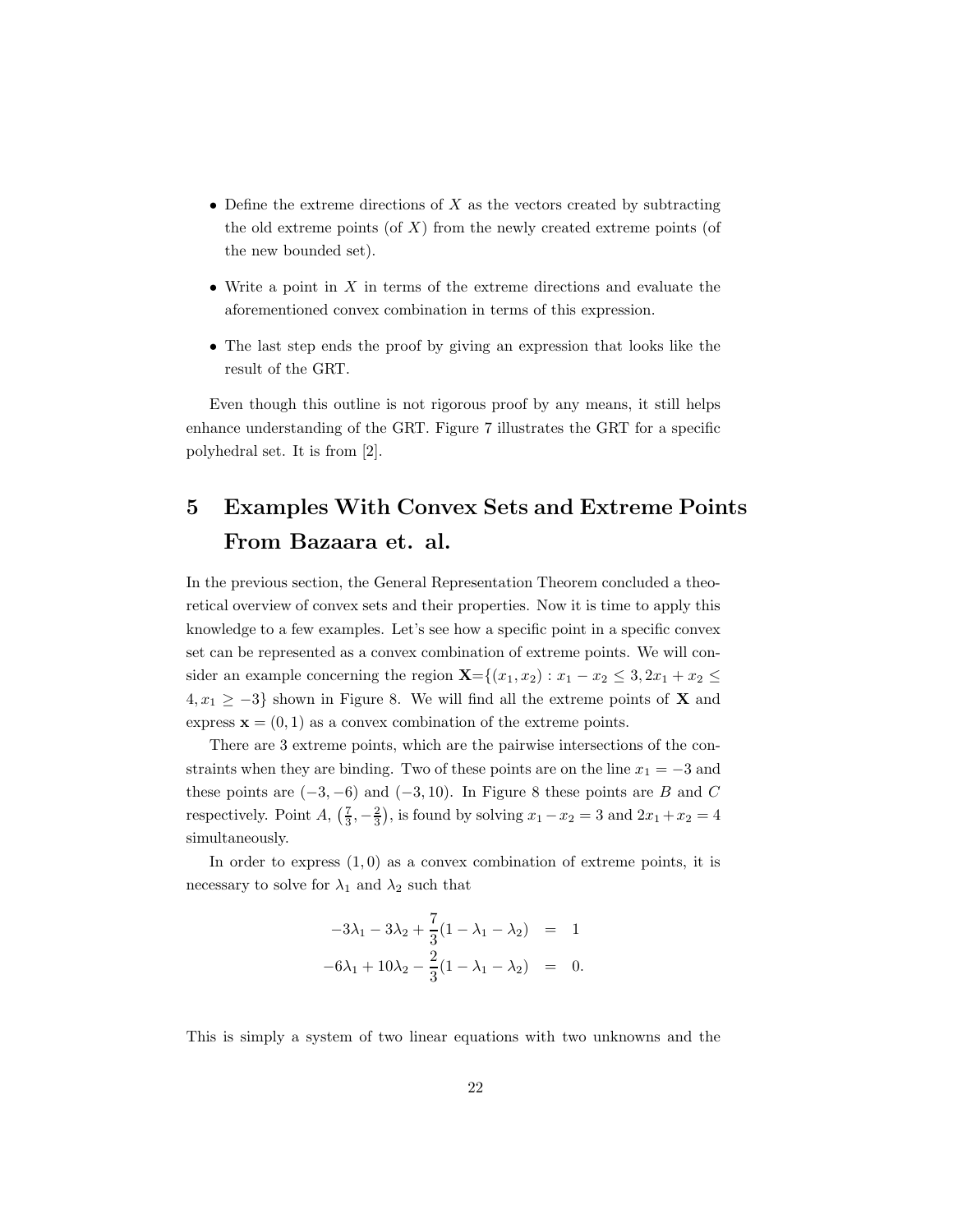- Define the extreme directions of $X$ as the vectors created by subtracting the old extreme points (of $X$) from the newly created extreme points (of the new bounded set).
- Write a point in $X$ in terms of the extreme directions and evaluate the aforementioned convex combination in terms of this expression.
- The last step ends the proof by giving an expression that looks like the result of the GRT.

Even though this outline is not rigorous proof by any means, it still helps enhance understanding of the GRT. Figure 7 illustrates the GRT for a specific polyhedral set. It is from [2].

# 5 Examples With Convex Sets and Extreme Points From Bazaara et. al.

In the previous section, the General Representation Theorem concluded a theoretical overview of convex sets and their properties. Now it is time to apply this knowledge to a few examples. Let's see how a specific point in a specific convex set can be represented as a convex combination of extreme points. We will consider an example concerning the region $\mathbf{X}$=$\{(x_1, x_2) : x_1 - x_2 \leq 3, 2x_1 + x_2 \leq 4, x_1 \geq -3\}$ shown in Figure 8. We will find all the extreme points of $\mathbf{X}$ and express $\mathbf{x} = (0, 1)$ as a convex combination of the extreme points.

There are 3 extreme points, which are the pairwise intersections of the constraints when they are binding. Two of these points are on the line $x_1 = -3$ and these points are $(-3, -6)$ and $(-3, 10)$. In Figure 8 these points are $B$ and $C$ respectively. Point $A$, $\left(\frac{7}{3}, -\frac{2}{3}\right)$, is found by solving $x_1 - x_2 = 3$ and $2x_1 + x_2 = 4$ simultaneously.

In order to express $(1, 0)$ as a convex combination of extreme points, it is necessary to solve for $\lambda_1$ and $\lambda_2$ such that

$$
\begin{aligned}
-3\lambda_1 - 3\lambda_2 + \frac{7}{3}(1 - \lambda_1 - \lambda_2) &= 1 \\
-6\lambda_1 + 10\lambda_2 - \frac{2}{3}(1 - \lambda_1 - \lambda_2) &= 0.
\end{aligned}
$$

This is simply a system of two linear equations with two unknowns and the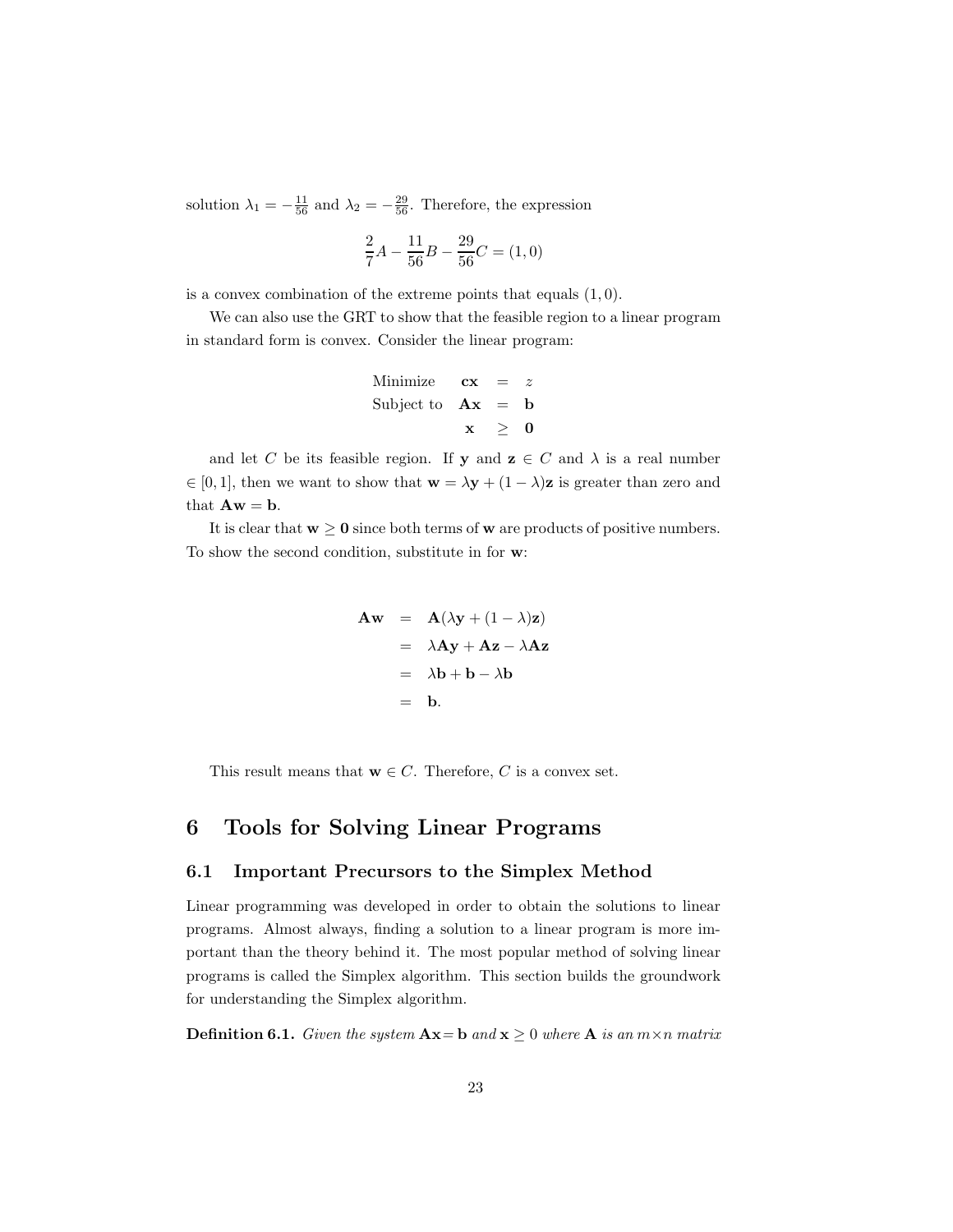solution $\lambda_1 = -\frac{11}{56}$ and $\lambda_2 = -\frac{29}{56}$. Therefore, the expression

$$\frac{2}{7}A - \frac{11}{56}B - \frac{29}{56}C = (1, 0)$$

is a convex combination of the extreme points that equals $(1, 0)$.

We can also use the GRT to show that the feasible region to a linear program in standard form is convex. Consider the linear program:

$$\begin{array}{lrcl} \text{Minimize} & \mathbf{cx} & = & z \\ \text{Subject to} & \mathbf{Ax} & = & \mathbf{b} \\ & \mathbf{x} & \geq & \mathbf{0} \end{array}$$

and let $C$ be its feasible region. If $\mathbf{y}$ and $\mathbf{z} \in C$ and $\lambda$ is a real number $\in [0, 1]$, then we want to show that $\mathbf{w} = \lambda\mathbf{y} + (1 - \lambda)\mathbf{z}$ is greater than zero and that $\mathbf{Aw} = \mathbf{b}$.

It is clear that $\mathbf{w} \geq \mathbf{0}$ since both terms of $\mathbf{w}$ are products of positive numbers. To show the second condition, substitute in for $\mathbf{w}$:

$$\begin{aligned} \mathbf{Aw} &= \mathbf{A}(\lambda\mathbf{y} + (1 - \lambda)\mathbf{z}) \\ &= \lambda\mathbf{Ay} + \mathbf{Az} - \lambda\mathbf{Az} \\ &= \lambda\mathbf{b} + \mathbf{b} - \lambda\mathbf{b} \\ &= \mathbf{b}. \end{aligned}$$

This result means that $\mathbf{w} \in C$. Therefore, $C$ is a convex set.

# 6 Tools for Solving Linear Programs

## 6.1 Important Precursors to the Simplex Method

Linear programming was developed in order to obtain the solutions to linear programs. Almost always, finding a solution to a linear program is more important than the theory behind it. The most popular method of solving linear programs is called the Simplex algorithm. This section builds the groundwork for understanding the Simplex algorithm.

**Definition 6.1.** *Given the system* $\mathbf{Ax} = \mathbf{b}$ *and* $\mathbf{x} \geq 0$ *where* $\mathbf{A}$ *is an* $m \times n$ *matrix*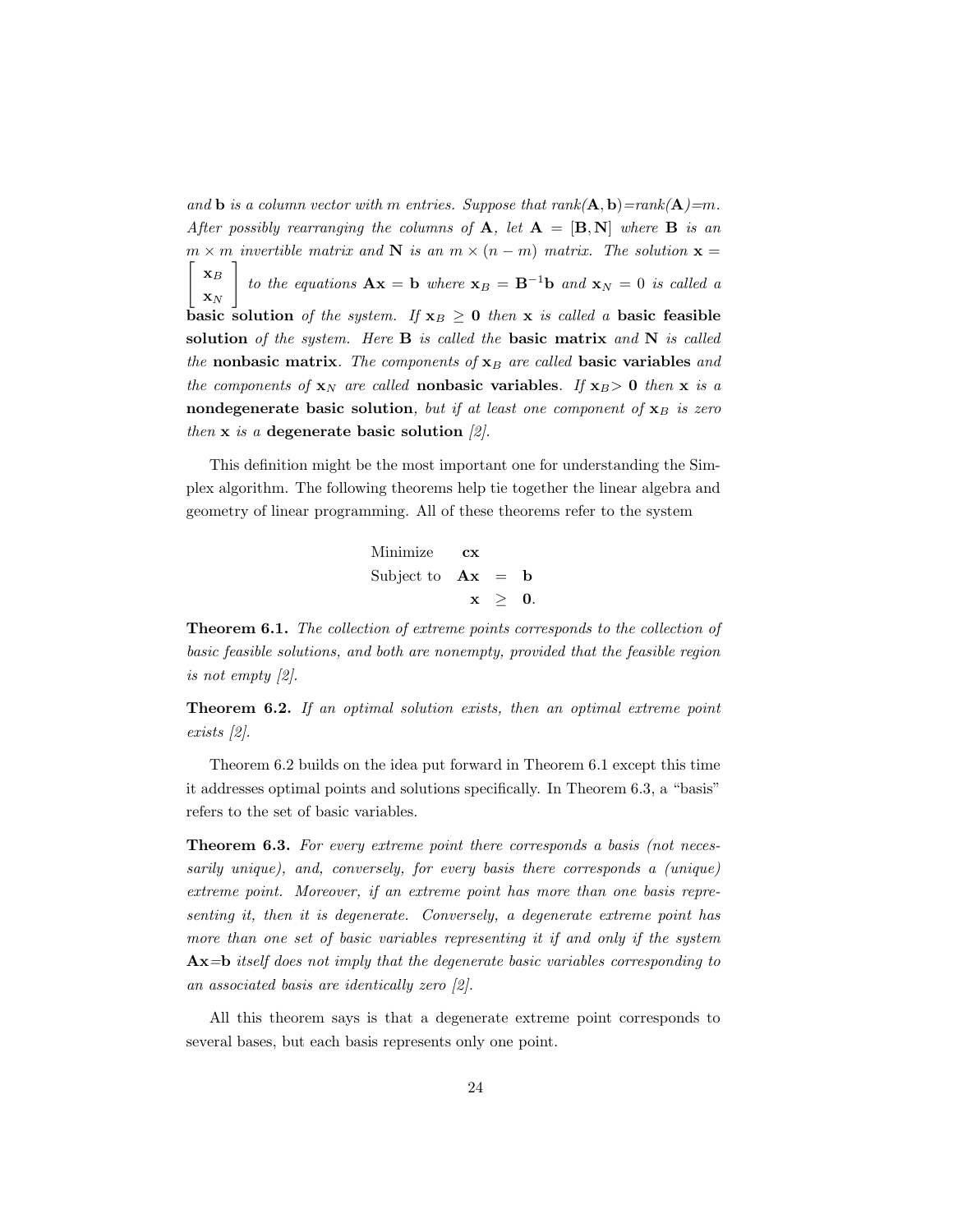*and* $\mathbf{b}$ *is a column vector with* $m$ *entries. Suppose that rank*$(\mathbf{A}, \mathbf{b})$*=rank*$(\mathbf{A})$*=*$m$*. After possibly rearranging the columns of* $\mathbf{A}$*, let* $\mathbf{A} = [\mathbf{B}, \mathbf{N}]$ *where* $\mathbf{B}$ *is an* $m \times m$ *invertible matrix and* $\mathbf{N}$ *is an* $m \times (n-m)$ *matrix. The solution* $\mathbf{x} = \begin{bmatrix} \mathbf{x}_B \\ \mathbf{x}_N \end{bmatrix}$ *to the equations* $\mathbf{Ax} = \mathbf{b}$ *where* $\mathbf{x}_B = \mathbf{B}^{-1}\mathbf{b}$ *and* $\mathbf{x}_N = 0$ *is called a* **basic solution** *of the system. If* $\mathbf{x}_B \geq \mathbf{0}$ *then* $\mathbf{x}$ *is called a* **basic feasible solution** *of the system. Here* $\mathbf{B}$ *is called the* **basic matrix** *and* $\mathbf{N}$ *is called the* **nonbasic matrix***. The components of* $\mathbf{x}_B$ *are called* **basic variables** *and the components of* $\mathbf{x}_N$ *are called* **nonbasic variables***. If* $\mathbf{x}_B > \mathbf{0}$ *then* $\mathbf{x}$ *is a* **nondegenerate basic solution***, but if at least one component of* $\mathbf{x}_B$ *is zero then* $\mathbf{x}$ *is a* **degenerate basic solution** *[2].*

This definition might be the most important one for understanding the Simplex algorithm. The following theorems help tie together the linear algebra and geometry of linear programming. All of these theorems refer to the system

$$
\begin{array}{lrcl}
\text{Minimize} & \mathbf{cx} & & \\
\text{Subject to} & \mathbf{Ax} & = & \mathbf{b} \\
 & \mathbf{x} & \geq & \mathbf{0}.
\end{array}
$$

**Theorem 6.1.** *The collection of extreme points corresponds to the collection of basic feasible solutions, and both are nonempty, provided that the feasible region is not empty [2].*

**Theorem 6.2.** *If an optimal solution exists, then an optimal extreme point exists [2].*

Theorem 6.2 builds on the idea put forward in Theorem 6.1 except this time it addresses optimal points and solutions specifically. In Theorem 6.3, a "basis" refers to the set of basic variables.

**Theorem 6.3.** *For every extreme point there corresponds a basis (not necessarily unique), and, conversely, for every basis there corresponds a (unique) extreme point. Moreover, if an extreme point has more than one basis representing it, then it is degenerate. Conversely, a degenerate extreme point has more than one set of basic variables representing it if and only if the system* $\mathbf{Ax}$*=*$\mathbf{b}$ *itself does not imply that the degenerate basic variables corresponding to an associated basis are identically zero [2].*

All this theorem says is that a degenerate extreme point corresponds to several bases, but each basis represents only one point.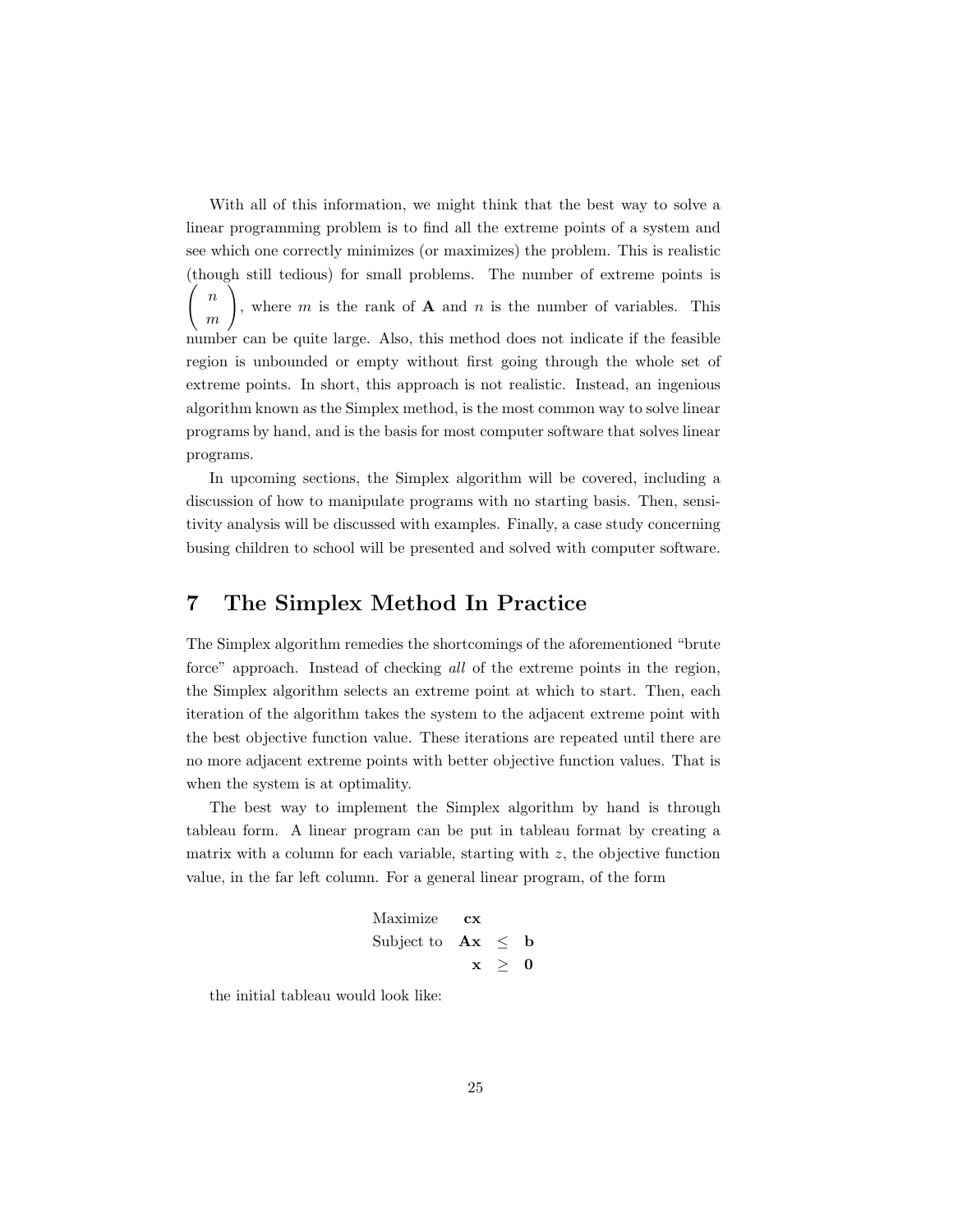With all of this information, we might think that the best way to solve a linear programming problem is to find all the extreme points of a system and see which one correctly minimizes (or maximizes) the problem. This is realistic (though still tedious) for small problems. The number of extreme points is $\begin{pmatrix} n \\ m \end{pmatrix}$, where $m$ is the rank of $\mathbf{A}$ and $n$ is the number of variables. This number can be quite large. Also, this method does not indicate if the feasible region is unbounded or empty without first going through the whole set of extreme points. In short, this approach is not realistic. Instead, an ingenious algorithm known as the Simplex method, is the most common way to solve linear programs by hand, and is the basis for most computer software that solves linear programs.

In upcoming sections, the Simplex algorithm will be covered, including a discussion of how to manipulate programs with no starting basis. Then, sensitivity analysis will be discussed with examples. Finally, a case study concerning busing children to school will be presented and solved with computer software.

# 7 The Simplex Method In Practice

The Simplex algorithm remedies the shortcomings of the aforementioned "brute force" approach. Instead of checking *all* of the extreme points in the region, the Simplex algorithm selects an extreme point at which to start. Then, each iteration of the algorithm takes the system to the adjacent extreme point with the best objective function value. These iterations are repeated until there are no more adjacent extreme points with better objective function values. That is when the system is at optimality.

The best way to implement the Simplex algorithm by hand is through tableau form. A linear program can be put in tableau format by creating a matrix with a column for each variable, starting with $z$, the objective function value, in the far left column. For a general linear program, of the form

$$
\begin{array}{lrcl}
\text{Maximize} & \mathbf{cx} & & \\
\text{Subject to} & \mathbf{Ax} & \leq & \mathbf{b} \\
 & \mathbf{x} & \geq & \mathbf{0}
\end{array}
$$

the initial tableau would look like: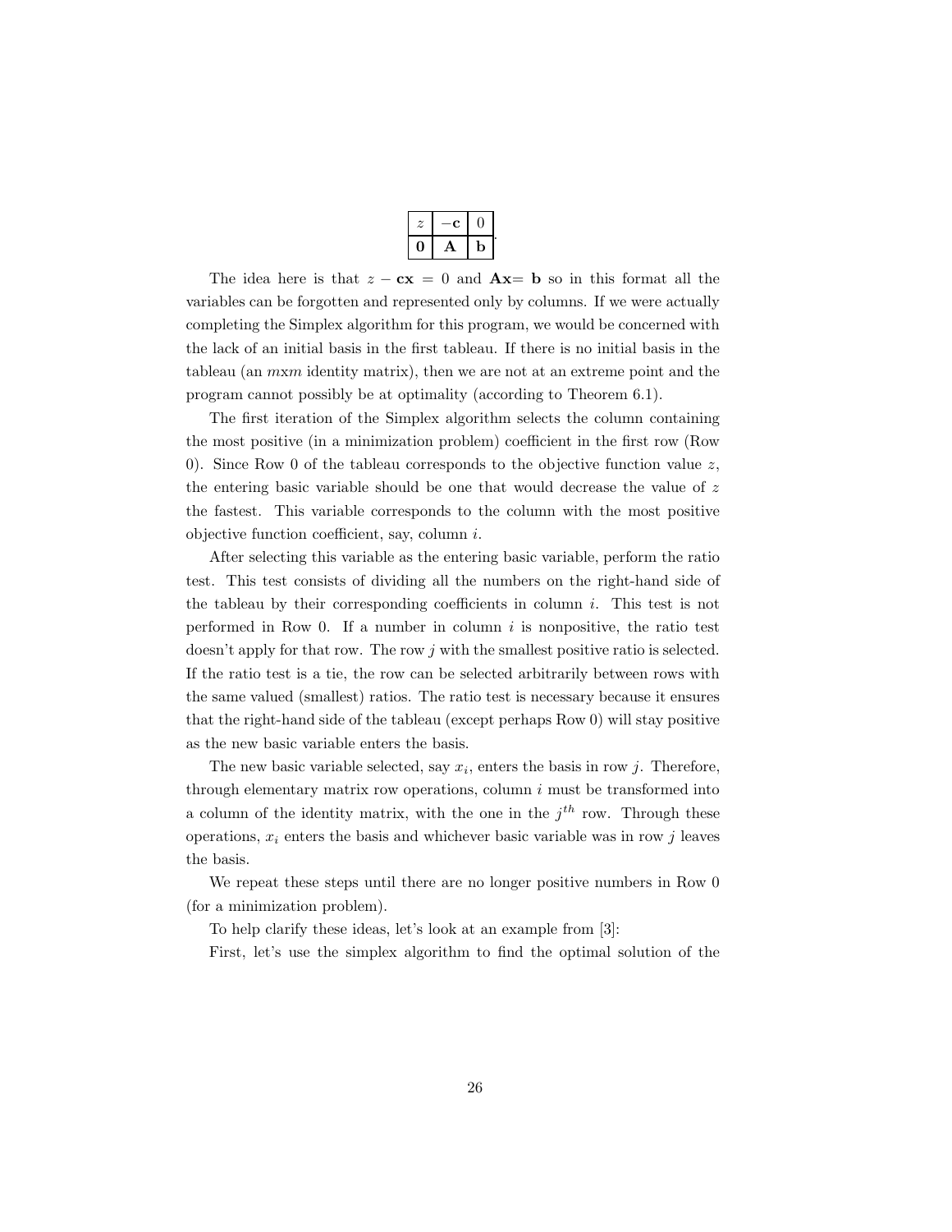| $z$ | $-\mathbf{c}$ | 0 |
|---|---|---|
| $\mathbf{0}$ | $\mathbf{A}$ | $\mathbf{b}$ |

The idea here is that $z - \mathbf{cx} = 0$ and $\mathbf{Ax} = \mathbf{b}$ so in this format all the variables can be forgotten and represented only by columns. If we were actually completing the Simplex algorithm for this program, we would be concerned with the lack of an initial basis in the first tableau. If there is no initial basis in the tableau (an $m$x$m$ identity matrix), then we are not at an extreme point and the program cannot possibly be at optimality (according to Theorem 6.1).

The first iteration of the Simplex algorithm selects the column containing the most positive (in a minimization problem) coefficient in the first row (Row 0). Since Row 0 of the tableau corresponds to the objective function value $z$, the entering basic variable should be one that would decrease the value of $z$ the fastest. This variable corresponds to the column with the most positive objective function coefficient, say, column $i$.

After selecting this variable as the entering basic variable, perform the ratio test. This test consists of dividing all the numbers on the right-hand side of the tableau by their corresponding coefficients in column $i$. This test is not performed in Row 0. If a number in column $i$ is nonpositive, the ratio test doesn't apply for that row. The row $j$ with the smallest positive ratio is selected. If the ratio test is a tie, the row can be selected arbitrarily between rows with the same valued (smallest) ratios. The ratio test is necessary because it ensures that the right-hand side of the tableau (except perhaps Row 0) will stay positive as the new basic variable enters the basis.

The new basic variable selected, say $x_i$, enters the basis in row $j$. Therefore, through elementary matrix row operations, column $i$ must be transformed into a column of the identity matrix, with the one in the $j^{th}$ row. Through these operations, $x_i$ enters the basis and whichever basic variable was in row $j$ leaves the basis.

We repeat these steps until there are no longer positive numbers in Row 0 (for a minimization problem).

To help clarify these ideas, let's look at an example from [3]:

First, let's use the simplex algorithm to find the optimal solution of the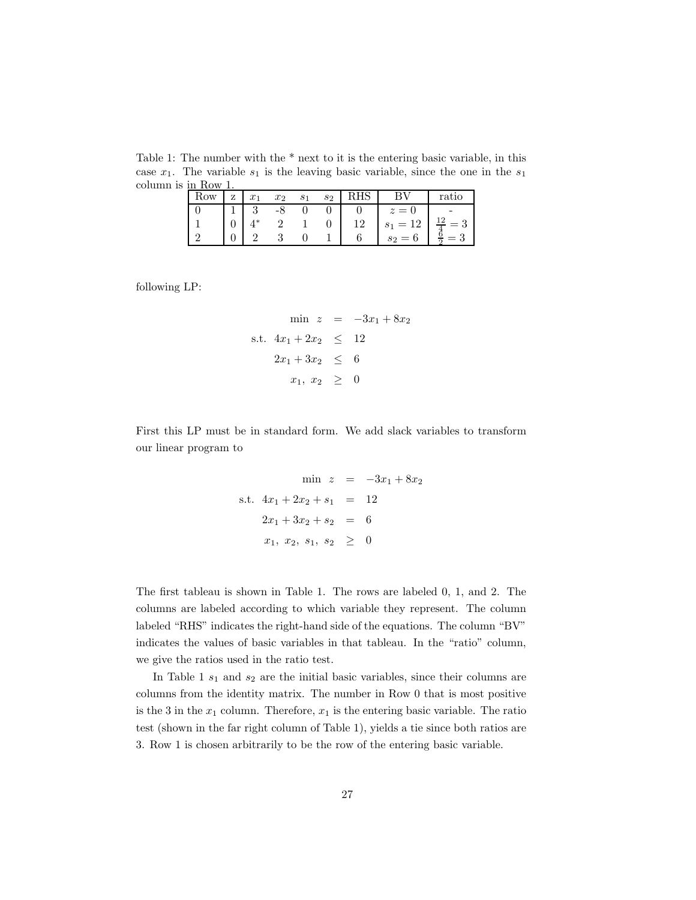Table 1: The number with the * next to it is the entering basic variable, in this case $x_1$. The variable $s_1$ is the leaving basic variable, since the one in the $s_1$ column is in Row 1.

| Row | z | $x_1$ | $x_2$ | $s_1$ | $s_2$ | RHS | BV | ratio |
|---|---|---|---|---|---|---|---|---|
| 0 | 1 | 3 | -8 | 0 | 0 | 0 | $z = 0$ | - |
| 1 | 0 | $4^*$ | 2 | 1 | 0 | 12 | $s_1 = 12$ | $\frac{12}{4} = 3$ |
| 2 | 0 | 2 | 3 | 0 | 1 | 6 | $s_2 = 6$ | $\frac{6}{2} = 3$ |

following LP:

$$
\begin{aligned}
\min\ z &= -3x_1 + 8x_2 \\
\text{s.t.}\ \ 4x_1 + 2x_2 &\leq 12 \\
2x_1 + 3x_2 &\leq 6 \\
x_1,\ x_2 &\geq 0
\end{aligned}
$$

First this LP must be in standard form. We add slack variables to transform our linear program to

$$
\begin{aligned}
\min\ z &= -3x_1 + 8x_2 \\
\text{s.t.}\ \ 4x_1 + 2x_2 + s_1 &= 12 \\
2x_1 + 3x_2 + s_2 &= 6 \\
x_1,\ x_2,\ s_1,\ s_2 &\geq 0
\end{aligned}
$$

The first tableau is shown in Table 1. The rows are labeled 0, 1, and 2. The columns are labeled according to which variable they represent. The column labeled "RHS" indicates the right-hand side of the equations. The column "BV" indicates the values of basic variables in that tableau. In the "ratio" column, we give the ratios used in the ratio test.

In Table 1 $s_1$ and $s_2$ are the initial basic variables, since their columns are columns from the identity matrix. The number in Row 0 that is most positive is the 3 in the $x_1$ column. Therefore, $x_1$ is the entering basic variable. The ratio test (shown in the far right column of Table 1), yields a tie since both ratios are 3. Row 1 is chosen arbitrarily to be the row of the entering basic variable.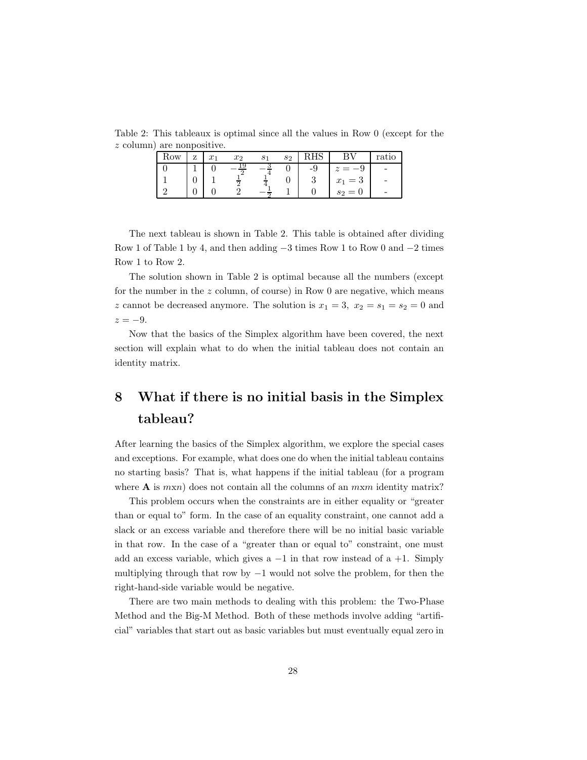Table 2: This tableaux is optimal since all the values in Row 0 (except for the $z$ column) are nonpositive.

| Row | z | $x_1$ | $x_2$ | $s_1$ | $s_2$ | RHS | BV | ratio |
|---|---|---|---|---|---|---|---|---|
| 0 | 1 | 0 | $-\frac{19}{2}$ | $-\frac{3}{4}$ | 0 | -9 | $z = -9$ | - |
| 1 | 0 | 1 | $\frac{1}{2}$ | $\frac{1}{4}$ | 0 | 3 | $x_1 = 3$ | - |
| 2 | 0 | 0 | 2 | $-\frac{1}{2}$ | 1 | 0 | $s_2 = 0$ | - |

The next tableau is shown in Table 2. This table is obtained after dividing Row 1 of Table 1 by 4, and then adding $-3$ times Row 1 to Row 0 and $-2$ times Row 1 to Row 2.

The solution shown in Table 2 is optimal because all the numbers (except for the number in the $z$ column, of course) in Row 0 are negative, which means $z$ cannot be decreased anymore. The solution is $x_1 = 3,\ x_2 = s_1 = s_2 = 0$ and $z = -9$.

Now that the basics of the Simplex algorithm have been covered, the next section will explain what to do when the initial tableau does not contain an identity matrix.

# 8 What if there is no initial basis in the Simplex tableau?

After learning the basics of the Simplex algorithm, we explore the special cases and exceptions. For example, what does one do when the initial tableau contains no starting basis? That is, what happens if the initial tableau (for a program where $\mathbf{A}$ is $m$x$n$) does not contain all the columns of an $m$x$m$ identity matrix?

This problem occurs when the constraints are in either equality or "greater than or equal to" form. In the case of an equality constraint, one cannot add a slack or an excess variable and therefore there will be no initial basic variable in that row. In the case of a "greater than or equal to" constraint, one must add an excess variable, which gives a $-1$ in that row instead of a $+1$. Simply multiplying through that row by $-1$ would not solve the problem, for then the right-hand-side variable would be negative.

There are two main methods to dealing with this problem: the Two-Phase Method and the Big-M Method. Both of these methods involve adding "artificial" variables that start out as basic variables but must eventually equal zero in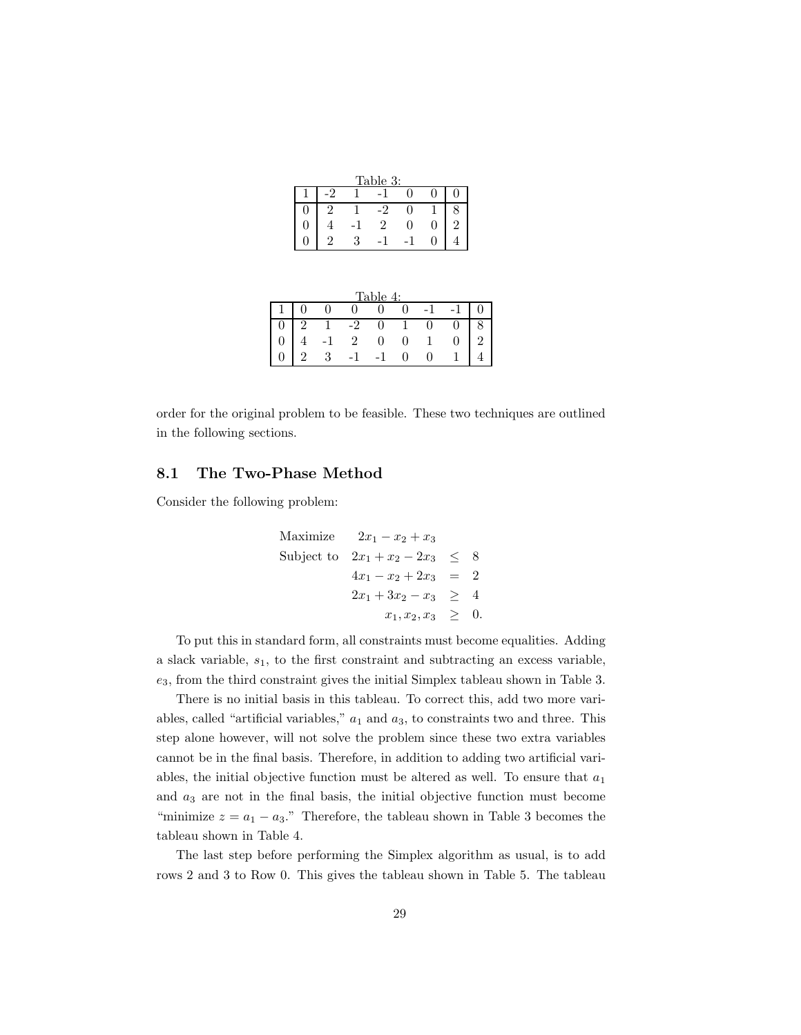Table 3:

| 1 | -2 | 1 | -1 | 0 | 0 | 0 |
|---|---|---|---|---|---|---|
| 0 | 2 | 1 | -2 | 0 | 1 | 8 |
| 0 | 4 | -1 | 2 | 0 | 0 | 2 |
| 0 | 2 | 3 | -1 | -1 | 0 | 4 |

Table 4:

| 1 | 0 | 0 | 0 | 0 | 0 | -1 | -1 | 0 |
|---|---|---|---|---|---|---|---|---|
| 0 | 2 | 1 | -2 | 0 | 1 | 0 | 0 | 8 |
| 0 | 4 | -1 | 2 | 0 | 0 | 1 | 0 | 2 |
| 0 | 2 | 3 | -1 | -1 | 0 | 0 | 1 | 4 |

order for the original problem to be feasible. These two techniques are outlined in the following sections.

## 8.1 The Two-Phase Method

Consider the following problem:

$$
\begin{array}{lrcl}
\text{Maximize} & 2x_1 - x_2 + x_3 & & \\
\text{Subject to} & 2x_1 + x_2 - 2x_3 & \leq & 8 \\
& 4x_1 - x_2 + 2x_3 & = & 2 \\
& 2x_1 + 3x_2 - x_3 & \geq & 4 \\
& x_1, x_2, x_3 & \geq & 0.
\end{array}
$$

To put this in standard form, all constraints must become equalities. Adding a slack variable, $s_1$, to the first constraint and subtracting an excess variable, $e_3$, from the third constraint gives the initial Simplex tableau shown in Table 3.

There is no initial basis in this tableau. To correct this, add two more variables, called "artificial variables," $a_1$ and $a_3$, to constraints two and three. This step alone however, will not solve the problem since these two extra variables cannot be in the final basis. Therefore, in addition to adding two artificial variables, the initial objective function must be altered as well. To ensure that $a_1$ and $a_3$ are not in the final basis, the initial objective function must become "minimize $z = a_1 - a_3$." Therefore, the tableau shown in Table 3 becomes the tableau shown in Table 4.

The last step before performing the Simplex algorithm as usual, is to add rows 2 and 3 to Row 0. This gives the tableau shown in Table 5. The tableau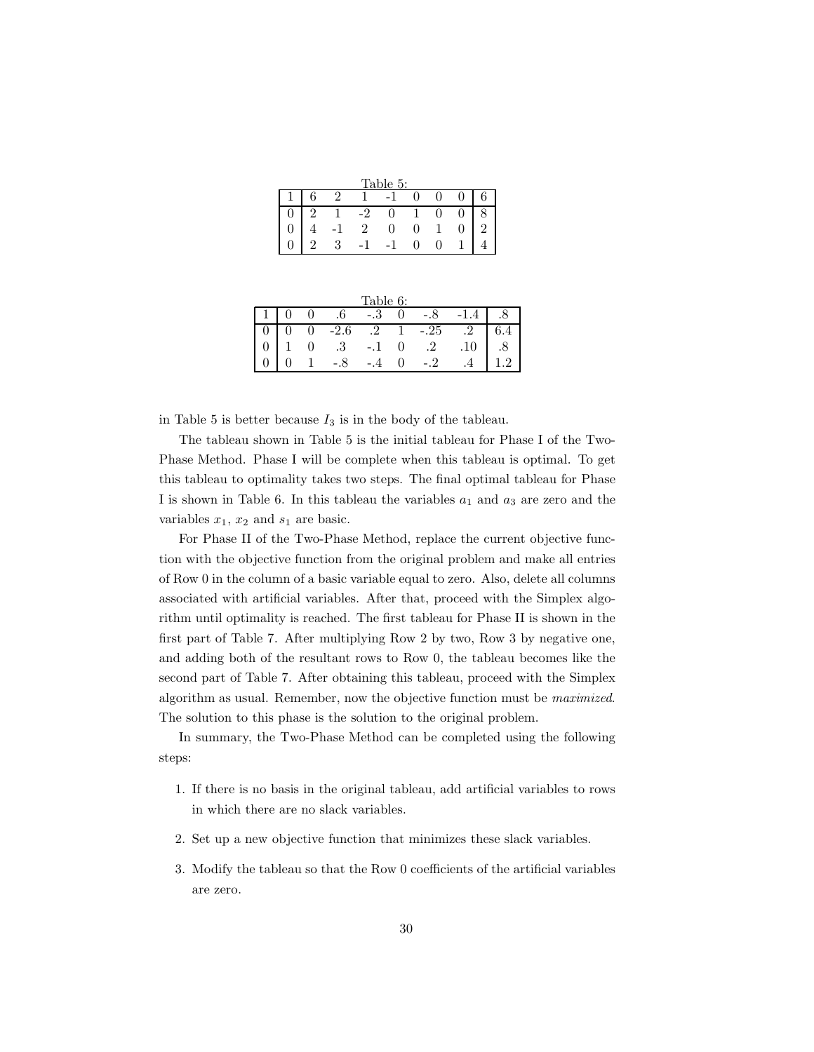Table 5:

| | | | | | | | | |
|---|---|---|---|---|---|---|---|---|
| 1 | 6 | 2 | 1 | -1 | 0 | 0 | 0 | 6 |
| 0 | 2 | 1 | -2 | 0 | 1 | 0 | 0 | 8 |
| 0 | 4 | -1 | 2 | 0 | 0 | 1 | 0 | 2 |
| 0 | 2 | 3 | -1 | -1 | 0 | 0 | 1 | 4 |

Table 6:

| | | | | | | | | |
|---|---|---|---|---|---|---|---|---|
| 1 | 0 | 0 | .6 | -.3 | 0 | -.8 | -1.4 | .8 |
| 0 | 0 | 0 | -2.6 | .2 | 1 | -.25 | .2 | 6.4 |
| 0 | 1 | 0 | .3 | -.1 | 0 | .2 | .10 | .8 |
| 0 | 0 | 1 | -.8 | -.4 | 0 | -.2 | .4 | 1.2 |

in Table 5 is better because $I_3$ is in the body of the tableau.

The tableau shown in Table 5 is the initial tableau for Phase I of the Two-Phase Method. Phase I will be complete when this tableau is optimal. To get this tableau to optimality takes two steps. The final optimal tableau for Phase I is shown in Table 6. In this tableau the variables $a_1$ and $a_3$ are zero and the variables $x_1$, $x_2$ and $s_1$ are basic.

For Phase II of the Two-Phase Method, replace the current objective function with the objective function from the original problem and make all entries of Row 0 in the column of a basic variable equal to zero. Also, delete all columns associated with artificial variables. After that, proceed with the Simplex algorithm until optimality is reached. The first tableau for Phase II is shown in the first part of Table 7. After multiplying Row 2 by two, Row 3 by negative one, and adding both of the resultant rows to Row 0, the tableau becomes like the second part of Table 7. After obtaining this tableau, proceed with the Simplex algorithm as usual. Remember, now the objective function must be *maximized*. The solution to this phase is the solution to the original problem.

In summary, the Two-Phase Method can be completed using the following steps:

1. If there is no basis in the original tableau, add artificial variables to rows in which there are no slack variables.
2. Set up a new objective function that minimizes these slack variables.
3. Modify the tableau so that the Row 0 coefficients of the artificial variables are zero.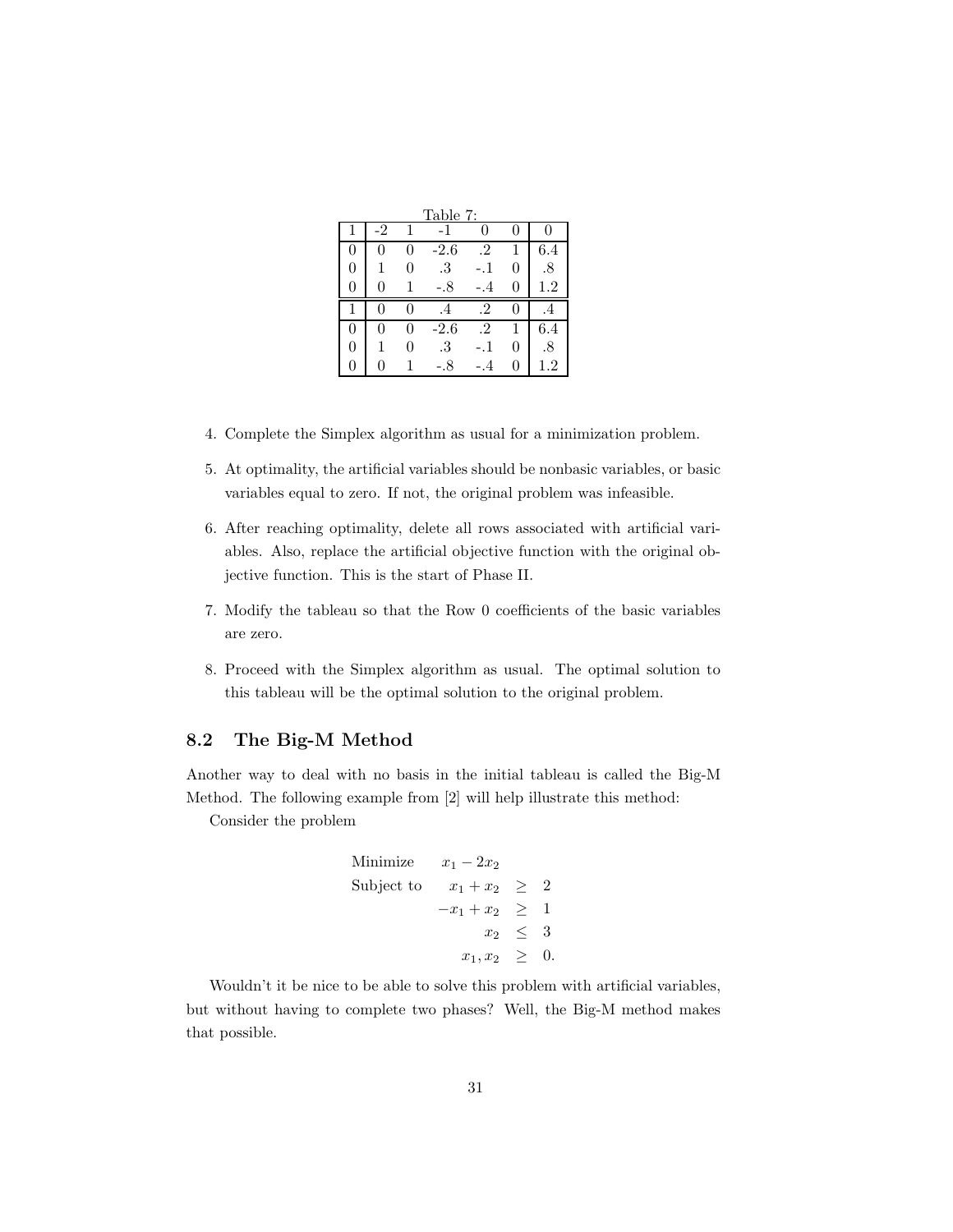Table 7:

| | | | | | | |
|---|---|---|---|---|---|---|
| 1 | -2 | 1 | -1 | 0 | 0 | 0 |
| 0 | 0 | 0 | -2.6 | .2 | 1 | 6.4 |
| 0 | 1 | 0 | .3 | -.1 | 0 | .8 |
| 0 | 0 | 1 | -.8 | -.4 | 0 | 1.2 |
| 1 | 0 | 0 | .4 | .2 | 0 | .4 |
| 0 | 0 | 0 | -2.6 | .2 | 1 | 6.4 |
| 0 | 1 | 0 | .3 | -.1 | 0 | .8 |
| 0 | 0 | 1 | -.8 | -.4 | 0 | 1.2 |

4. Complete the Simplex algorithm as usual for a minimization problem.

5. At optimality, the artificial variables should be nonbasic variables, or basic variables equal to zero. If not, the original problem was infeasible.

6. After reaching optimality, delete all rows associated with artificial variables. Also, replace the artificial objective function with the original objective function. This is the start of Phase II.

7. Modify the tableau so that the Row 0 coefficients of the basic variables are zero.

8. Proceed with the Simplex algorithm as usual. The optimal solution to this tableau will be the optimal solution to the original problem.

## 8.2 The Big-M Method

Another way to deal with no basis in the initial tableau is called the Big-M Method. The following example from [2] will help illustrate this method:

Consider the problem

$$
\begin{array}{lrcl}
\text{Minimize} & x_1 - 2x_2 & & \\
\text{Subject to} & x_1 + x_2 & \geq & 2 \\
 & -x_1 + x_2 & \geq & 1 \\
 & x_2 & \leq & 3 \\
 & x_1, x_2 & \geq & 0.
\end{array}
$$

Wouldn't it be nice to be able to solve this problem with artificial variables, but without having to complete two phases? Well, the Big-M method makes that possible.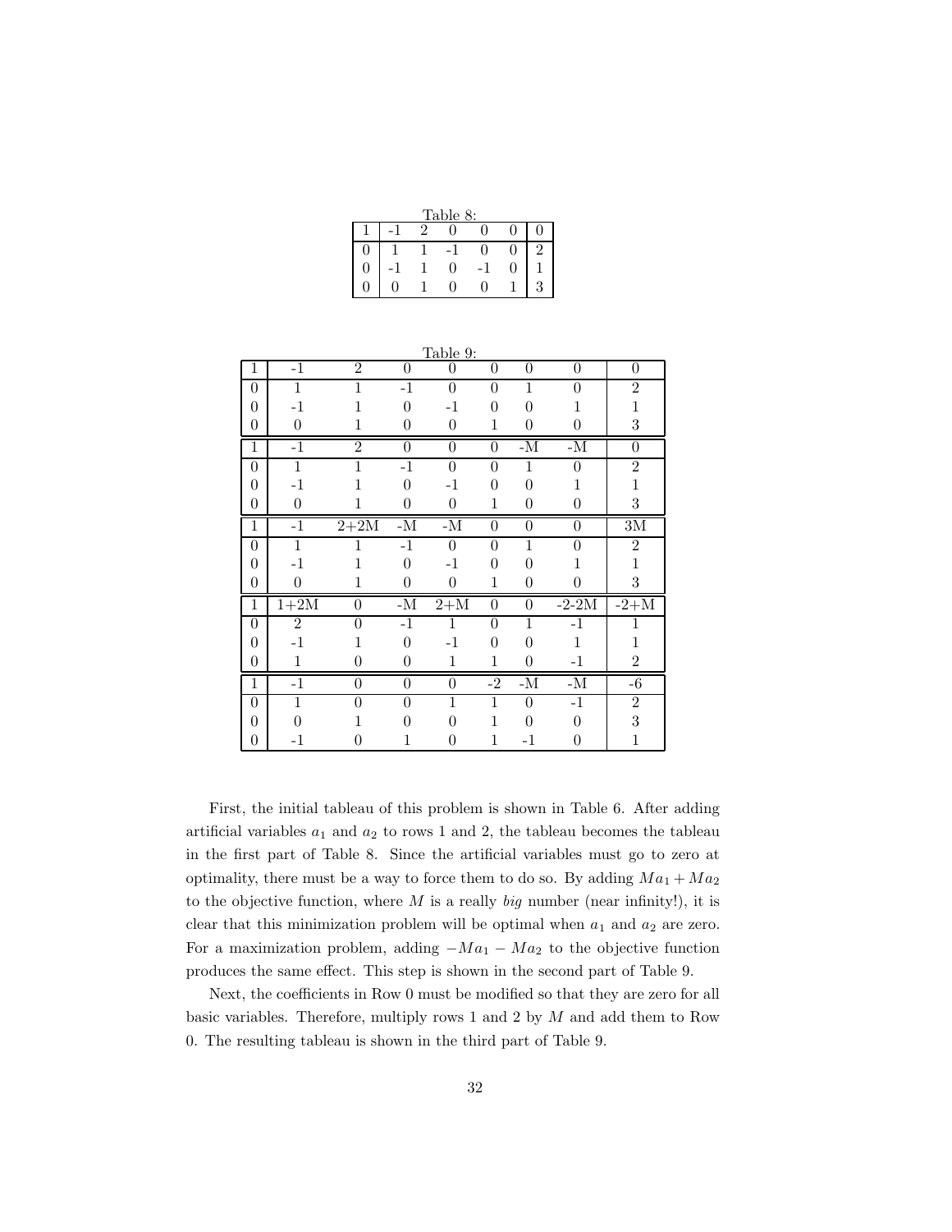Table 8:

| | | | | | | |
|---|---|---|---|---|---|---|
| 1 | -1 | 2 | 0 | 0 | 0 | 0 |
| 0 | 1 | 1 | -1 | 0 | 0 | 2 |
| 0 | -1 | 1 | 0 | -1 | 0 | 1 |
| 0 | 0 | 1 | 0 | 0 | 1 | 3 |

Table 9:

| | | | | | | | | |
|---|---|---|---|---|---|---|---|---|
| 1 | -1 | 2 | 0 | 0 | 0 | 0 | 0 | 0 |
| 0 | 1 | 1 | -1 | 0 | 0 | 1 | 0 | 2 |
| 0 | -1 | 1 | 0 | -1 | 0 | 0 | 1 | 1 |
| 0 | 0 | 1 | 0 | 0 | 1 | 0 | 0 | 3 |
| 1 | -1 | 2 | 0 | 0 | 0 | -M | -M | 0 |
| 0 | 1 | 1 | -1 | 0 | 0 | 1 | 0 | 2 |
| 0 | -1 | 1 | 0 | -1 | 0 | 0 | 1 | 1 |
| 0 | 0 | 1 | 0 | 0 | 1 | 0 | 0 | 3 |
| 1 | -1 | 2+2M | -M | -M | 0 | 0 | 0 | 3M |
| 0 | 1 | 1 | -1 | 0 | 0 | 1 | 0 | 2 |
| 0 | -1 | 1 | 0 | -1 | 0 | 0 | 1 | 1 |
| 0 | 0 | 1 | 0 | 0 | 1 | 0 | 0 | 3 |
| 1 | 1+2M | 0 | -M | 2+M | 0 | 0 | -2-2M | -2+M |
| 0 | 2 | 0 | -1 | 1 | 0 | 1 | -1 | 1 |
| 0 | -1 | 1 | 0 | -1 | 0 | 0 | 1 | 1 |
| 0 | 1 | 0 | 0 | 1 | 1 | 0 | -1 | 2 |
| 1 | -1 | 0 | 0 | 0 | -2 | -M | -M | -6 |
| 0 | 1 | 0 | 0 | 1 | 1 | 0 | -1 | 2 |
| 0 | 0 | 1 | 0 | 0 | 1 | 0 | 0 | 3 |
| 0 | -1 | 0 | 1 | 0 | 1 | -1 | 0 | 1 |

First, the initial tableau of this problem is shown in Table 6. After adding artificial variables $a_1$ and $a_2$ to rows 1 and 2, the tableau becomes the tableau in the first part of Table 8. Since the artificial variables must go to zero at optimality, there must be a way to force them to do so. By adding $Ma_1 + Ma_2$ to the objective function, where $M$ is a really *big* number (near infinity!), it is clear that this minimization problem will be optimal when $a_1$ and $a_2$ are zero. For a maximization problem, adding $-Ma_1 - Ma_2$ to the objective function produces the same effect. This step is shown in the second part of Table 9.

Next, the coefficients in Row 0 must be modified so that they are zero for all basic variables. Therefore, multiply rows 1 and 2 by $M$ and add them to Row 0. The resulting tableau is shown in the third part of Table 9.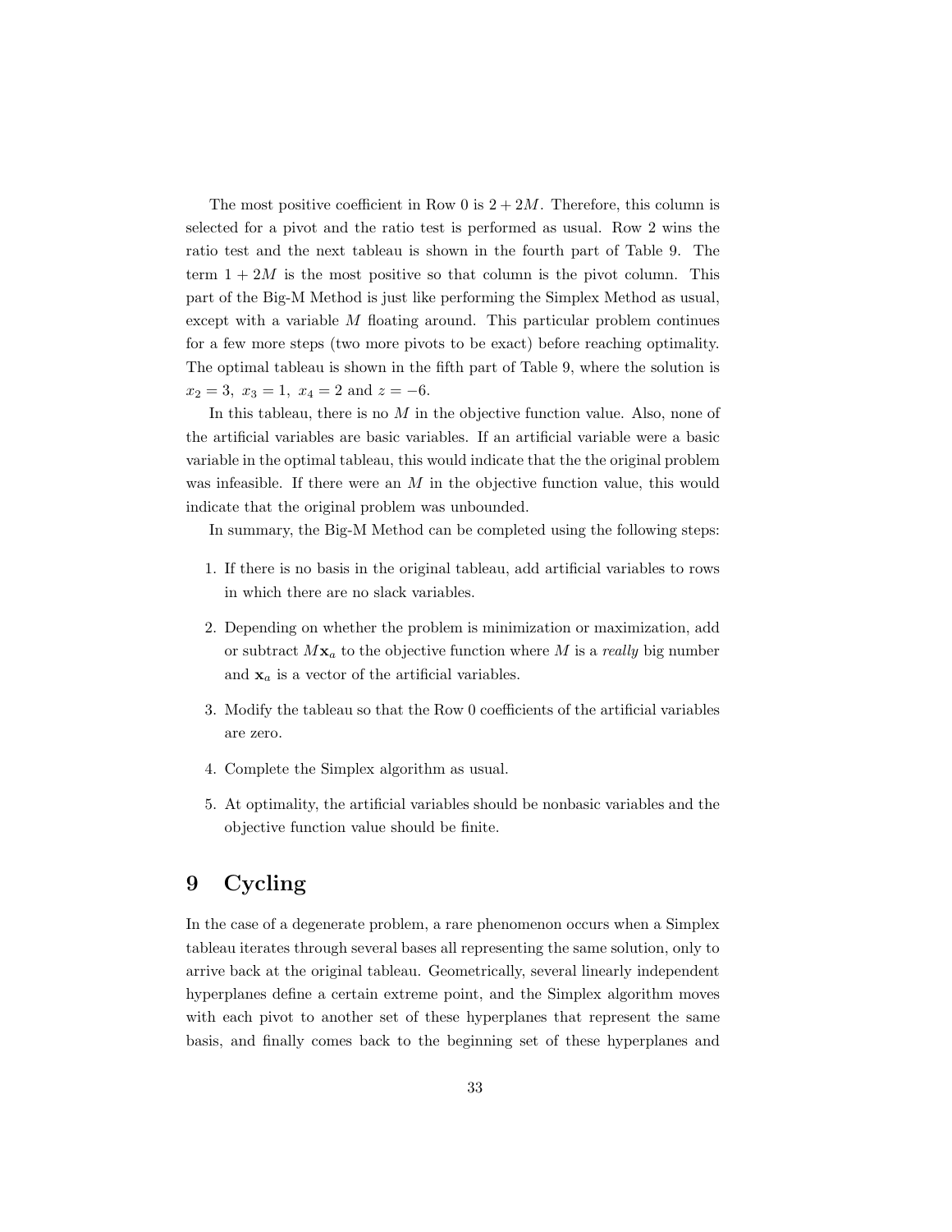The most positive coefficient in Row 0 is $2 + 2M$. Therefore, this column is selected for a pivot and the ratio test is performed as usual. Row 2 wins the ratio test and the next tableau is shown in the fourth part of Table 9. The term $1 + 2M$ is the most positive so that column is the pivot column. This part of the Big-M Method is just like performing the Simplex Method as usual, except with a variable $M$ floating around. This particular problem continues for a few more steps (two more pivots to be exact) before reaching optimality. The optimal tableau is shown in the fifth part of Table 9, where the solution is $x_2 = 3,\ x_3 = 1,\ x_4 = 2$ and $z = -6$.

In this tableau, there is no $M$ in the objective function value. Also, none of the artificial variables are basic variables. If an artificial variable were a basic variable in the optimal tableau, this would indicate that the the original problem was infeasible. If there were an $M$ in the objective function value, this would indicate that the original problem was unbounded.

In summary, the Big-M Method can be completed using the following steps:

1. If there is no basis in the original tableau, add artificial variables to rows in which there are no slack variables.

2. Depending on whether the problem is minimization or maximization, add or subtract $M\mathbf{x}_a$ to the objective function where $M$ is a *really* big number and $\mathbf{x}_a$ is a vector of the artificial variables.

3. Modify the tableau so that the Row 0 coefficients of the artificial variables are zero.

4. Complete the Simplex algorithm as usual.

5. At optimality, the artificial variables should be nonbasic variables and the objective function value should be finite.

# 9 Cycling

In the case of a degenerate problem, a rare phenomenon occurs when a Simplex tableau iterates through several bases all representing the same solution, only to arrive back at the original tableau. Geometrically, several linearly independent hyperplanes define a certain extreme point, and the Simplex algorithm moves with each pivot to another set of these hyperplanes that represent the same basis, and finally comes back to the beginning set of these hyperplanes and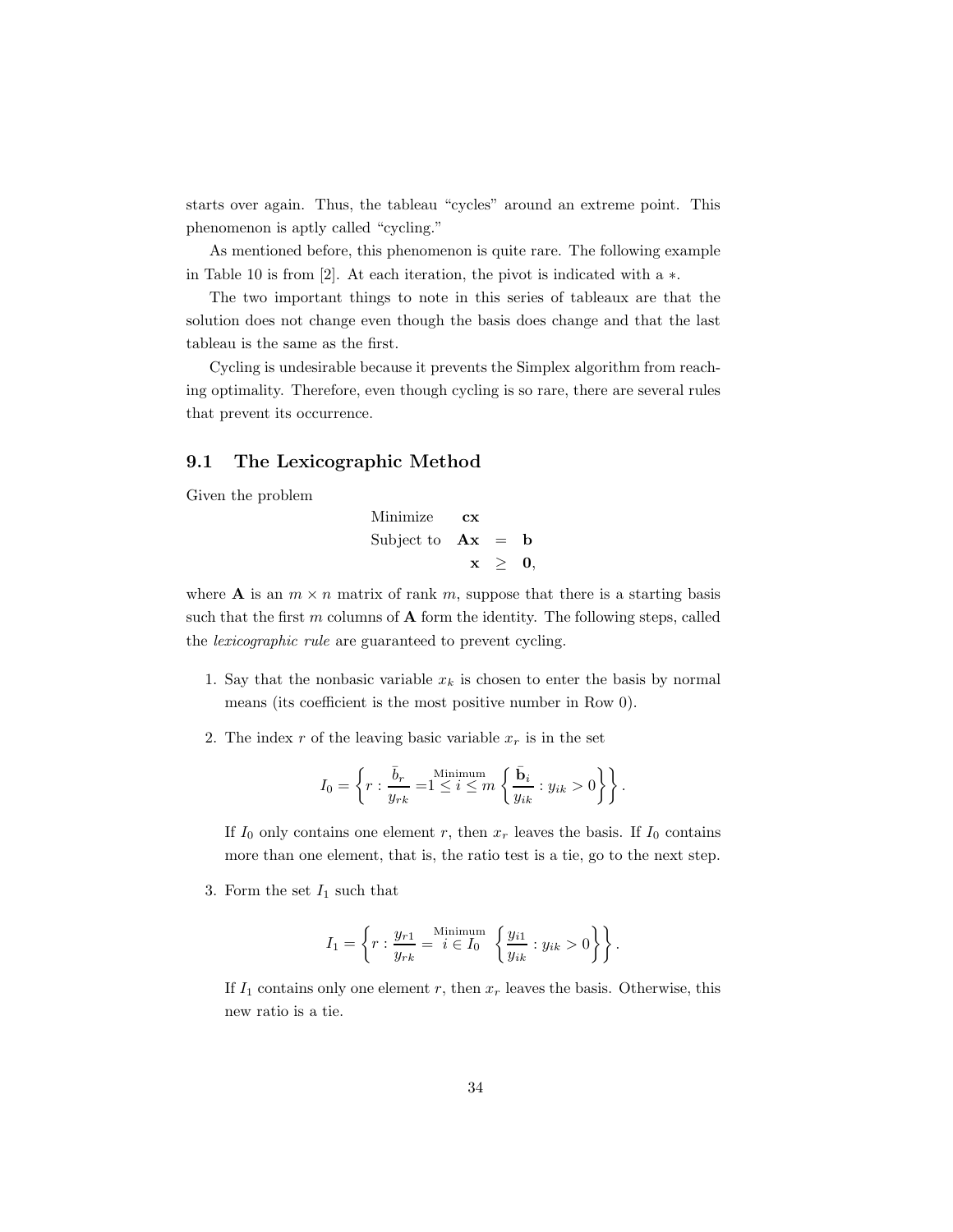starts over again. Thus, the tableau "cycles" around an extreme point. This phenomenon is aptly called "cycling."

As mentioned before, this phenomenon is quite rare. The following example in Table 10 is from [2]. At each iteration, the pivot is indicated with a $*$.

The two important things to note in this series of tableaux are that the solution does not change even though the basis does change and that the last tableau is the same as the first.

Cycling is undesirable because it prevents the Simplex algorithm from reaching optimality. Therefore, even though cycling is so rare, there are several rules that prevent its occurrence.

## 9.1 The Lexicographic Method

Given the problem

$$\begin{array}{lrcl} \text{Minimize} & \mathbf{cx} & & \\ \text{Subject to} & \mathbf{Ax} & = & \mathbf{b} \\ & \mathbf{x} & \geq & \mathbf{0}, \end{array}$$

where $\mathbf{A}$ is an $m \times n$ matrix of rank $m$, suppose that there is a starting basis such that the first $m$ columns of $\mathbf{A}$ form the identity. The following steps, called the *lexicographic rule* are guaranteed to prevent cycling.

1. Say that the nonbasic variable $x_k$ is chosen to enter the basis by normal means (its coefficient is the most positive number in Row 0).

2. The index $r$ of the leaving basic variable $x_r$ is in the set

$$I_0 = \left\{ r : \frac{\bar{b}_r}{y_{rk}} = \underset{1 \leq i \leq m}{\text{Minimum}} \left\{ \frac{\bar{\mathbf{b}}_i}{y_{ik}} : y_{ik} > 0 \right\} \right\}.$$

   If $I_0$ only contains one element $r$, then $x_r$ leaves the basis. If $I_0$ contains more than one element, that is, the ratio test is a tie, go to the next step.

3. Form the set $I_1$ such that

$$I_1 = \left\{ r : \frac{y_{r1}}{y_{rk}} = \underset{i \in I_0}{\text{Minimum}} \left\{ \frac{y_{i1}}{y_{ik}} : y_{ik} > 0 \right\} \right\}.$$

   If $I_1$ contains only one element $r$, then $x_r$ leaves the basis. Otherwise, this new ratio is a tie.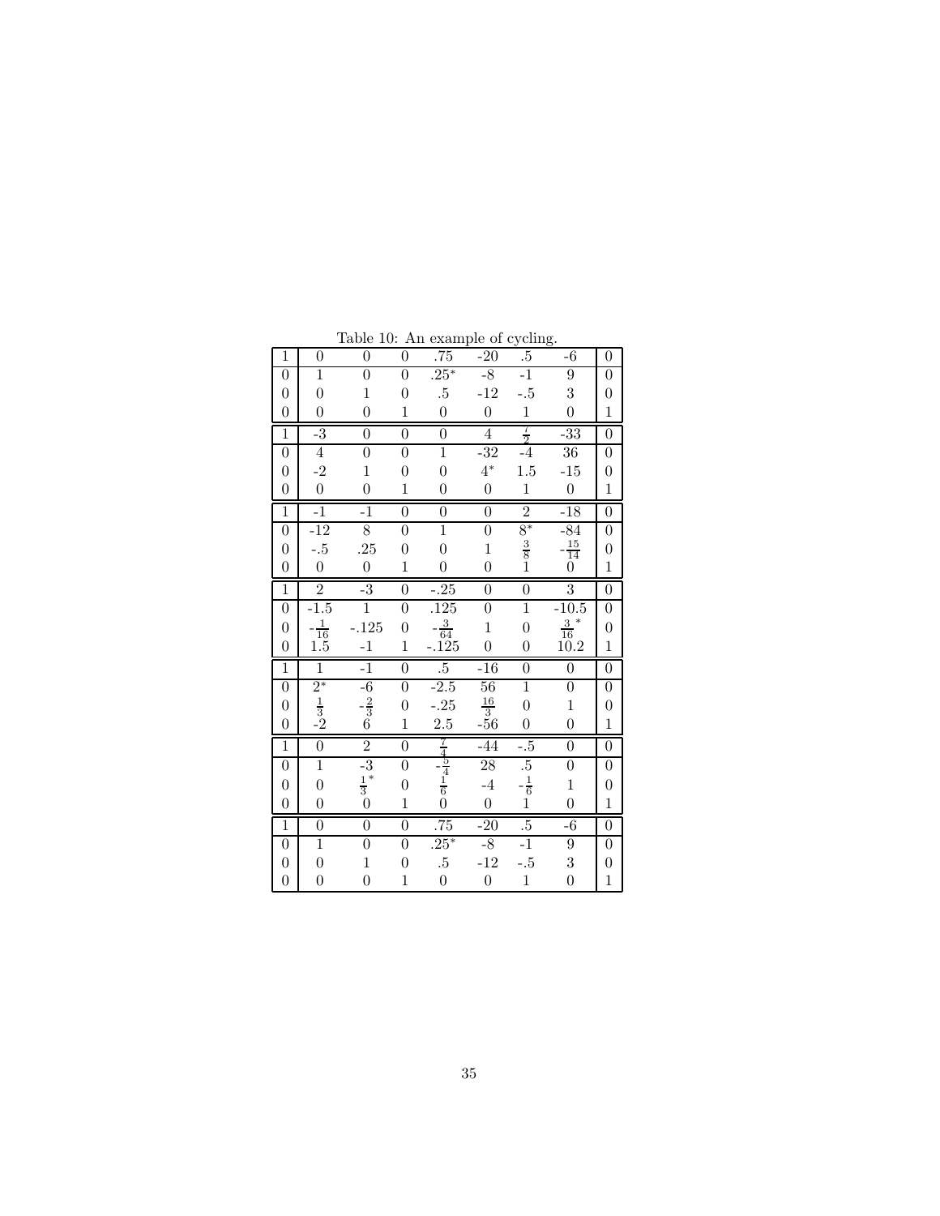Table 10: An example of cycling.

| | | | | | | | | |
|---|---|---|---|---|---|---|---|---|
| 1 | 0 | 0 | 0 | .75 | -20 | .5 | -6 | 0 |
| 0 | 1 | 0 | 0 | .25* | -8 | -1 | 9 | 0 |
| 0 | 0 | 1 | 0 | .5 | -12 | -.5 | 3 | 0 |
| 0 | 0 | 0 | 1 | 0 | 0 | 1 | 0 | 1 |
| 1 | -3 | 0 | 0 | 0 | 4 | $\frac{7}{2}$ | -33 | 0 |
| 0 | 4 | 0 | 0 | 1 | -32 | -4 | 36 | 0 |
| 0 | -2 | 1 | 0 | 0 | 4* | 1.5 | -15 | 0 |
| 0 | 0 | 0 | 1 | 0 | 0 | 1 | 0 | 1 |
| 1 | -1 | -1 | 0 | 0 | 0 | 2 | -18 | 0 |
| 0 | -12 | 8 | 0 | 1 | 0 | 8* | -84 | 0 |
| 0 | -.5 | .25 | 0 | 0 | 1 | $\frac{3}{8}$ | $-\frac{15}{14}$ | 0 |
| 0 | 0 | 0 | 1 | 0 | 0 | 1 | 0 | 1 |
| 1 | 2 | -3 | 0 | -.25 | 0 | 0 | 3 | 0 |
| 0 | -1.5 | 1 | 0 | .125 | 0 | 1 | -10.5 | 0 |
| 0 | $-\frac{1}{16}$ | -.125 | 0 | $-\frac{3}{64}$ | 1 | 0 | $\frac{3}{16}$* | 0 |
| 0 | 1.5 | -1 | 1 | -.125 | 0 | 0 | 10.2 | 1 |
| 1 | 1 | -1 | 0 | .5 | -16 | 0 | 0 | 0 |
| 0 | 2* | -6 | 0 | -2.5 | 56 | 1 | 0 | 0 |
| 0 | $\frac{1}{3}$ | $-\frac{2}{3}$ | 0 | -.25 | $\frac{16}{3}$ | 0 | 1 | 0 |
| 0 | -2 | 6 | 1 | 2.5 | -56 | 0 | 0 | 1 |
| 1 | 0 | 2 | 0 | $\frac{7}{4}$ | -44 | -.5 | 0 | 0 |
| 0 | 1 | -3 | 0 | $-\frac{5}{4}$ | 28 | .5 | 0 | 0 |
| 0 | 0 | $\frac{1}{3}$* | 0 | $\frac{1}{6}$ | -4 | $-\frac{1}{6}$ | 1 | 0 |
| 0 | 0 | 0 | 1 | 0 | 0 | 1 | 0 | 1 |
| 1 | 0 | 0 | 0 | .75 | -20 | .5 | -6 | 0 |
| 0 | 1 | 0 | 0 | .25* | -8 | -1 | 9 | 0 |
| 0 | 0 | 1 | 0 | .5 | -12 | -.5 | 3 | 0 |
| 0 | 0 | 0 | 1 | 0 | 0 | 1 | 0 | 1 |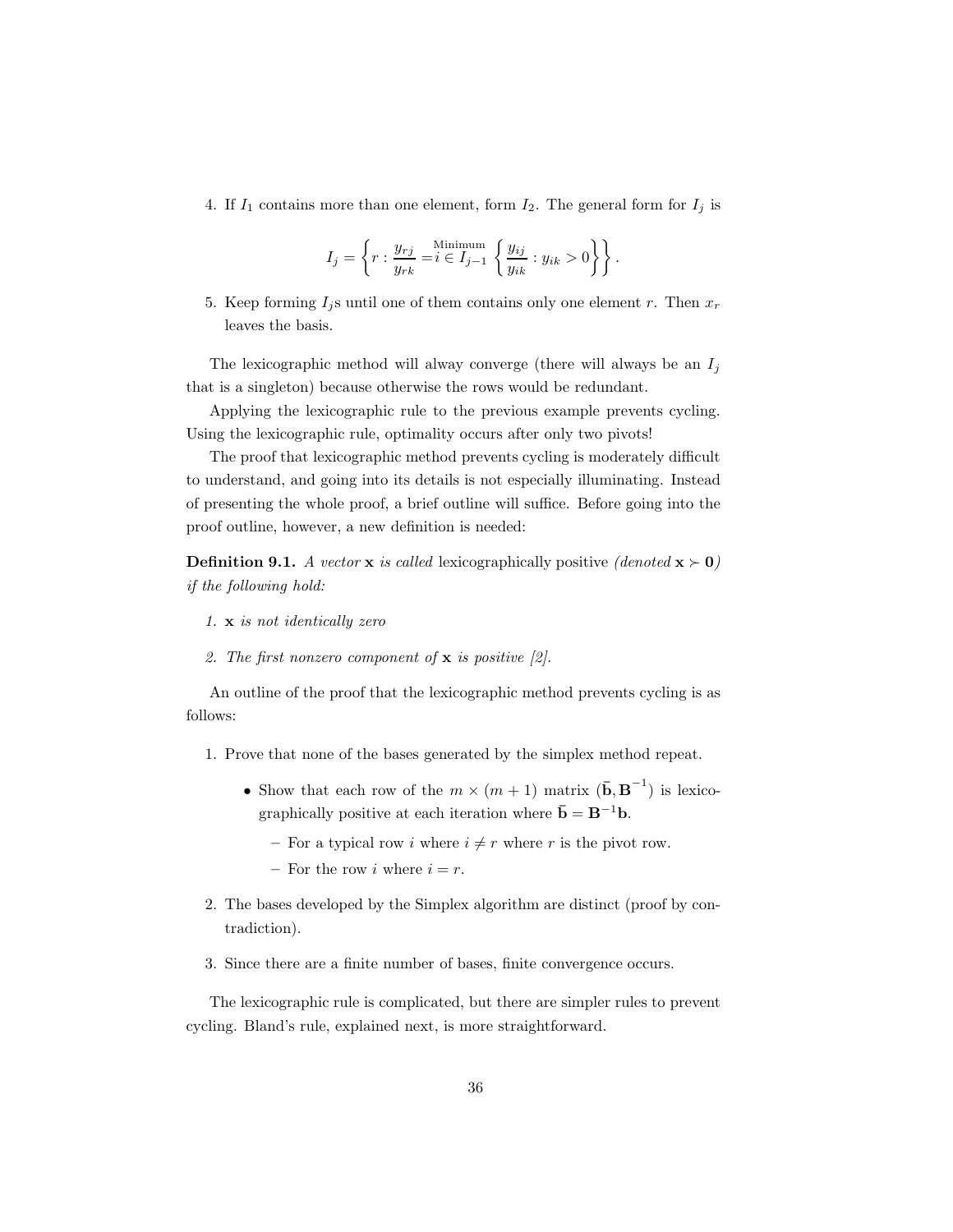4. If $I_1$ contains more than one element, form $I_2$. The general form for $I_j$ is

$$I_j = \left\{ r : \frac{y_{rj}}{y_{rk}} = \underset{i \in I_{j-1}}{\text{Minimum}} \left\{ \frac{y_{ij}}{y_{ik}} : y_{ik} > 0 \right\} \right\}.$$

5. Keep forming $I_j$s until one of them contains only one element $r$. Then $x_r$ leaves the basis.

The lexicographic method will alway converge (there will always be an $I_j$ that is a singleton) because otherwise the rows would be redundant.

Applying the lexicographic rule to the previous example prevents cycling. Using the lexicographic rule, optimality occurs after only two pivots!

The proof that lexicographic method prevents cycling is moderately difficult to understand, and going into its details is not especially illuminating. Instead of presenting the whole proof, a brief outline will suffice. Before going into the proof outline, however, a new definition is needed:

**Definition 9.1.** *A vector* $\mathbf{x}$ *is called* lexicographically positive *(denoted* $\mathbf{x} \succ \mathbf{0}$*) if the following hold:*

1. $\mathbf{x}$ *is not identically zero*
2. *The first nonzero component of* $\mathbf{x}$ *is positive [2].*

An outline of the proof that the lexicographic method prevents cycling is as follows:

1. Prove that none of the bases generated by the simplex method repeat.
   - Show that each row of the $m \times (m+1)$ matrix $(\bar{\mathbf{b}}, \mathbf{B}^{-1})$ is lexicographically positive at each iteration where $\bar{\mathbf{b}} = \mathbf{B}^{-1}\mathbf{b}$.
     - For a typical row $i$ where $i \neq r$ where $r$ is the pivot row.
     - For the row $i$ where $i = r$.
2. The bases developed by the Simplex algorithm are distinct (proof by contradiction).
3. Since there are a finite number of bases, finite convergence occurs.

The lexicographic rule is complicated, but there are simpler rules to prevent cycling. Bland's rule, explained next, is more straightforward.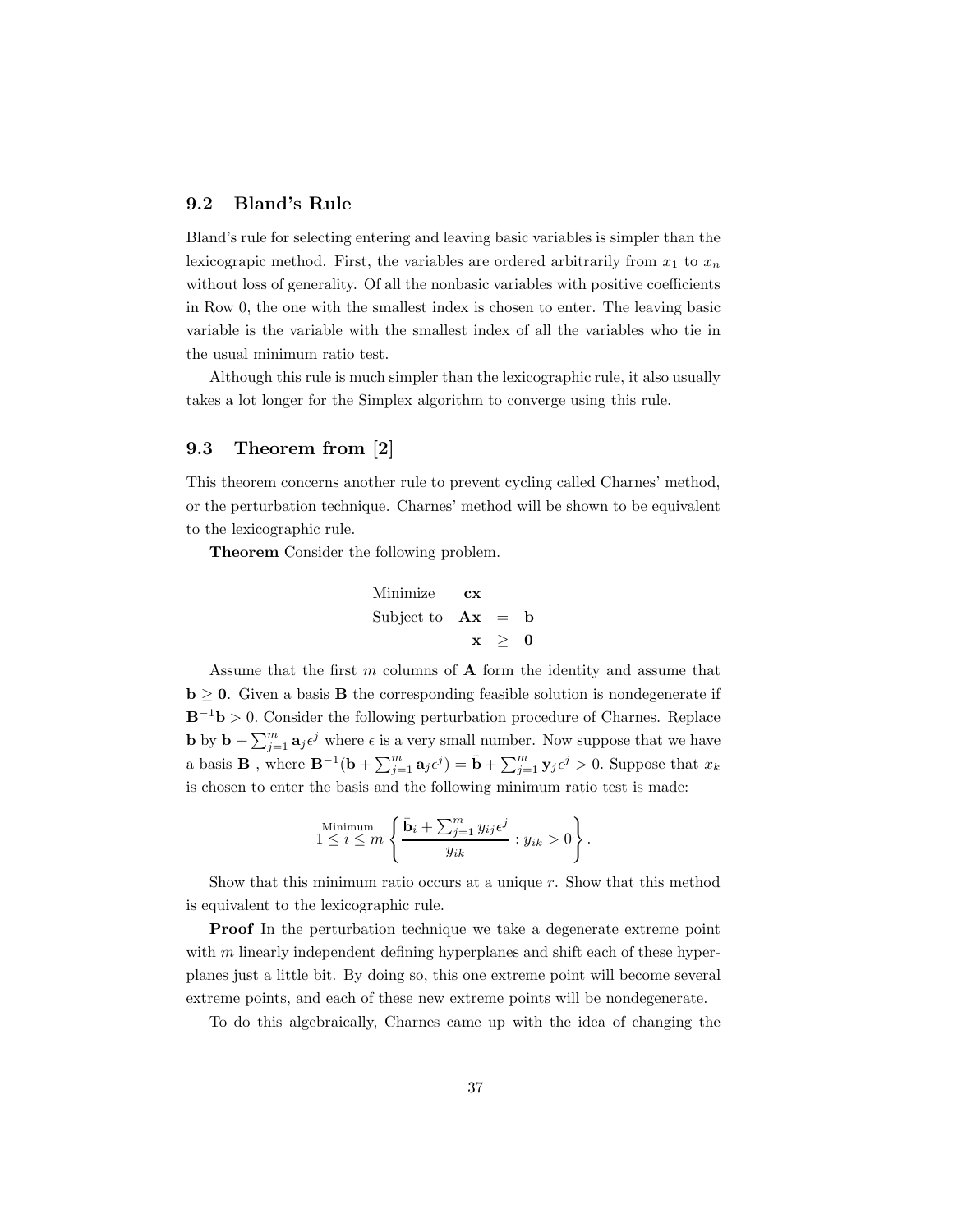## 9.2 Bland's Rule

Bland's rule for selecting entering and leaving basic variables is simpler than the lexicograpic method. First, the variables are ordered arbitrarily from $x_1$ to $x_n$ without loss of generality. Of all the nonbasic variables with positive coefficients in Row 0, the one with the smallest index is chosen to enter. The leaving basic variable is the variable with the smallest index of all the variables who tie in the usual minimum ratio test.

Although this rule is much simpler than the lexicographic rule, it also usually takes a lot longer for the Simplex algorithm to converge using this rule.

## 9.3 Theorem from [2]

This theorem concerns another rule to prevent cycling called Charnes' method, or the perturbation technique. Charnes' method will be shown to be equivalent to the lexicographic rule.

**Theorem** Consider the following problem.

$$\begin{array}{lrcl} \text{Minimize} & \mathbf{cx} & & \\ \text{Subject to} & \mathbf{Ax} & = & \mathbf{b} \\ & \mathbf{x} & \geq & \mathbf{0} \end{array}$$

Assume that the first $m$ columns of $\mathbf{A}$ form the identity and assume that $\mathbf{b} \geq \mathbf{0}$. Given a basis $\mathbf{B}$ the corresponding feasible solution is nondegenerate if $\mathbf{B}^{-1}\mathbf{b} > 0$. Consider the following perturbation procedure of Charnes. Replace $\mathbf{b}$ by $\mathbf{b} + \sum_{j=1}^{m} \mathbf{a}_j \epsilon^j$ where $\epsilon$ is a very small number. Now suppose that we have a basis $\mathbf{B}$ , where $\mathbf{B}^{-1}(\mathbf{b} + \sum_{j=1}^{m} \mathbf{a}_j \epsilon^j) = \bar{\mathbf{b}} + \sum_{j=1}^{m} \mathbf{y}_j \epsilon^j > 0$. Suppose that $x_k$ is chosen to enter the basis and the following minimum ratio test is made:

$$\underset{1 \leq i \leq m}{\text{Minimum}} \left\{ \frac{\bar{\mathbf{b}}_i + \sum_{j=1}^{m} y_{ij} \epsilon^j}{y_{ik}} : y_{ik} > 0 \right\}.$$

Show that this minimum ratio occurs at a unique $r$. Show that this method is equivalent to the lexicographic rule.

**Proof** In the perturbation technique we take a degenerate extreme point with $m$ linearly independent defining hyperplanes and shift each of these hyperplanes just a little bit. By doing so, this one extreme point will become several extreme points, and each of these new extreme points will be nondegenerate.

To do this algebraically, Charnes came up with the idea of changing the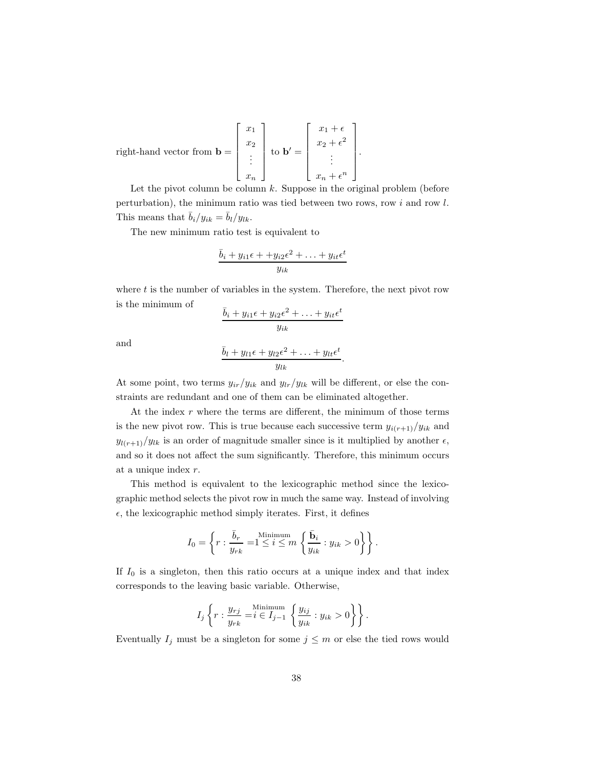right-hand vector from $\mathbf{b} = \begin{bmatrix} x_1 \\ x_2 \\ \vdots \\ x_n \end{bmatrix}$ to $\mathbf{b}' = \begin{bmatrix} x_1 + \epsilon \\ x_2 + \epsilon^2 \\ \vdots \\ x_n + \epsilon^n \end{bmatrix}$.

Let the pivot column be column $k$. Suppose in the original problem (before perturbation), the minimum ratio was tied between two rows, row $i$ and row $l$. This means that $\bar{b}_i / y_{ik} = \bar{b}_l / y_{lk}$.

The new minimum ratio test is equivalent to

$$\frac{\bar{b}_i + y_{i1}\epsilon + +y_{i2}\epsilon^2 + \ldots + y_{it}\epsilon^t}{y_{ik}}$$

where $t$ is the number of variables in the system. Therefore, the next pivot row is the minimum of

$$\frac{\bar{b}_i + y_{i1}\epsilon + y_{i2}\epsilon^2 + \ldots + y_{it}\epsilon^t}{y_{ik}}$$

and

$$\frac{\bar{b}_l + y_{l1}\epsilon + y_{l2}\epsilon^2 + \ldots + y_{lt}\epsilon^t}{y_{lk}}.$$

At some point, two terms $y_{ir}/y_{ik}$ and $y_{lr}/y_{lk}$ will be different, or else the constraints are redundant and one of them can be eliminated altogether.

At the index $r$ where the terms are different, the minimum of those terms is the new pivot row. This is true because each successive term $y_{i(r+1)}/y_{ik}$ and $y_{l(r+1)}/y_{lk}$ is an order of magnitude smaller since is it multiplied by another $\epsilon$, and so it does not affect the sum significantly. Therefore, this minimum occurs at a unique index $r$.

This method is equivalent to the lexicographic method since the lexicographic method selects the pivot row in much the same way. Instead of involving $\epsilon$, the lexicographic method simply iterates. First, it defines

$$I_0 = \left\{ r : \frac{\bar{b}_r}{y_{rk}} = \underset{1 \leq i \leq m}{\text{Minimum}} \left\{ \frac{\bar{\mathbf{b}}_i}{y_{ik}} : y_{ik} > 0 \right\} \right\}.$$

If $I_0$ is a singleton, then this ratio occurs at a unique index and that index corresponds to the leaving basic variable. Otherwise,

$$I_j \left\{ r : \frac{y_{rj}}{y_{rk}} = \underset{i \in I_{j-1}}{\text{Minimum}} \left\{ \frac{y_{ij}}{y_{ik}} : y_{ik} > 0 \right\} \right\}.$$

Eventually $I_j$ must be a singleton for some $j \leq m$ or else the tied rows would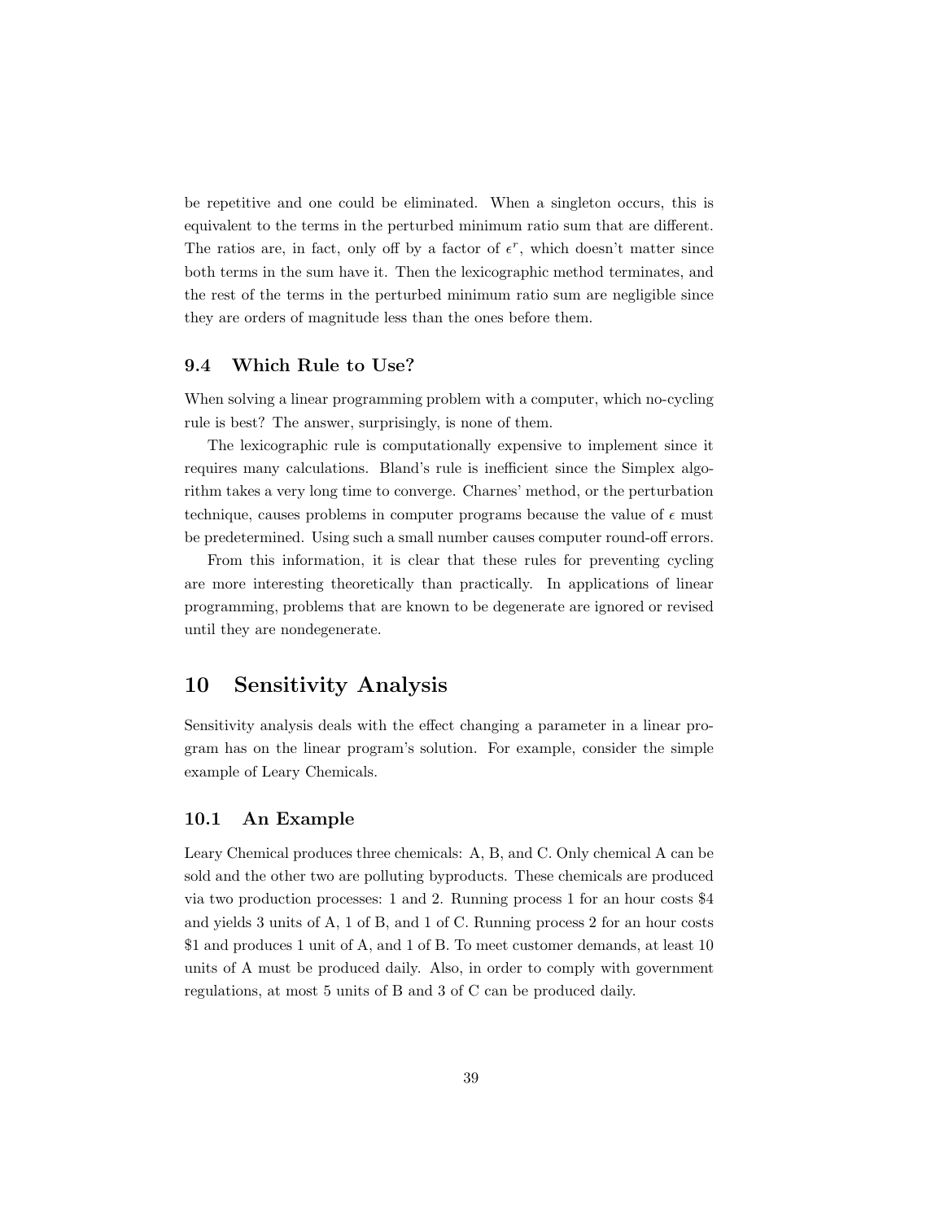be repetitive and one could be eliminated. When a singleton occurs, this is equivalent to the terms in the perturbed minimum ratio sum that are different. The ratios are, in fact, only off by a factor of $\epsilon^r$, which doesn't matter since both terms in the sum have it. Then the lexicographic method terminates, and the rest of the terms in the perturbed minimum ratio sum are negligible since they are orders of magnitude less than the ones before them.

### 9.4 Which Rule to Use?

When solving a linear programming problem with a computer, which no-cycling rule is best? The answer, surprisingly, is none of them.

The lexicographic rule is computationally expensive to implement since it requires many calculations. Bland's rule is inefficient since the Simplex algorithm takes a very long time to converge. Charnes' method, or the perturbation technique, causes problems in computer programs because the value of $\epsilon$ must be predetermined. Using such a small number causes computer round-off errors.

From this information, it is clear that these rules for preventing cycling are more interesting theoretically than practically. In applications of linear programming, problems that are known to be degenerate are ignored or revised until they are nondegenerate.

## 10 Sensitivity Analysis

Sensitivity analysis deals with the effect changing a parameter in a linear program has on the linear program's solution. For example, consider the simple example of Leary Chemicals.

### 10.1 An Example

Leary Chemical produces three chemicals: A, B, and C. Only chemical A can be sold and the other two are polluting byproducts. These chemicals are produced via two production processes: 1 and 2. Running process 1 for an hour costs \$4 and yields 3 units of A, 1 of B, and 1 of C. Running process 2 for an hour costs \$1 and produces 1 unit of A, and 1 of B. To meet customer demands, at least 10 units of A must be produced daily. Also, in order to comply with government regulations, at most 5 units of B and 3 of C can be produced daily.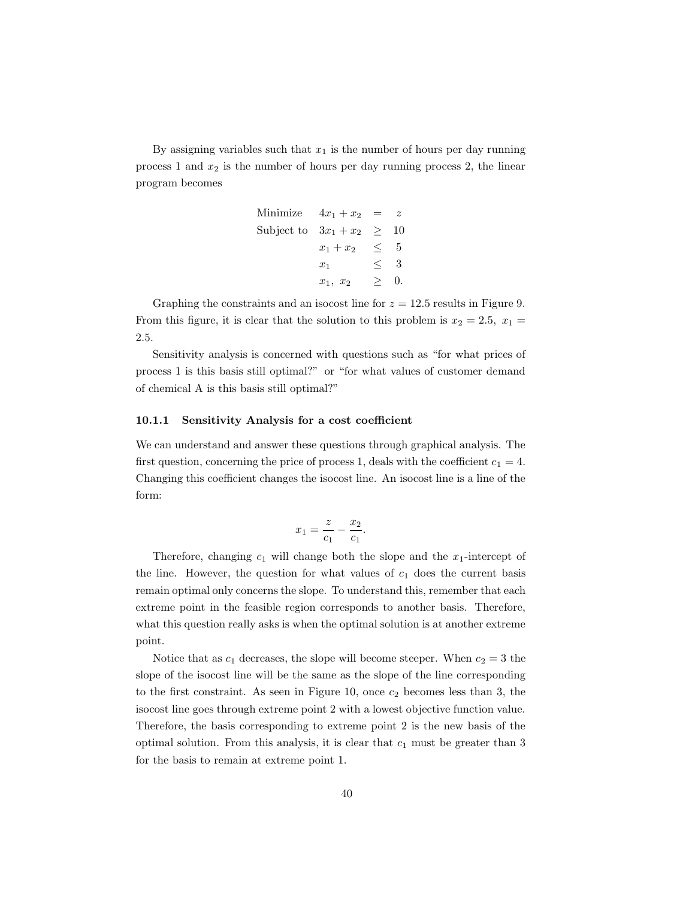By assigning variables such that $x_1$ is the number of hours per day running process 1 and $x_2$ is the number of hours per day running process 2, the linear program becomes

$$
\begin{array}{lrcl}
\text{Minimize} & 4x_1 + x_2 & = & z \\
\text{Subject to} & 3x_1 + x_2 & \geq & 10 \\
& x_1 + x_2 & \leq & 5 \\
& x_1 & \leq & 3 \\
& x_1,\ x_2 & \geq & 0.
\end{array}
$$

Graphing the constraints and an isocost line for $z = 12.5$ results in Figure 9. From this figure, it is clear that the solution to this problem is $x_2 = 2.5,\ x_1 = 2.5$.

Sensitivity analysis is concerned with questions such as "for what prices of process 1 is this basis still optimal?" or "for what values of customer demand of chemical A is this basis still optimal?"

### 10.1.1 Sensitivity Analysis for a cost coefficient

We can understand and answer these questions through graphical analysis. The first question, concerning the price of process 1, deals with the coefficient $c_1 = 4$. Changing this coefficient changes the isocost line. An isocost line is a line of the form:

$$x_1 = \frac{z}{c_1} - \frac{x_2}{c_1}.$$

Therefore, changing $c_1$ will change both the slope and the $x_1$-intercept of the line. However, the question for what values of $c_1$ does the current basis remain optimal only concerns the slope. To understand this, remember that each extreme point in the feasible region corresponds to another basis. Therefore, what this question really asks is when the optimal solution is at another extreme point.

Notice that as $c_1$ decreases, the slope will become steeper. When $c_2 = 3$ the slope of the isocost line will be the same as the slope of the line corresponding to the first constraint. As seen in Figure 10, once $c_2$ becomes less than 3, the isocost line goes through extreme point 2 with a lowest objective function value. Therefore, the basis corresponding to extreme point 2 is the new basis of the optimal solution. From this analysis, it is clear that $c_1$ must be greater than 3 for the basis to remain at extreme point 1.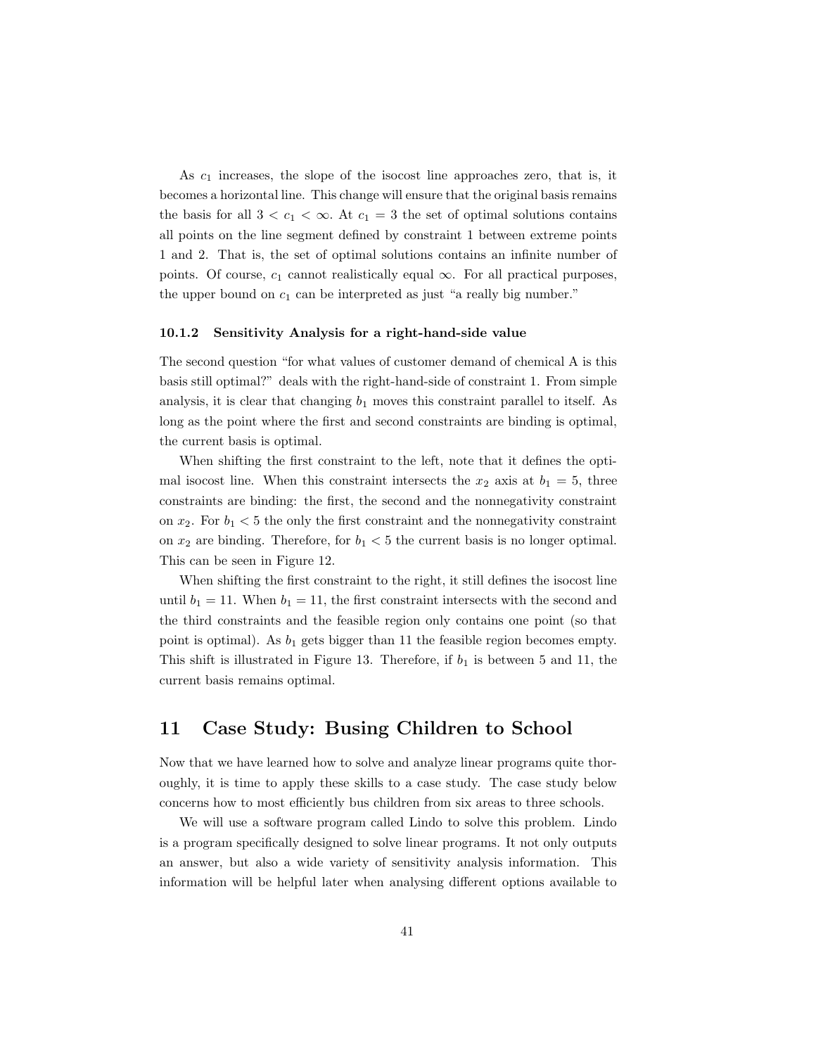As $c_1$ increases, the slope of the isocost line approaches zero, that is, it becomes a horizontal line. This change will ensure that the original basis remains the basis for all $3 < c_1 < \infty$. At $c_1 = 3$ the set of optimal solutions contains all points on the line segment defined by constraint 1 between extreme points 1 and 2. That is, the set of optimal solutions contains an infinite number of points. Of course, $c_1$ cannot realistically equal $\infty$. For all practical purposes, the upper bound on $c_1$ can be interpreted as just "a really big number."

### 10.1.2 Sensitivity Analysis for a right-hand-side value

The second question "for what values of customer demand of chemical A is this basis still optimal?" deals with the right-hand-side of constraint 1. From simple analysis, it is clear that changing $b_1$ moves this constraint parallel to itself. As long as the point where the first and second constraints are binding is optimal, the current basis is optimal.

When shifting the first constraint to the left, note that it defines the optimal isocost line. When this constraint intersects the $x_2$ axis at $b_1 = 5$, three constraints are binding: the first, the second and the nonnegativity constraint on $x_2$. For $b_1 < 5$ the only the first constraint and the nonnegativity constraint on $x_2$ are binding. Therefore, for $b_1 < 5$ the current basis is no longer optimal. This can be seen in Figure 12.

When shifting the first constraint to the right, it still defines the isocost line until $b_1 = 11$. When $b_1 = 11$, the first constraint intersects with the second and the third constraints and the feasible region only contains one point (so that point is optimal). As $b_1$ gets bigger than 11 the feasible region becomes empty. This shift is illustrated in Figure 13. Therefore, if $b_1$ is between 5 and 11, the current basis remains optimal.

## 11 Case Study: Busing Children to School

Now that we have learned how to solve and analyze linear programs quite thoroughly, it is time to apply these skills to a case study. The case study below concerns how to most efficiently bus children from six areas to three schools.

We will use a software program called Lindo to solve this problem. Lindo is a program specifically designed to solve linear programs. It not only outputs an answer, but also a wide variety of sensitivity analysis information. This information will be helpful later when analysing different options available to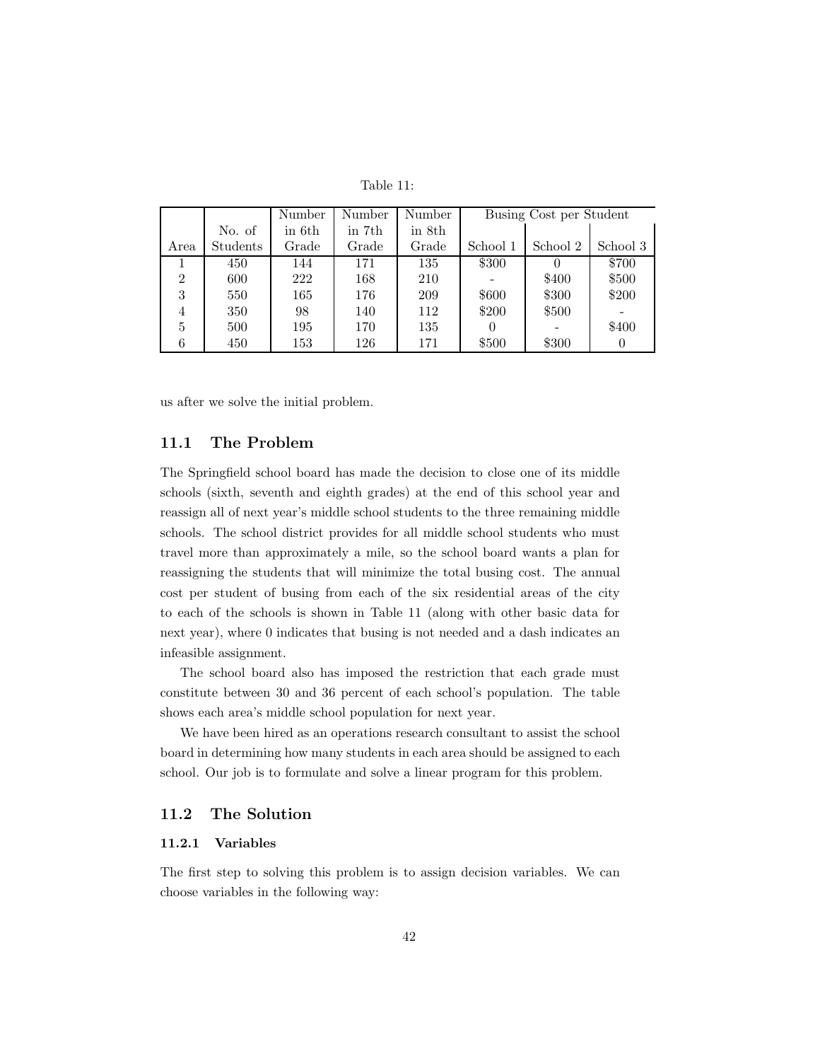Table 11:

| | | Number | Number | Number | Busing Cost per Student | | |
|---|---|---|---|---|---|---|---|
| | No. of | in 6th | in 7th | in 8th | | | |
| Area | Students | Grade | Grade | Grade | School 1 | School 2 | School 3 |
| 1 | 450 | 144 | 171 | 135 | \$300 | 0 | \$700 |
| 2 | 600 | 222 | 168 | 210 | - | \$400 | \$500 |
| 3 | 550 | 165 | 176 | 209 | \$600 | \$300 | \$200 |
| 4 | 350 | 98 | 140 | 112 | \$200 | \$500 | - |
| 5 | 500 | 195 | 170 | 135 | 0 | - | \$400 |
| 6 | 450 | 153 | 126 | 171 | \$500 | \$300 | 0 |

us after we solve the initial problem.

## 11.1 The Problem

The Springfield school board has made the decision to close one of its middle schools (sixth, seventh and eighth grades) at the end of this school year and reassign all of next year's middle school students to the three remaining middle schools. The school district provides for all middle school students who must travel more than approximately a mile, so the school board wants a plan for reassigning the students that will minimize the total busing cost. The annual cost per student of busing from each of the six residential areas of the city to each of the schools is shown in Table 11 (along with other basic data for next year), where 0 indicates that busing is not needed and a dash indicates an infeasible assignment.

The school board also has imposed the restriction that each grade must constitute between 30 and 36 percent of each school's population. The table shows each area's middle school population for next year.

We have been hired as an operations research consultant to assist the school board in determining how many students in each area should be assigned to each school. Our job is to formulate and solve a linear program for this problem.

## 11.2 The Solution

### 11.2.1 Variables

The first step to solving this problem is to assign decision variables. We can choose variables in the following way: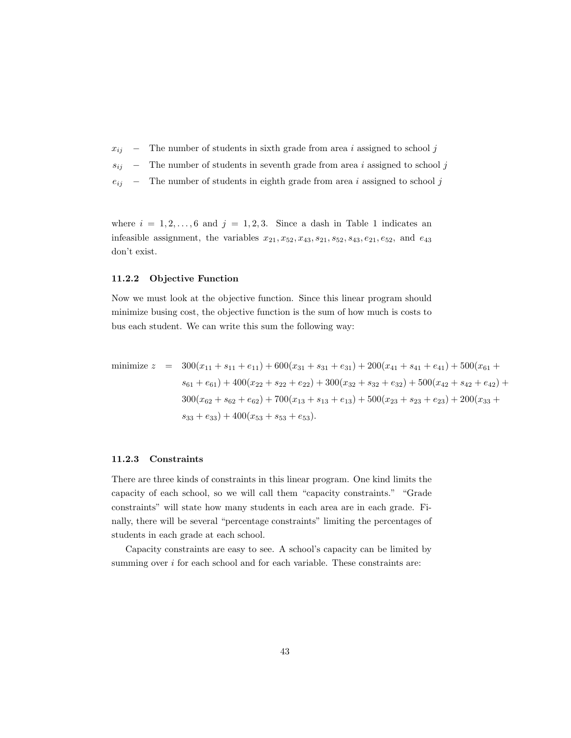$x_{ij}$ – The number of students in sixth grade from area $i$ assigned to school $j$

$s_{ij}$ – The number of students in seventh grade from area $i$ assigned to school $j$

$e_{ij}$ – The number of students in eighth grade from area $i$ assigned to school $j$

where $i = 1, 2, \ldots, 6$ and $j = 1, 2, 3$. Since a dash in Table 1 indicates an infeasible assignment, the variables $x_{21}, x_{52}, x_{43}, s_{21}, s_{52}, s_{43}, e_{21}, e_{52}$, and $e_{43}$ don't exist.

### 11.2.2 Objective Function

Now we must look at the objective function. Since this linear program should minimize busing cost, the objective function is the sum of how much is costs to bus each student. We can write this sum the following way:

$$
\begin{aligned}
\text{minimize } z \;=\; & 300(x_{11} + s_{11} + e_{11}) + 600(x_{31} + s_{31} + e_{31}) + 200(x_{41} + s_{41} + e_{41}) + 500(x_{61} + \\
& s_{61} + e_{61}) + 400(x_{22} + s_{22} + e_{22}) + 300(x_{32} + s_{32} + e_{32}) + 500(x_{42} + s_{42} + e_{42}) + \\
& 300(x_{62} + s_{62} + e_{62}) + 700(x_{13} + s_{13} + e_{13}) + 500(x_{23} + s_{23} + e_{23}) + 200(x_{33} + \\
& s_{33} + e_{33}) + 400(x_{53} + s_{53} + e_{53}).
\end{aligned}
$$

### 11.2.3 Constraints

There are three kinds of constraints in this linear program. One kind limits the capacity of each school, so we will call them "capacity constraints." "Grade constraints" will state how many students in each area are in each grade. Finally, there will be several "percentage constraints" limiting the percentages of students in each grade at each school.

Capacity constraints are easy to see. A school's capacity can be limited by summing over $i$ for each school and for each variable. These constraints are: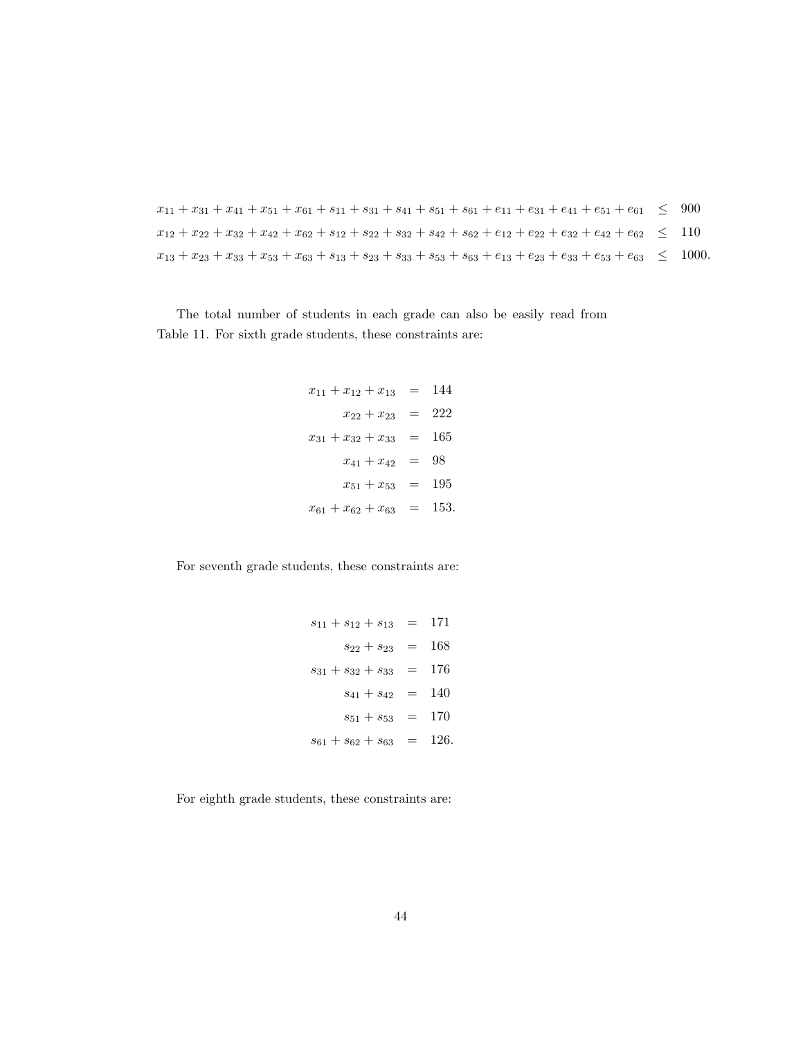$$
\begin{aligned}
x_{11}+x_{31}+x_{41}+x_{51}+x_{61}+s_{11}+s_{31}+s_{41}+s_{51}+s_{61}+e_{11}+e_{31}+e_{41}+e_{51}+e_{61} &\leq 900 \\
x_{12}+x_{22}+x_{32}+x_{42}+x_{62}+s_{12}+s_{22}+s_{32}+s_{42}+s_{62}+e_{12}+e_{22}+e_{32}+e_{42}+e_{62} &\leq 110 \\
x_{13}+x_{23}+x_{33}+x_{53}+x_{63}+s_{13}+s_{23}+s_{33}+s_{53}+s_{63}+e_{13}+e_{23}+e_{33}+e_{53}+e_{63} &\leq 1000.
\end{aligned}
$$

The total number of students in each grade can also be easily read from Table 11. For sixth grade students, these constraints are:

$$
\begin{aligned}
x_{11}+x_{12}+x_{13} &= 144 \\
x_{22}+x_{23} &= 222 \\
x_{31}+x_{32}+x_{33} &= 165 \\
x_{41}+x_{42} &= 98 \\
x_{51}+x_{53} &= 195 \\
x_{61}+x_{62}+x_{63} &= 153.
\end{aligned}
$$

For seventh grade students, these constraints are:

$$
\begin{aligned}
s_{11}+s_{12}+s_{13} &= 171 \\
s_{22}+s_{23} &= 168 \\
s_{31}+s_{32}+s_{33} &= 176 \\
s_{41}+s_{42} &= 140 \\
s_{51}+s_{53} &= 170 \\
s_{61}+s_{62}+s_{63} &= 126.
\end{aligned}
$$

For eighth grade students, these constraints are: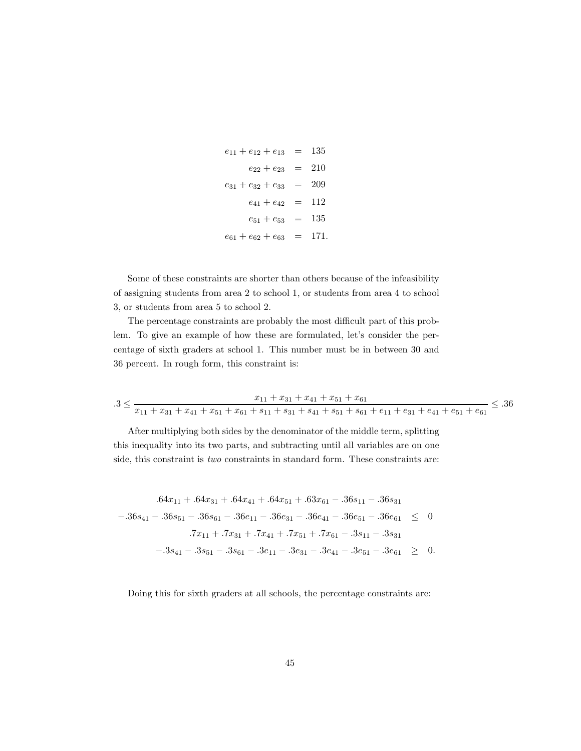$$
\begin{aligned}
e_{11} + e_{12} + e_{13} &= 135 \\
e_{22} + e_{23} &= 210 \\
e_{31} + e_{32} + e_{33} &= 209 \\
e_{41} + e_{42} &= 112 \\
e_{51} + e_{53} &= 135 \\
e_{61} + e_{62} + e_{63} &= 171.
\end{aligned}
$$

Some of these constraints are shorter than others because of the infeasibility of assigning students from area 2 to school 1, or students from area 4 to school 3, or students from area 5 to school 2.

The percentage constraints are probably the most difficult part of this problem. To give an example of how these are formulated, let's consider the percentage of sixth graders at school 1. This number must be in between 30 and 36 percent. In rough form, this constraint is:

$$
.3 \leq \frac{x_{11} + x_{31} + x_{41} + x_{51} + x_{61}}{x_{11} + x_{31} + x_{41} + x_{51} + x_{61} + s_{11} + s_{31} + s_{41} + s_{51} + s_{61} + e_{11} + e_{31} + e_{41} + e_{51} + e_{61}} \leq .36
$$

After multiplying both sides by the denominator of the middle term, splitting this inequality into its two parts, and subtracting until all variables are on one side, this constraint is *two* constraints in standard form. These constraints are:

$$
\begin{aligned}
.64x_{11} + .64x_{31} + .64x_{41} + .64x_{51} + .63x_{61} - .36s_{11} - .36s_{31} & \\
-.36s_{41} - .36s_{51} - .36s_{61} - .36e_{11} - .36e_{31} - .36e_{41} - .36e_{51} - .36e_{61} &\leq 0 \\
.7x_{11} + .7x_{31} + .7x_{41} + .7x_{51} + .7x_{61} - .3s_{11} - .3s_{31} & \\
-.3s_{41} - .3s_{51} - .3s_{61} - .3e_{11} - .3e_{31} - .3e_{41} - .3e_{51} - .3e_{61} &\geq 0.
\end{aligned}
$$

Doing this for sixth graders at all schools, the percentage constraints are: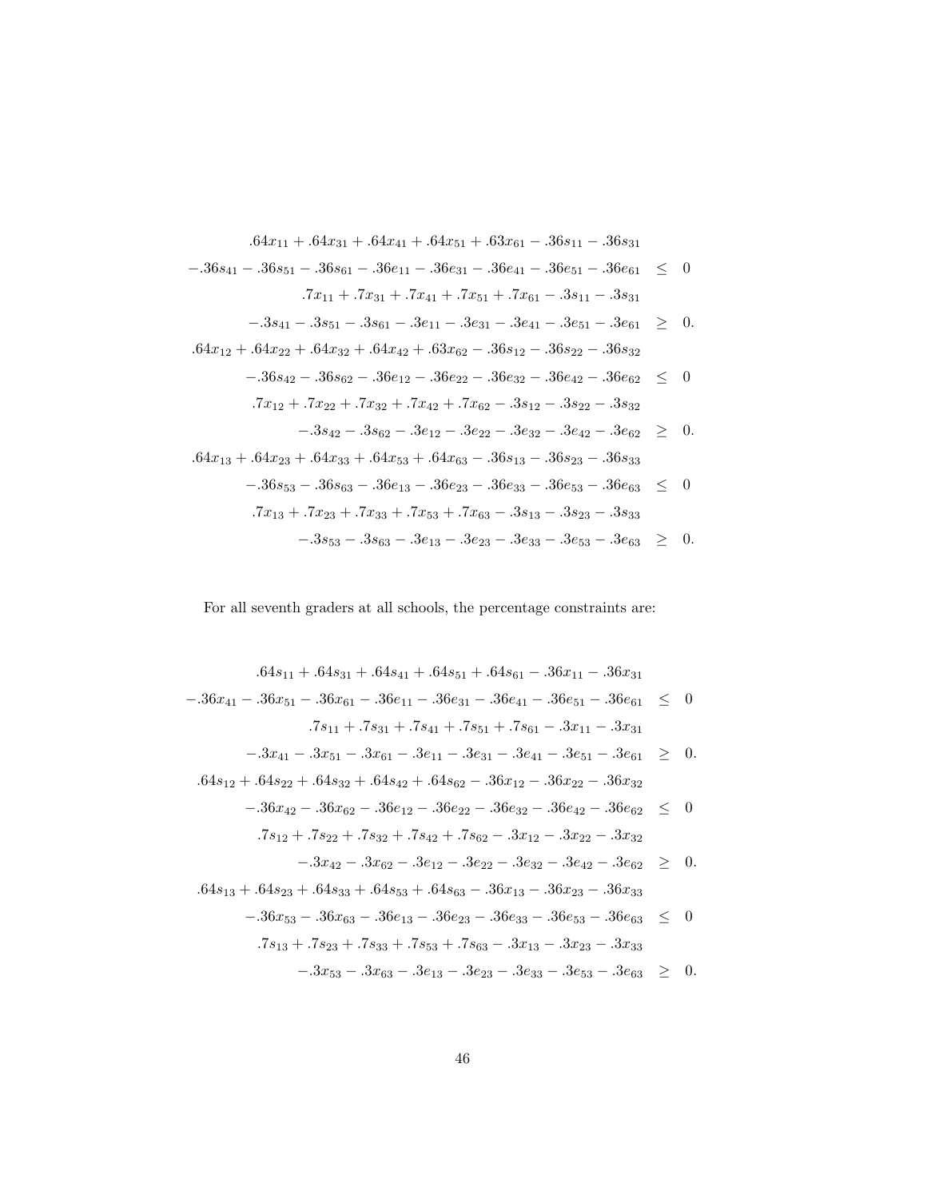$$
\begin{aligned}
.64x_{11} + .64x_{31} + .64x_{41} + .64x_{51} + .63x_{61} - .36s_{11} - .36s_{31} & \\
-.36s_{41} - .36s_{51} - .36s_{61} - .36e_{11} - .36e_{31} - .36e_{41} - .36e_{51} - .36e_{61} & \leq 0 \\
.7x_{11} + .7x_{31} + .7x_{41} + .7x_{51} + .7x_{61} - .3s_{11} - .3s_{31} & \\
-.3s_{41} - .3s_{51} - .3s_{61} - .3e_{11} - .3e_{31} - .3e_{41} - .3e_{51} - .3e_{61} & \geq 0. \\
.64x_{12} + .64x_{22} + .64x_{32} + .64x_{42} + .63x_{62} - .36s_{12} - .36s_{22} - .36s_{32} & \\
-.36s_{42} - .36s_{62} - .36e_{12} - .36e_{22} - .36e_{32} - .36e_{42} - .36e_{62} & \leq 0 \\
.7x_{12} + .7x_{22} + .7x_{32} + .7x_{42} + .7x_{62} - .3s_{12} - .3s_{22} - .3s_{32} & \\
-.3s_{42} - .3s_{62} - .3e_{12} - .3e_{22} - .3e_{32} - .3e_{42} - .3e_{62} & \geq 0. \\
.64x_{13} + .64x_{23} + .64x_{33} + .64x_{53} + .64x_{63} - .36s_{13} - .36s_{23} - .36s_{33} & \\
-.36s_{53} - .36s_{63} - .36e_{13} - .36e_{23} - .36e_{33} - .36e_{53} - .36e_{63} & \leq 0 \\
.7x_{13} + .7x_{23} + .7x_{33} + .7x_{53} + .7x_{63} - .3s_{13} - .3s_{23} - .3s_{33} & \\
-.3s_{53} - .3s_{63} - .3e_{13} - .3e_{23} - .3e_{33} - .3e_{53} - .3e_{63} & \geq 0.
\end{aligned}
$$

For all seventh graders at all schools, the percentage constraints are:

$$
\begin{aligned}
.64s_{11} + .64s_{31} + .64s_{41} + .64s_{51} + .64s_{61} - .36x_{11} - .36x_{31} & \\
-.36x_{41} - .36x_{51} - .36x_{61} - .36e_{11} - .36e_{31} - .36e_{41} - .36e_{51} - .36e_{61} & \leq 0 \\
.7s_{11} + .7s_{31} + .7s_{41} + .7s_{51} + .7s_{61} - .3x_{11} - .3x_{31} & \\
-.3x_{41} - .3x_{51} - .3x_{61} - .3e_{11} - .3e_{31} - .3e_{41} - .3e_{51} - .3e_{61} & \geq 0. \\
.64s_{12} + .64s_{22} + .64s_{32} + .64s_{42} + .64s_{62} - .36x_{12} - .36x_{22} - .36x_{32} & \\
-.36x_{42} - .36x_{62} - .36e_{12} - .36e_{22} - .36e_{32} - .36e_{42} - .36e_{62} & \leq 0 \\
.7s_{12} + .7s_{22} + .7s_{32} + .7s_{42} + .7s_{62} - .3x_{12} - .3x_{22} - .3x_{32} & \\
-.3x_{42} - .3x_{62} - .3e_{12} - .3e_{22} - .3e_{32} - .3e_{42} - .3e_{62} & \geq 0. \\
.64s_{13} + .64s_{23} + .64s_{33} + .64s_{53} + .64s_{63} - .36x_{13} - .36x_{23} - .36x_{33} & \\
-.36x_{53} - .36x_{63} - .36e_{13} - .36e_{23} - .36e_{33} - .36e_{53} - .36e_{63} & \leq 0 \\
.7s_{13} + .7s_{23} + .7s_{33} + .7s_{53} + .7s_{63} - .3x_{13} - .3x_{23} - .3x_{33} & \\
-.3x_{53} - .3x_{63} - .3e_{13} - .3e_{23} - .3e_{33} - .3e_{53} - .3e_{63} & \geq 0.
\end{aligned}
$$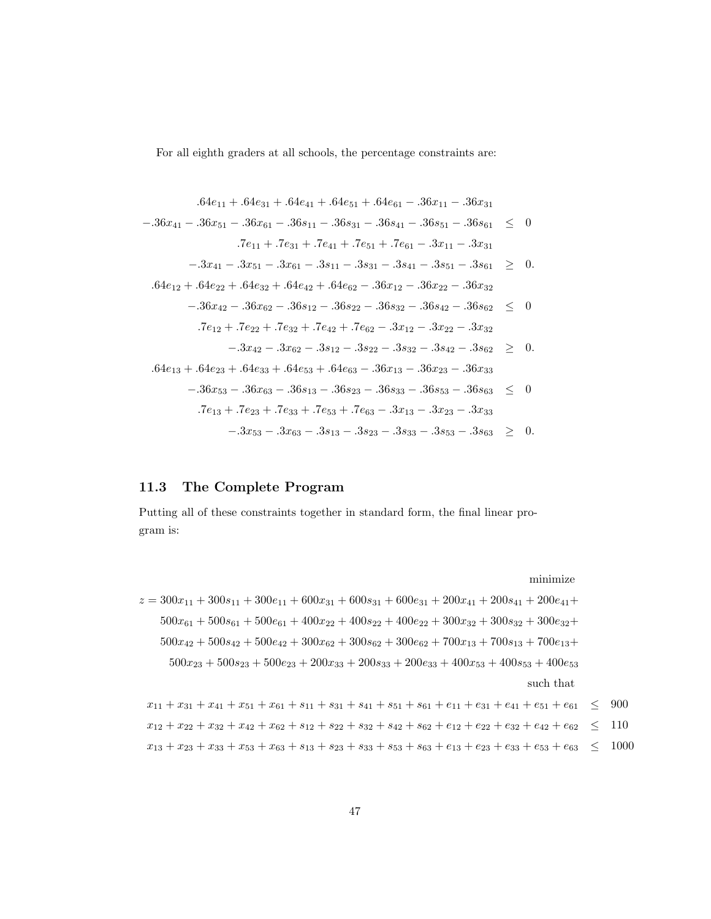For all eighth graders at all schools, the percentage constraints are:

$$
\begin{aligned}
.64e_{11} + .64e_{31} + .64e_{41} + .64e_{51} + .64e_{61} - .36x_{11} - .36x_{31}& \\
-.36x_{41} - .36x_{51} - .36x_{61} - .36s_{11} - .36s_{31} - .36s_{41} - .36s_{51} - .36s_{61} &\leq 0 \\
.7e_{11} + .7e_{31} + .7e_{41} + .7e_{51} + .7e_{61} - .3x_{11} - .3x_{31}& \\
-.3x_{41} - .3x_{51} - .3x_{61} - .3s_{11} - .3s_{31} - .3s_{41} - .3s_{51} - .3s_{61} &\geq 0. \\
.64e_{12} + .64e_{22} + .64e_{32} + .64e_{42} + .64e_{62} - .36x_{12} - .36x_{22} - .36x_{32}& \\
-.36x_{42} - .36x_{62} - .36s_{12} - .36s_{22} - .36s_{32} - .36s_{42} - .36s_{62} &\leq 0 \\
.7e_{12} + .7e_{22} + .7e_{32} + .7e_{42} + .7e_{62} - .3x_{12} - .3x_{22} - .3x_{32}& \\
-.3x_{42} - .3x_{62} - .3s_{12} - .3s_{22} - .3s_{32} - .3s_{42} - .3s_{62} &\geq 0. \\
.64e_{13} + .64e_{23} + .64e_{33} + .64e_{53} + .64e_{63} - .36x_{13} - .36x_{23} - .36x_{33}& \\
-.36x_{53} - .36x_{63} - .36s_{13} - .36s_{23} - .36s_{33} - .36s_{53} - .36s_{63} &\leq 0 \\
.7e_{13} + .7e_{23} + .7e_{33} + .7e_{53} + .7e_{63} - .3x_{13} - .3x_{23} - .3x_{33}& \\
-.3x_{53} - .3x_{63} - .3s_{13} - .3s_{23} - .3s_{33} - .3s_{53} - .3s_{63} &\geq 0.
\end{aligned}
$$

## 11.3 The Complete Program

Putting all of these constraints together in standard form, the final linear program is:

minimize

$$
\begin{aligned}
z = {}& 300x_{11} + 300s_{11} + 300e_{11} + 600x_{31} + 600s_{31} + 600e_{31} + 200x_{41} + 200s_{41} + 200e_{41} + \\
& 500x_{61} + 500s_{61} + 500e_{61} + 400x_{22} + 400s_{22} + 400e_{22} + 300x_{32} + 300s_{32} + 300e_{32} + \\
& 500x_{42} + 500s_{42} + 500e_{42} + 300x_{62} + 300s_{62} + 300e_{62} + 700x_{13} + 700s_{13} + 700e_{13} + \\
& 500x_{23} + 500s_{23} + 500e_{23} + 200x_{33} + 200s_{33} + 200e_{33} + 400x_{53} + 400s_{53} + 400e_{53}
\end{aligned}
$$

such that

$$
\begin{aligned}
x_{11} + x_{31} + x_{41} + x_{51} + x_{61} + s_{11} + s_{31} + s_{41} + s_{51} + s_{61} + e_{11} + e_{31} + e_{41} + e_{51} + e_{61} &\leq 900 \\
x_{12} + x_{22} + x_{32} + x_{42} + x_{62} + s_{12} + s_{22} + s_{32} + s_{42} + s_{62} + e_{12} + e_{22} + e_{32} + e_{42} + e_{62} &\leq 110 \\
x_{13} + x_{23} + x_{33} + x_{53} + x_{63} + s_{13} + s_{23} + s_{33} + s_{53} + s_{63} + e_{13} + e_{23} + e_{33} + e_{53} + e_{63} &\leq 1000
\end{aligned}
$$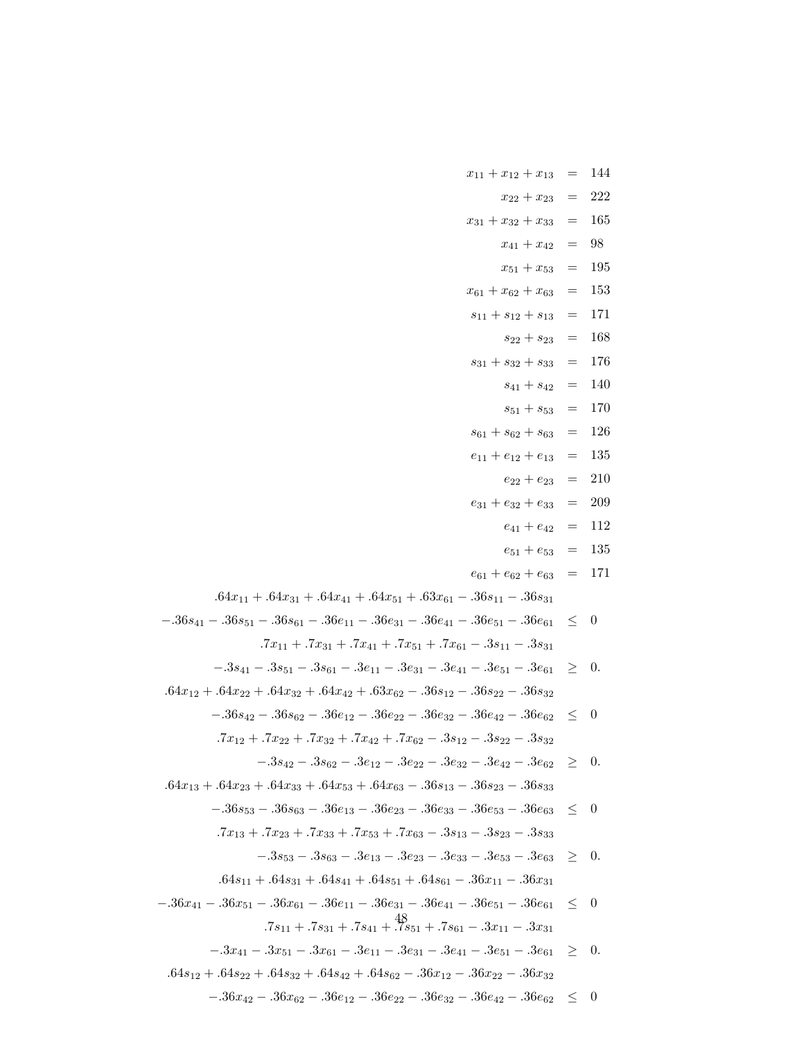$$
\begin{aligned}
x_{11}+x_{12}+x_{13} &= 144 \\
x_{22}+x_{23} &= 222 \\
x_{31}+x_{32}+x_{33} &= 165 \\
x_{41}+x_{42} &= 98 \\
x_{51}+x_{53} &= 195 \\
x_{61}+x_{62}+x_{63} &= 153 \\
s_{11}+s_{12}+s_{13} &= 171 \\
s_{22}+s_{23} &= 168 \\
s_{31}+s_{32}+s_{33} &= 176 \\
s_{41}+s_{42} &= 140 \\
s_{51}+s_{53} &= 170 \\
s_{61}+s_{62}+s_{63} &= 126 \\
e_{11}+e_{12}+e_{13} &= 135 \\
e_{22}+e_{23} &= 210 \\
e_{31}+e_{32}+e_{33} &= 209 \\
e_{41}+e_{42} &= 112 \\
e_{51}+e_{53} &= 135 \\
e_{61}+e_{62}+e_{63} &= 171
\end{aligned}
$$

$$
\begin{aligned}
&.64x_{11}+.64x_{31}+.64x_{41}+.64x_{51}+.63x_{61}-.36s_{11}-.36s_{31} \\
&-.36s_{41}-.36s_{51}-.36s_{61}-.36e_{11}-.36e_{31}-.36e_{41}-.36e_{51}-.36e_{61} \leq 0 \\
&.7x_{11}+.7x_{31}+.7x_{41}+.7x_{51}+.7x_{61}-.3s_{11}-.3s_{31} \\
&-.3s_{41}-.3s_{51}-.3s_{61}-.3e_{11}-.3e_{31}-.3e_{41}-.3e_{51}-.3e_{61} \geq 0. \\
&.64x_{12}+.64x_{22}+.64x_{32}+.64x_{42}+.63x_{62}-.36s_{12}-.36s_{22}-.36s_{32} \\
&-.36s_{42}-.36s_{62}-.36e_{12}-.36e_{22}-.36e_{32}-.36e_{42}-.36e_{62} \leq 0 \\
&.7x_{12}+.7x_{22}+.7x_{32}+.7x_{42}+.7x_{62}-.3s_{12}-.3s_{22}-.3s_{32} \\
&-.3s_{42}-.3s_{62}-.3e_{12}-.3e_{22}-.3e_{32}-.3e_{42}-.3e_{62} \geq 0. \\
&.64x_{13}+.64x_{23}+.64x_{33}+.64x_{53}+.64x_{63}-.36s_{13}-.36s_{23}-.36s_{33} \\
&-.36s_{53}-.36s_{63}-.36e_{13}-.36e_{23}-.36e_{33}-.36e_{53}-.36e_{63} \leq 0 \\
&.7x_{13}+.7x_{23}+.7x_{33}+.7x_{53}+.7x_{63}-.3s_{13}-.3s_{23}-.3s_{33} \\
&-.3s_{53}-.3s_{63}-.3e_{13}-.3e_{23}-.3e_{33}-.3e_{53}-.3e_{63} \geq 0. \\
&.64s_{11}+.64s_{31}+.64s_{41}+.64s_{51}+.64s_{61}-.36x_{11}-.36x_{31} \\
&-.36x_{41}-.36x_{51}-.36x_{61}-.36e_{11}-.36e_{31}-.36e_{41}-.36e_{51}-.36e_{61} \leq 0 \\
&.7s_{11}+.7s_{31}+.7s_{41}+.7s_{51}+.7s_{61}-.3x_{11}-.3x_{31} \\
&-.3x_{41}-.3x_{51}-.3x_{61}-.3e_{11}-.3e_{31}-.3e_{41}-.3e_{51}-.3e_{61} \geq 0. \\
&.64s_{12}+.64s_{22}+.64s_{32}+.64s_{42}+.64s_{62}-.36x_{12}-.36x_{22}-.36x_{32} \\
&-.36x_{42}-.36x_{62}-.36e_{12}-.36e_{22}-.36e_{32}-.36e_{42}-.36e_{62} \leq 0
\end{aligned}
$$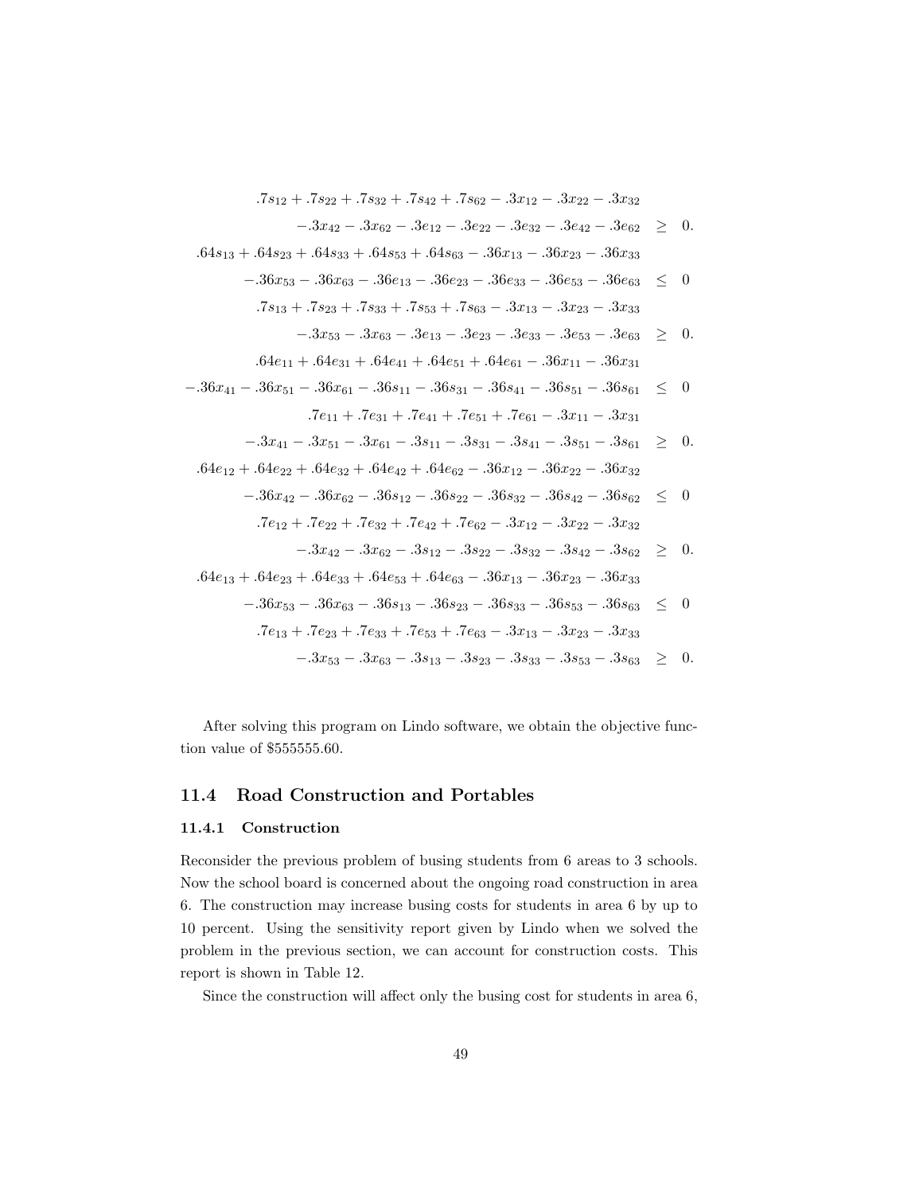$$
\begin{aligned}
.7s_{12} + .7s_{22} + .7s_{32} + .7s_{42} + .7s_{62} - .3x_{12} - .3x_{22} - .3x_{32} & \\
-.3x_{42} - .3x_{62} - .3e_{12} - .3e_{22} - .3e_{32} - .3e_{42} - .3e_{62} & \geq 0. \\
.64s_{13} + .64s_{23} + .64s_{33} + .64s_{53} + .64s_{63} - .36x_{13} - .36x_{23} - .36x_{33} & \\
-.36x_{53} - .36x_{63} - .36e_{13} - .36e_{23} - .36e_{33} - .36e_{53} - .36e_{63} & \leq 0 \\
.7s_{13} + .7s_{23} + .7s_{33} + .7s_{53} + .7s_{63} - .3x_{13} - .3x_{23} - .3x_{33} & \\
-.3x_{53} - .3x_{63} - .3e_{13} - .3e_{23} - .3e_{33} - .3e_{53} - .3e_{63} & \geq 0. \\
.64e_{11} + .64e_{31} + .64e_{41} + .64e_{51} + .64e_{61} - .36x_{11} - .36x_{31} & \\
-.36x_{41} - .36x_{51} - .36x_{61} - .36s_{11} - .36s_{31} - .36s_{41} - .36s_{51} - .36s_{61} & \leq 0 \\
.7e_{11} + .7e_{31} + .7e_{41} + .7e_{51} + .7e_{61} - .3x_{11} - .3x_{31} & \\
-.3x_{41} - .3x_{51} - .3x_{61} - .3s_{11} - .3s_{31} - .3s_{41} - .3s_{51} - .3s_{61} & \geq 0. \\
.64e_{12} + .64e_{22} + .64e_{32} + .64e_{42} + .64e_{62} - .36x_{12} - .36x_{22} - .36x_{32} & \\
-.36x_{42} - .36x_{62} - .36s_{12} - .36s_{22} - .36s_{32} - .36s_{42} - .36s_{62} & \leq 0 \\
.7e_{12} + .7e_{22} + .7e_{32} + .7e_{42} + .7e_{62} - .3x_{12} - .3x_{22} - .3x_{32} & \\
-.3x_{42} - .3x_{62} - .3s_{12} - .3s_{22} - .3s_{32} - .3s_{42} - .3s_{62} & \geq 0. \\
.64e_{13} + .64e_{23} + .64e_{33} + .64e_{53} + .64e_{63} - .36x_{13} - .36x_{23} - .36x_{33} & \\
-.36x_{53} - .36x_{63} - .36s_{13} - .36s_{23} - .36s_{33} - .36s_{53} - .36s_{63} & \leq 0 \\
.7e_{13} + .7e_{23} + .7e_{33} + .7e_{53} + .7e_{63} - .3x_{13} - .3x_{23} - .3x_{33} & \\
-.3x_{53} - .3x_{63} - .3s_{13} - .3s_{23} - .3s_{33} - .3s_{53} - .3s_{63} & \geq 0.
\end{aligned}
$$

After solving this program on Lindo software, we obtain the objective function value of \$555555.60.

## 11.4 Road Construction and Portables

### 11.4.1 Construction

Reconsider the previous problem of busing students from 6 areas to 3 schools. Now the school board is concerned about the ongoing road construction in area 6. The construction may increase busing costs for students in area 6 by up to 10 percent. Using the sensitivity report given by Lindo when we solved the problem in the previous section, we can account for construction costs. This report is shown in Table 12.

Since the construction will affect only the busing cost for students in area 6,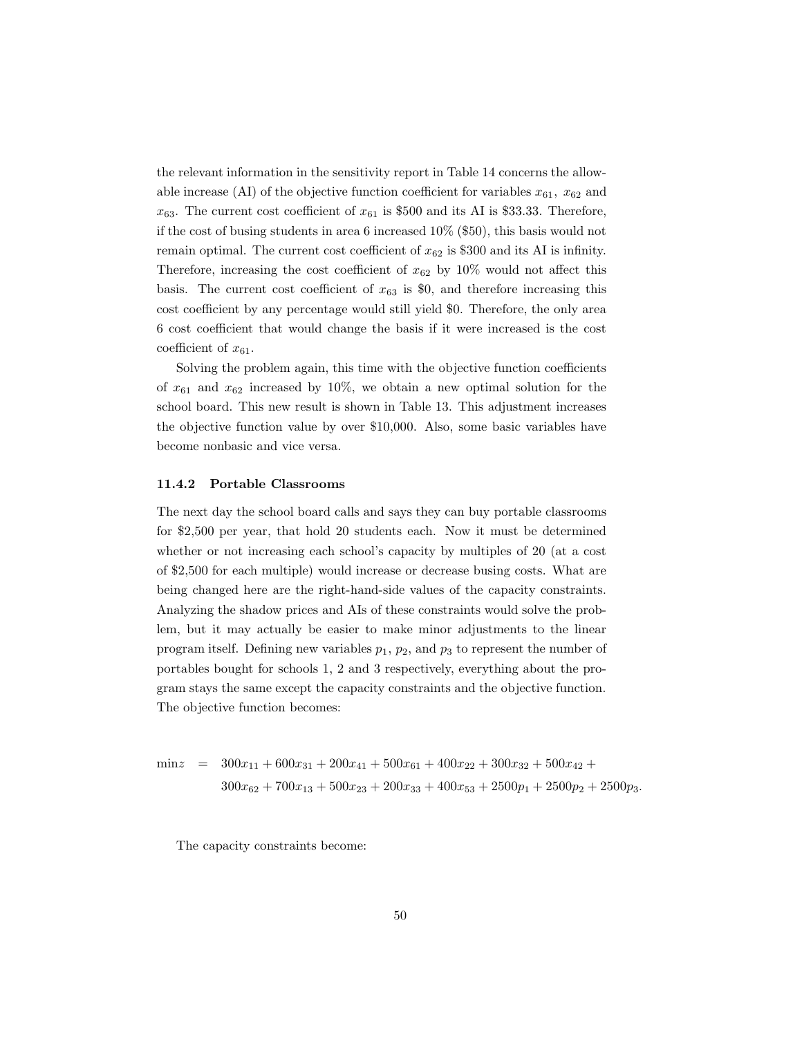the relevant information in the sensitivity report in Table 14 concerns the allowable increase (AI) of the objective function coefficient for variables $x_{61}$, $x_{62}$ and $x_{63}$. The current cost coefficient of $x_{61}$ is \$500 and its AI is \$33.33. Therefore, if the cost of busing students in area 6 increased 10% (\$50), this basis would not remain optimal. The current cost coefficient of $x_{62}$ is \$300 and its AI is infinity. Therefore, increasing the cost coefficient of $x_{62}$ by 10% would not affect this basis. The current cost coefficient of $x_{63}$ is \$0, and therefore increasing this cost coefficient by any percentage would still yield \$0. Therefore, the only area 6 cost coefficient that would change the basis if it were increased is the cost coefficient of $x_{61}$.

Solving the problem again, this time with the objective function coefficients of $x_{61}$ and $x_{62}$ increased by 10%, we obtain a new optimal solution for the school board. This new result is shown in Table 13. This adjustment increases the objective function value by over \$10,000. Also, some basic variables have become nonbasic and vice versa.

### 11.4.2 Portable Classrooms

The next day the school board calls and says they can buy portable classrooms for \$2,500 per year, that hold 20 students each. Now it must be determined whether or not increasing each school's capacity by multiples of 20 (at a cost of \$2,500 for each multiple) would increase or decrease busing costs. What are being changed here are the right-hand-side values of the capacity constraints. Analyzing the shadow prices and AIs of these constraints would solve the problem, but it may actually be easier to make minor adjustments to the linear program itself. Defining new variables $p_1$, $p_2$, and $p_3$ to represent the number of portables bought for schools 1, 2 and 3 respectively, everything about the program stays the same except the capacity constraints and the objective function. The objective function becomes:

$$
\begin{aligned}
\min z \quad = \quad & 300x_{11} + 600x_{31} + 200x_{41} + 500x_{61} + 400x_{22} + 300x_{32} + 500x_{42} + \\
& 300x_{62} + 700x_{13} + 500x_{23} + 200x_{33} + 400x_{53} + 2500p_1 + 2500p_2 + 2500p_3.
\end{aligned}
$$

The capacity constraints become: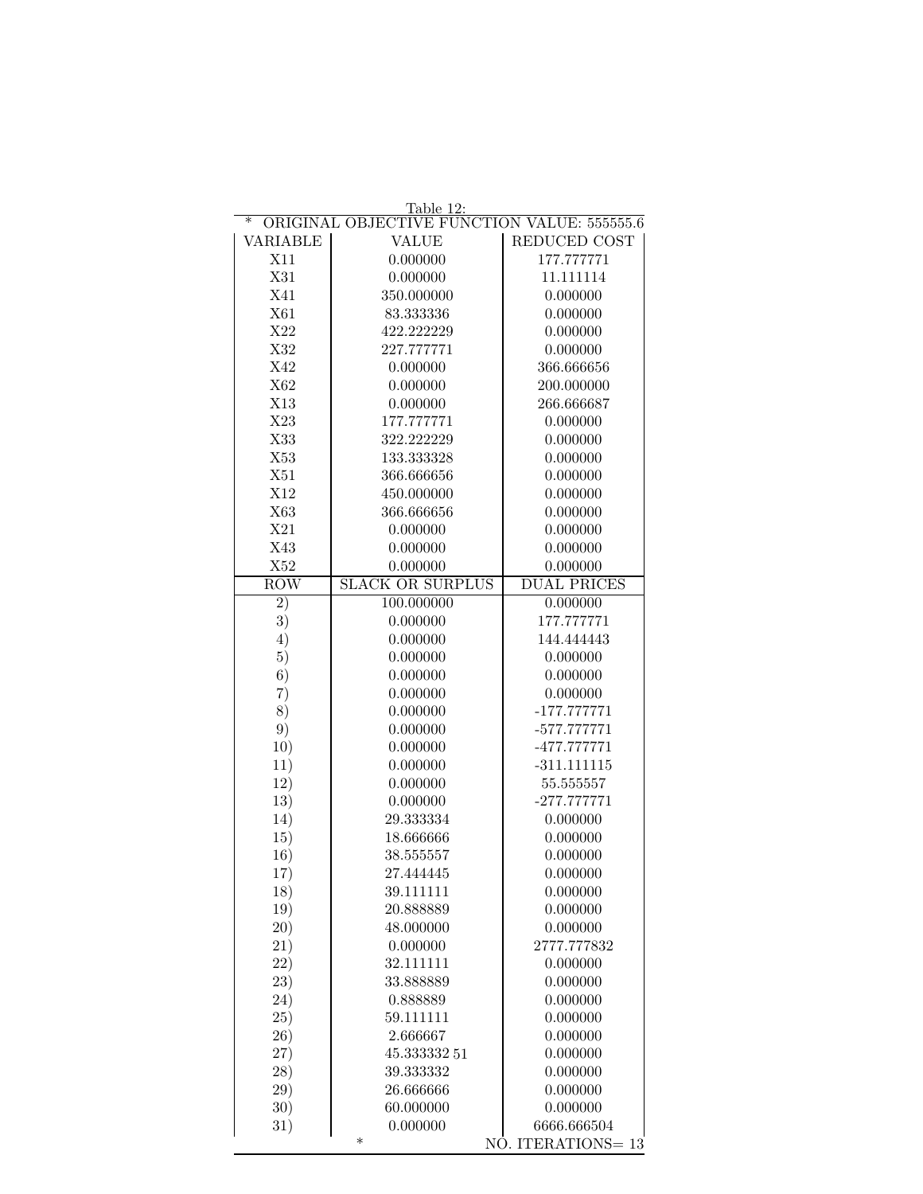Table 12:

| * ORIGINAL OBJECTIVE FUNCTION VALUE: 555555.6 | | |
|---|---|---|
| VARIABLE | VALUE | REDUCED COST |
| X11 | 0.000000 | 177.777771 |
| X31 | 0.000000 | 11.111114 |
| X41 | 350.000000 | 0.000000 |
| X61 | 83.333336 | 0.000000 |
| X22 | 422.222229 | 0.000000 |
| X32 | 227.777771 | 0.000000 |
| X42 | 0.000000 | 366.666656 |
| X62 | 0.000000 | 200.000000 |
| X13 | 0.000000 | 266.666687 |
| X23 | 177.777771 | 0.000000 |
| X33 | 322.222229 | 0.000000 |
| X53 | 133.333328 | 0.000000 |
| X51 | 366.666656 | 0.000000 |
| X12 | 450.000000 | 0.000000 |
| X63 | 366.666656 | 0.000000 |
| X21 | 0.000000 | 0.000000 |
| X43 | 0.000000 | 0.000000 |
| X52 | 0.000000 | 0.000000 |
| ROW | SLACK OR SURPLUS | DUAL PRICES |
| 2) | 100.000000 | 0.000000 |
| 3) | 0.000000 | 177.777771 |
| 4) | 0.000000 | 144.444443 |
| 5) | 0.000000 | 0.000000 |
| 6) | 0.000000 | 0.000000 |
| 7) | 0.000000 | 0.000000 |
| 8) | 0.000000 | -177.777771 |
| 9) | 0.000000 | -577.777771 |
| 10) | 0.000000 | -477.777771 |
| 11) | 0.000000 | -311.111115 |
| 12) | 0.000000 | 55.555557 |
| 13) | 0.000000 | -277.777771 |
| 14) | 29.333334 | 0.000000 |
| 15) | 18.666666 | 0.000000 |
| 16) | 38.555557 | 0.000000 |
| 17) | 27.444445 | 0.000000 |
| 18) | 39.111111 | 0.000000 |
| 19) | 20.888889 | 0.000000 |
| 20) | 48.000000 | 0.000000 |
| 21) | 0.000000 | 2777.777832 |
| 22) | 32.111111 | 0.000000 |
| 23) | 33.888889 | 0.000000 |
| 24) | 0.888889 | 0.000000 |
| 25) | 59.111111 | 0.000000 |
| 26) | 2.666667 | 0.000000 |
| 27) | 45.333332 51 | 0.000000 |
| 28) | 39.333332 | 0.000000 |
| 29) | 26.666666 | 0.000000 |
| 30) | 60.000000 | 0.000000 |
| 31) | 0.000000 | 6666.666504 |
| | * | NO. ITERATIONS= 13 |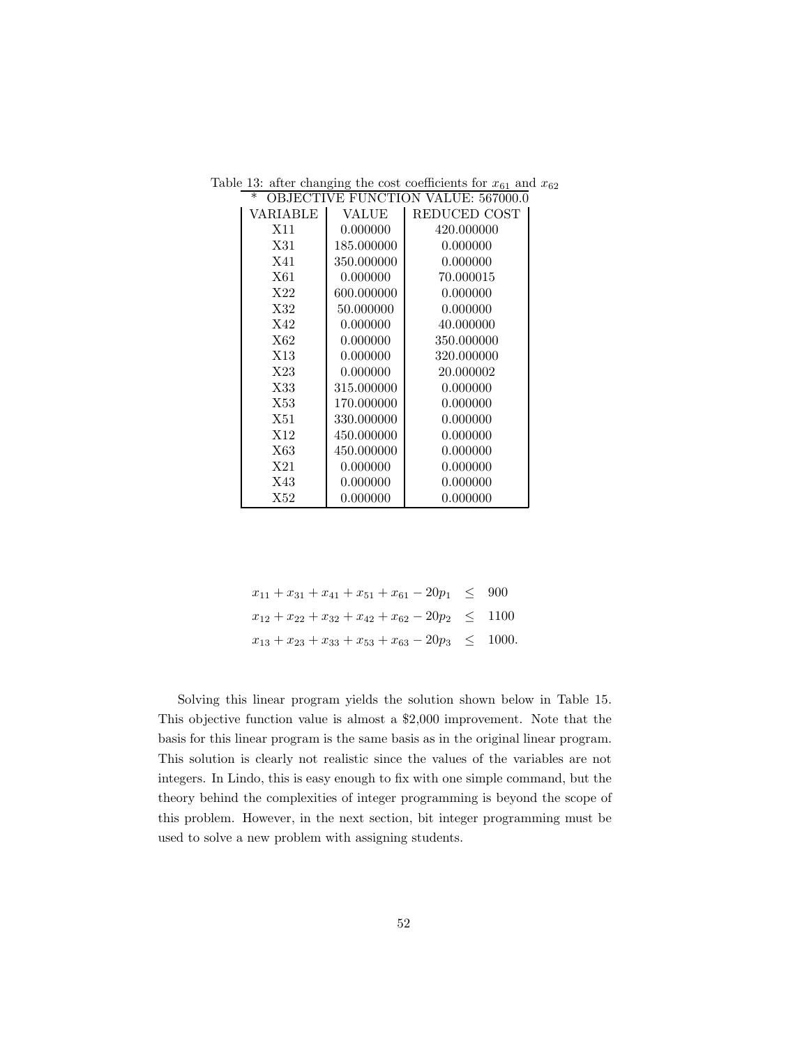Table 13: after changing the cost coefficients for $x_{61}$ and $x_{62}$

| * OBJECTIVE FUNCTION VALUE: 567000.0 | | |
|---|---|---|
| VARIABLE | VALUE | REDUCED COST |
| X11 | 0.000000 | 420.000000 |
| X31 | 185.000000 | 0.000000 |
| X41 | 350.000000 | 0.000000 |
| X61 | 0.000000 | 70.000015 |
| X22 | 600.000000 | 0.000000 |
| X32 | 50.000000 | 0.000000 |
| X42 | 0.000000 | 40.000000 |
| X62 | 0.000000 | 350.000000 |
| X13 | 0.000000 | 320.000000 |
| X23 | 0.000000 | 20.000002 |
| X33 | 315.000000 | 0.000000 |
| X53 | 170.000000 | 0.000000 |
| X51 | 330.000000 | 0.000000 |
| X12 | 450.000000 | 0.000000 |
| X63 | 450.000000 | 0.000000 |
| X21 | 0.000000 | 0.000000 |
| X43 | 0.000000 | 0.000000 |
| X52 | 0.000000 | 0.000000 |

$$x_{11} + x_{31} + x_{41} + x_{51} + x_{61} - 20p_1 \leq 900$$

$$x_{12} + x_{22} + x_{32} + x_{42} + x_{62} - 20p_2 \leq 1100$$

$$x_{13} + x_{23} + x_{33} + x_{53} + x_{63} - 20p_3 \leq 1000.$$

Solving this linear program yields the solution shown below in Table 15. This objective function value is almost a \$2,000 improvement. Note that the basis for this linear program is the same basis as in the original linear program. This solution is clearly not realistic since the values of the variables are not integers. In Lindo, this is easy enough to fix with one simple command, but the theory behind the complexities of integer programming is beyond the scope of this problem. However, in the next section, bit integer programming must be used to solve a new problem with assigning students.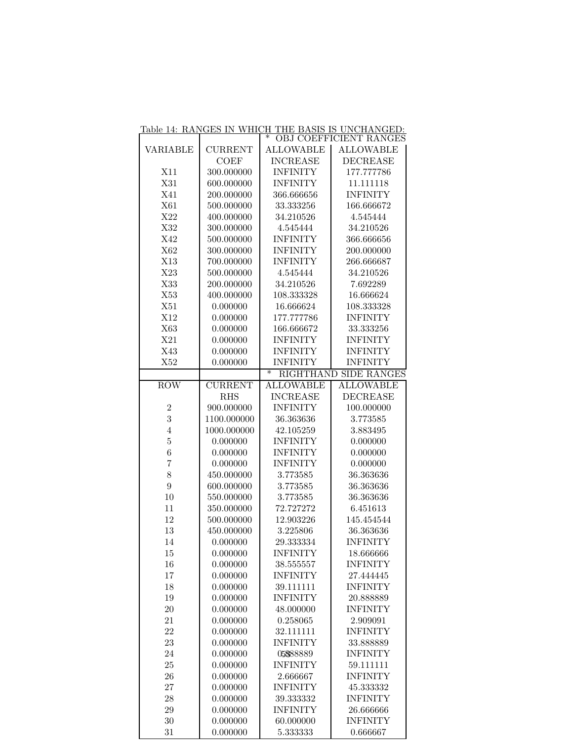Table 14: RANGES IN WHICH THE BASIS IS UNCHANGED:

| | | * OBJ COEFFICIENT RANGES | |
|---|---|---|---|
| VARIABLE | CURRENT COEF | ALLOWABLE INCREASE | ALLOWABLE DECREASE |
| X11 | 300.000000 | INFINITY | 177.777786 |
| X31 | 600.000000 | INFINITY | 11.111118 |
| X41 | 200.000000 | 366.666656 | INFINITY |
| X61 | 500.000000 | 33.333256 | 166.666672 |
| X22 | 400.000000 | 34.210526 | 4.545444 |
| X32 | 300.000000 | 4.545444 | 34.210526 |
| X42 | 500.000000 | INFINITY | 366.666656 |
| X62 | 300.000000 | INFINITY | 200.000000 |
| X13 | 700.000000 | INFINITY | 266.666687 |
| X23 | 500.000000 | 4.545444 | 34.210526 |
| X33 | 200.000000 | 34.210526 | 7.692289 |
| X53 | 400.000000 | 108.333328 | 16.666624 |
| X51 | 0.000000 | 16.666624 | 108.333328 |
| X12 | 0.000000 | 177.777786 | INFINITY |
| X63 | 0.000000 | 166.666672 | 33.333256 |
| X21 | 0.000000 | INFINITY | INFINITY |
| X43 | 0.000000 | INFINITY | INFINITY |
| X52 | 0.000000 | INFINITY | INFINITY |
| | | * RIGHTHAND SIDE RANGES | |
| ROW | CURRENT RHS | ALLOWABLE INCREASE | ALLOWABLE DECREASE |
| 2 | 900.000000 | INFINITY | 100.000000 |
| 3 | 1100.000000 | 36.363636 | 3.773585 |
| 4 | 1000.000000 | 42.105259 | 3.883495 |
| 5 | 0.000000 | INFINITY | 0.000000 |
| 6 | 0.000000 | INFINITY | 0.000000 |
| 7 | 0.000000 | INFINITY | 0.000000 |
| 8 | 450.000000 | 3.773585 | 36.363636 |
| 9 | 600.000000 | 3.773585 | 36.363636 |
| 10 | 550.000000 | 3.773585 | 36.363636 |
| 11 | 350.000000 | 72.727272 | 6.451613 |
| 12 | 500.000000 | 12.903226 | 145.454544 |
| 13 | 450.000000 | 3.225806 | 36.363636 |
| 14 | 0.000000 | 29.333334 | INFINITY |
| 15 | 0.000000 | INFINITY | 18.666666 |
| 16 | 0.000000 | 38.555557 | INFINITY |
| 17 | 0.000000 | INFINITY | 27.444445 |
| 18 | 0.000000 | 39.111111 | INFINITY |
| 19 | 0.000000 | INFINITY | 20.888889 |
| 20 | 0.000000 | 48.000000 | INFINITY |
| 21 | 0.000000 | 0.258065 | 2.909091 |
| 22 | 0.000000 | 32.111111 | INFINITY |
| 23 | 0.000000 | INFINITY | 33.888889 |
| 24 | 0.000000 | 0.888889 | INFINITY |
| 25 | 0.000000 | INFINITY | 59.111111 |
| 26 | 0.000000 | 2.666667 | INFINITY |
| 27 | 0.000000 | INFINITY | 45.333332 |
| 28 | 0.000000 | 39.333332 | INFINITY |
| 29 | 0.000000 | INFINITY | 26.666666 |
| 30 | 0.000000 | 60.000000 | INFINITY |
| 31 | 0.000000 | 5.333333 | 0.666667 |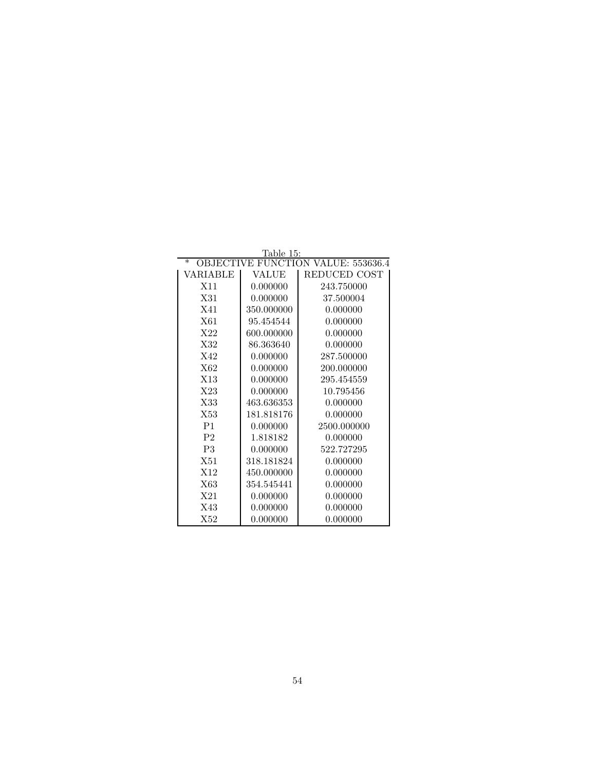Table 15:

| * OBJECTIVE FUNCTION VALUE: 553636.4 | | |
|---|---|---|
| VARIABLE | VALUE | REDUCED COST |
| X11 | 0.000000 | 243.750000 |
| X31 | 0.000000 | 37.500004 |
| X41 | 350.000000 | 0.000000 |
| X61 | 95.454544 | 0.000000 |
| X22 | 600.000000 | 0.000000 |
| X32 | 86.363640 | 0.000000 |
| X42 | 0.000000 | 287.500000 |
| X62 | 0.000000 | 200.000000 |
| X13 | 0.000000 | 295.454559 |
| X23 | 0.000000 | 10.795456 |
| X33 | 463.636353 | 0.000000 |
| X53 | 181.818176 | 0.000000 |
| P1 | 0.000000 | 2500.000000 |
| P2 | 1.818182 | 0.000000 |
| P3 | 0.000000 | 522.727295 |
| X51 | 318.181824 | 0.000000 |
| X12 | 450.000000 | 0.000000 |
| X63 | 354.545441 | 0.000000 |
| X21 | 0.000000 | 0.000000 |
| X43 | 0.000000 | 0.000000 |
| X52 | 0.000000 | 0.000000 |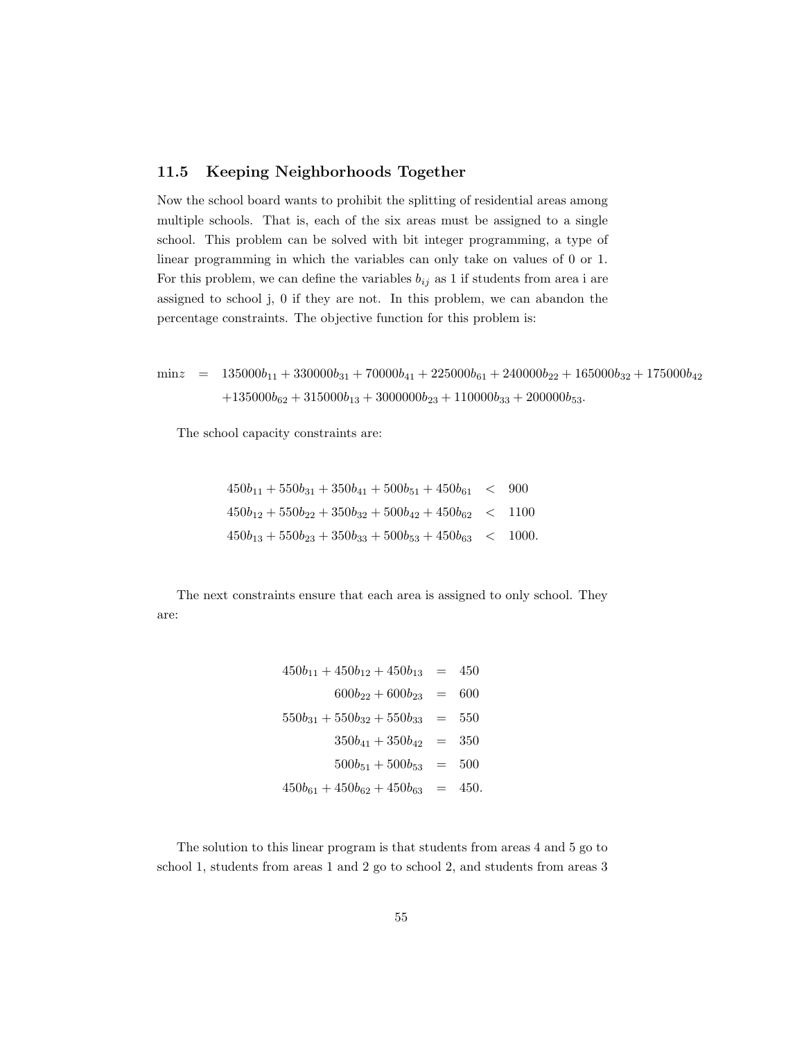## 11.5 Keeping Neighborhoods Together

Now the school board wants to prohibit the splitting of residential areas among multiple schools. That is, each of the six areas must be assigned to a single school. This problem can be solved with bit integer programming, a type of linear programming in which the variables can only take on values of 0 or 1. For this problem, we can define the variables $b_{ij}$ as 1 if students from area i are assigned to school j, 0 if they are not. In this problem, we can abandon the percentage constraints. The objective function for this problem is:

$$
\begin{aligned}
\min z \quad = \quad & 135000b_{11} + 330000b_{31} + 70000b_{41} + 225000b_{61} + 240000b_{22} + 165000b_{32} + 175000b_{42} \\
& +135000b_{62} + 315000b_{13} + 3000000b_{23} + 110000b_{33} + 200000b_{53}.
\end{aligned}
$$

The school capacity constraints are:

$$
\begin{aligned}
450b_{11} + 550b_{31} + 350b_{41} + 500b_{51} + 450b_{61} &< 900 \\
450b_{12} + 550b_{22} + 350b_{32} + 500b_{42} + 450b_{62} &< 1100 \\
450b_{13} + 550b_{23} + 350b_{33} + 500b_{53} + 450b_{63} &< 1000.
\end{aligned}
$$

The next constraints ensure that each area is assigned to only school. They are:

$$
\begin{aligned}
450b_{11} + 450b_{12} + 450b_{13} &= 450 \\
600b_{22} + 600b_{23} &= 600 \\
550b_{31} + 550b_{32} + 550b_{33} &= 550 \\
350b_{41} + 350b_{42} &= 350 \\
500b_{51} + 500b_{53} &= 500 \\
450b_{61} + 450b_{62} + 450b_{63} &= 450.
\end{aligned}
$$

The solution to this linear program is that students from areas 4 and 5 go to school 1, students from areas 1 and 2 go to school 2, and students from areas 3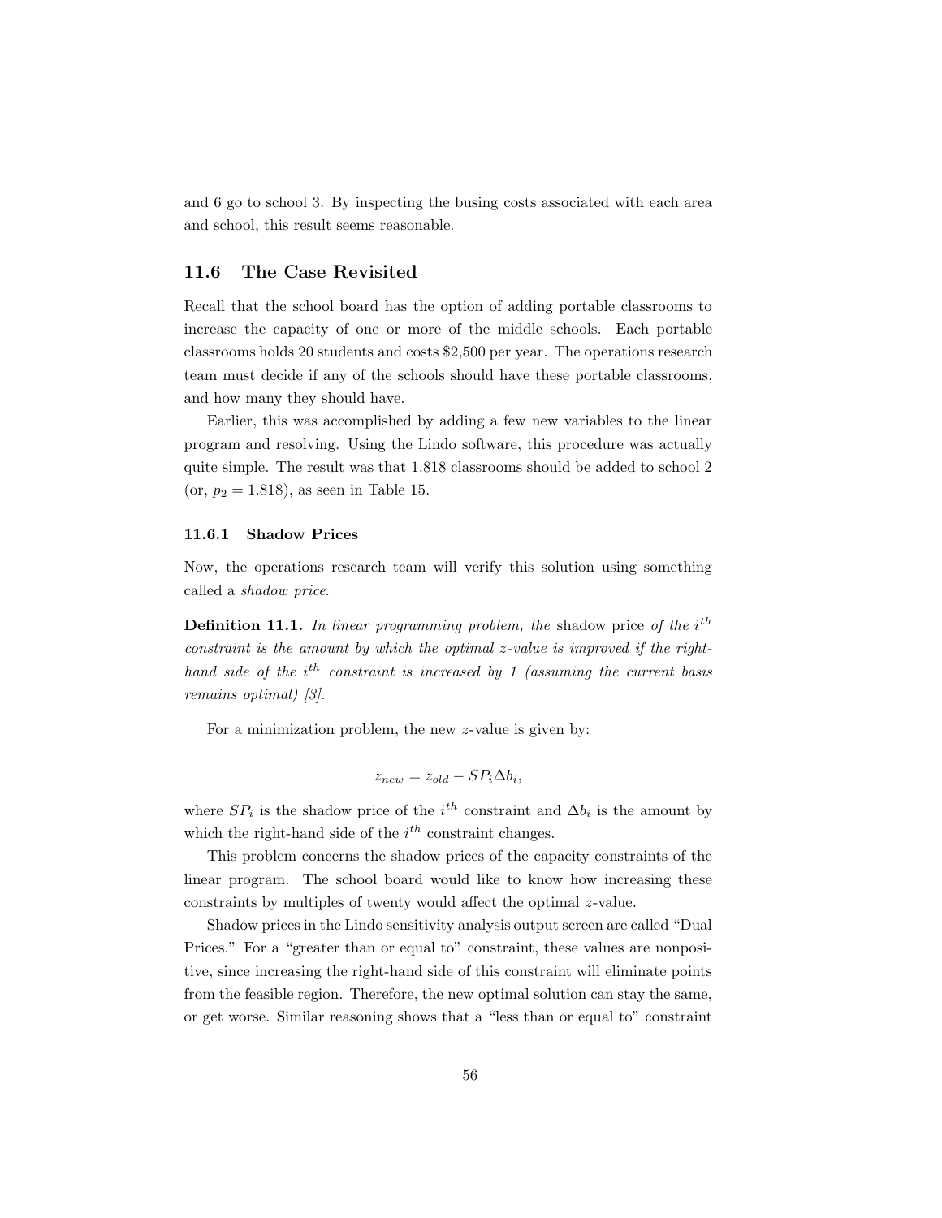and 6 go to school 3. By inspecting the busing costs associated with each area and school, this result seems reasonable.

## 11.6 The Case Revisited

Recall that the school board has the option of adding portable classrooms to increase the capacity of one or more of the middle schools. Each portable classrooms holds 20 students and costs $2,500 per year. The operations research team must decide if any of the schools should have these portable classrooms, and how many they should have.

Earlier, this was accomplished by adding a few new variables to the linear program and resolving. Using the Lindo software, this procedure was actually quite simple. The result was that 1.818 classrooms should be added to school 2 (or, $p_2 = 1.818$), as seen in Table 15.

### 11.6.1 Shadow Prices

Now, the operations research team will verify this solution using something called a *shadow price*.

**Definition 11.1.** *In linear programming problem, the* shadow price *of the $i^{th}$ constraint is the amount by which the optimal $z$-value is improved if the right-hand side of the $i^{th}$ constraint is increased by 1 (assuming the current basis remains optimal) [3].*

For a minimization problem, the new $z$-value is given by:

$$z_{new} = z_{old} - SP_i \Delta b_i,$$

where $SP_i$ is the shadow price of the $i^{th}$ constraint and $\Delta b_i$ is the amount by which the right-hand side of the $i^{th}$ constraint changes.

This problem concerns the shadow prices of the capacity constraints of the linear program. The school board would like to know how increasing these constraints by multiples of twenty would affect the optimal $z$-value.

Shadow prices in the Lindo sensitivity analysis output screen are called "Dual Prices." For a "greater than or equal to" constraint, these values are nonpositive, since increasing the right-hand side of this constraint will eliminate points from the feasible region. Therefore, the new optimal solution can stay the same, or get worse. Similar reasoning shows that a "less than or equal to" constraint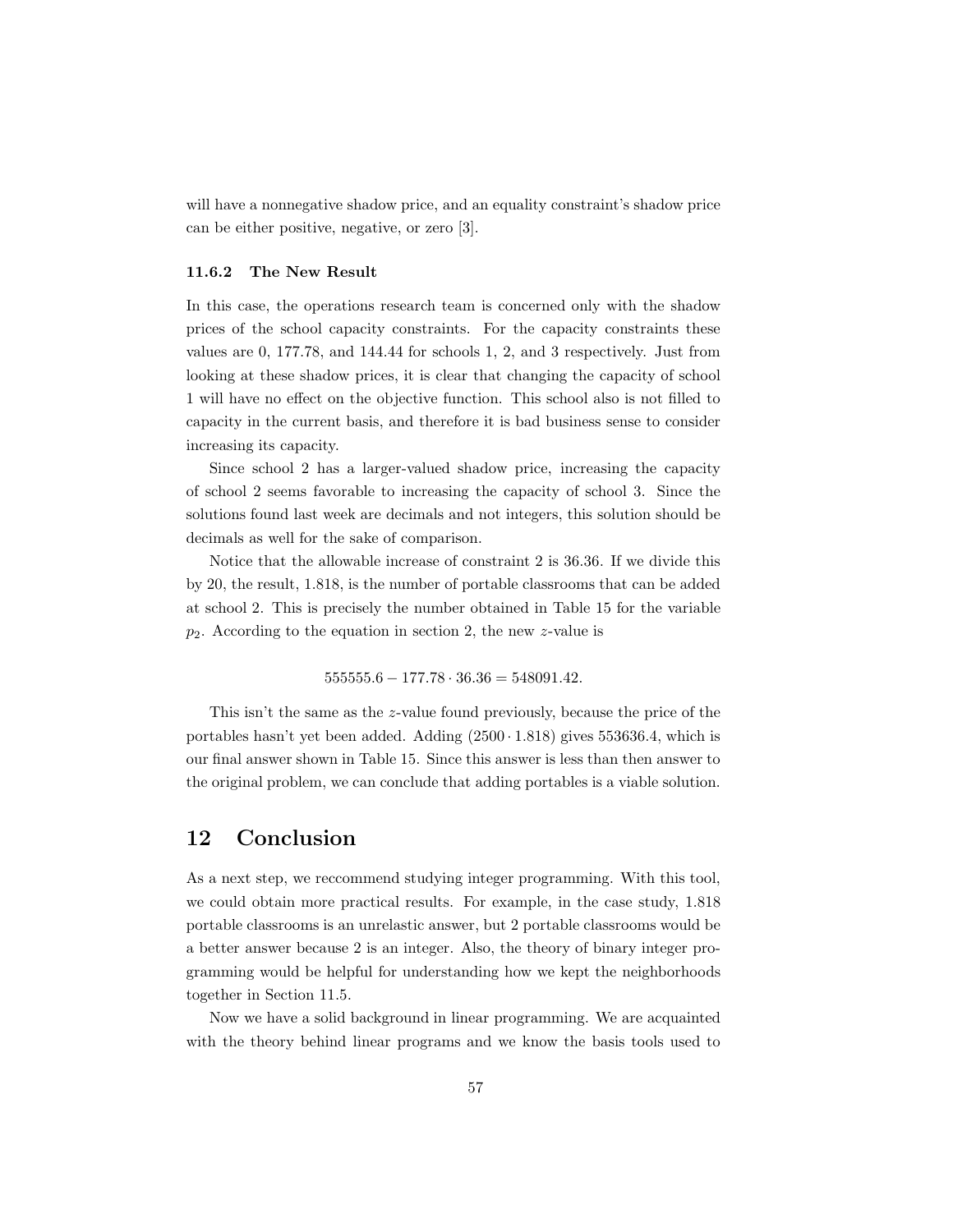will have a nonnegative shadow price, and an equality constraint's shadow price can be either positive, negative, or zero [3].

### 11.6.2 The New Result

In this case, the operations research team is concerned only with the shadow prices of the school capacity constraints. For the capacity constraints these values are 0, 177.78, and 144.44 for schools 1, 2, and 3 respectively. Just from looking at these shadow prices, it is clear that changing the capacity of school 1 will have no effect on the objective function. This school also is not filled to capacity in the current basis, and therefore it is bad business sense to consider increasing its capacity.

Since school 2 has a larger-valued shadow price, increasing the capacity of school 2 seems favorable to increasing the capacity of school 3. Since the solutions found last week are decimals and not integers, this solution should be decimals as well for the sake of comparison.

Notice that the allowable increase of constraint 2 is 36.36. If we divide this by 20, the result, 1.818, is the number of portable classrooms that can be added at school 2. This is precisely the number obtained in Table 15 for the variable $p_2$. According to the equation in section 2, the new $z$-value is

$$555555.6 - 177.78 \cdot 36.36 = 548091.42.$$

This isn't the same as the $z$-value found previously, because the price of the portables hasn't yet been added. Adding $(2500 \cdot 1.818)$ gives 553636.4, which is our final answer shown in Table 15. Since this answer is less than then answer to the original problem, we can conclude that adding portables is a viable solution.

## 12 Conclusion

As a next step, we reccommend studying integer programming. With this tool, we could obtain more practical results. For example, in the case study, 1.818 portable classrooms is an unrelastic answer, but 2 portable classrooms would be a better answer because 2 is an integer. Also, the theory of binary integer programming would be helpful for understanding how we kept the neighborhoods together in Section 11.5.

Now we have a solid background in linear programming. We are acquainted with the theory behind linear programs and we know the basis tools used to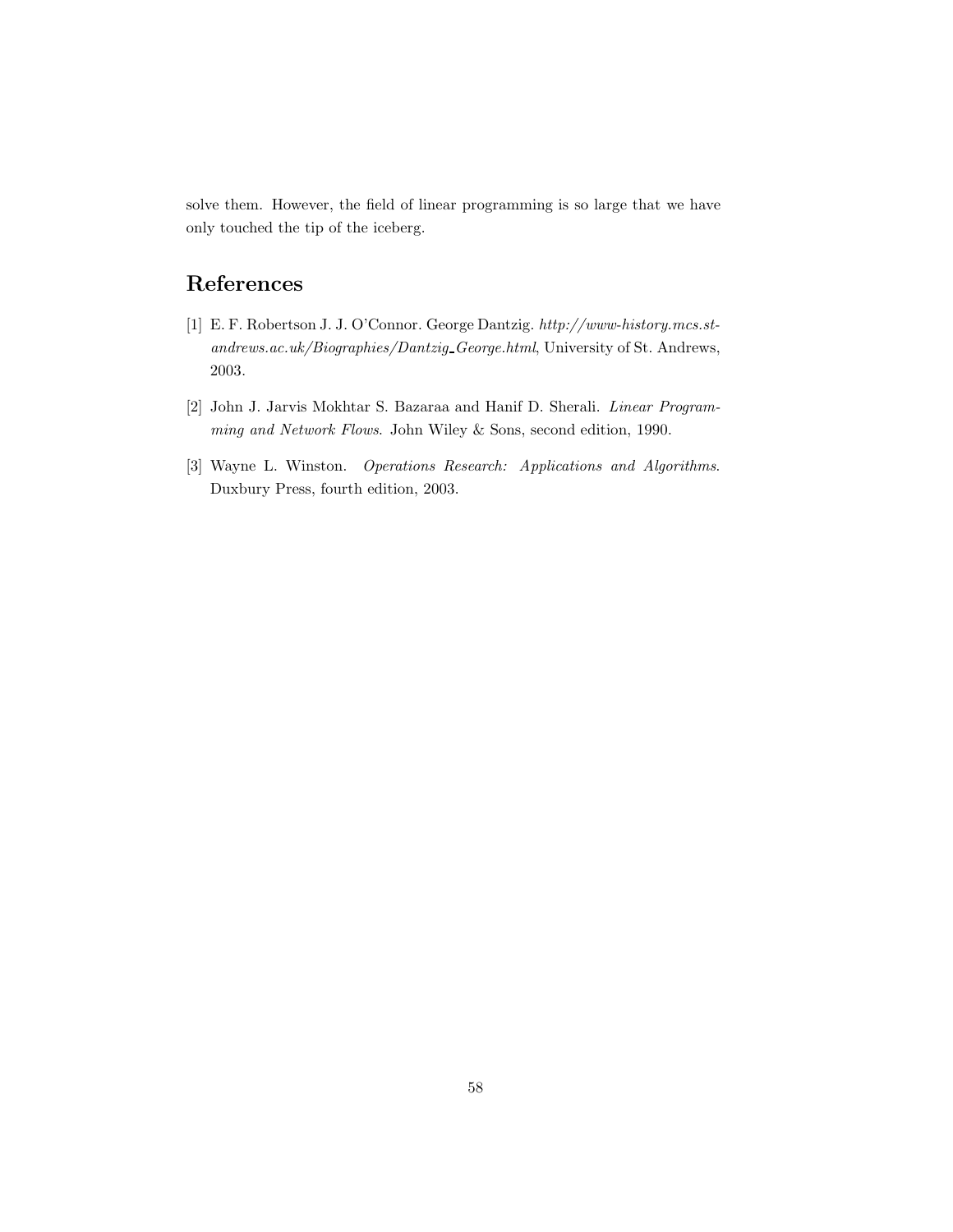solve them. However, the field of linear programming is so large that we have only touched the tip of the iceberg.

# References

[1] E. F. Robertson J. J. O'Connor. George Dantzig. *http://www-history.mcs.st-andrews.ac.uk/Biographies/Dantzig_George.html*, University of St. Andrews, 2003.

[2] John J. Jarvis Mokhtar S. Bazaraa and Hanif D. Sherali. *Linear Programming and Network Flows*. John Wiley & Sons, second edition, 1990.

[3] Wayne L. Winston. *Operations Research: Applications and Algorithms*. Duxbury Press, fourth edition, 2003.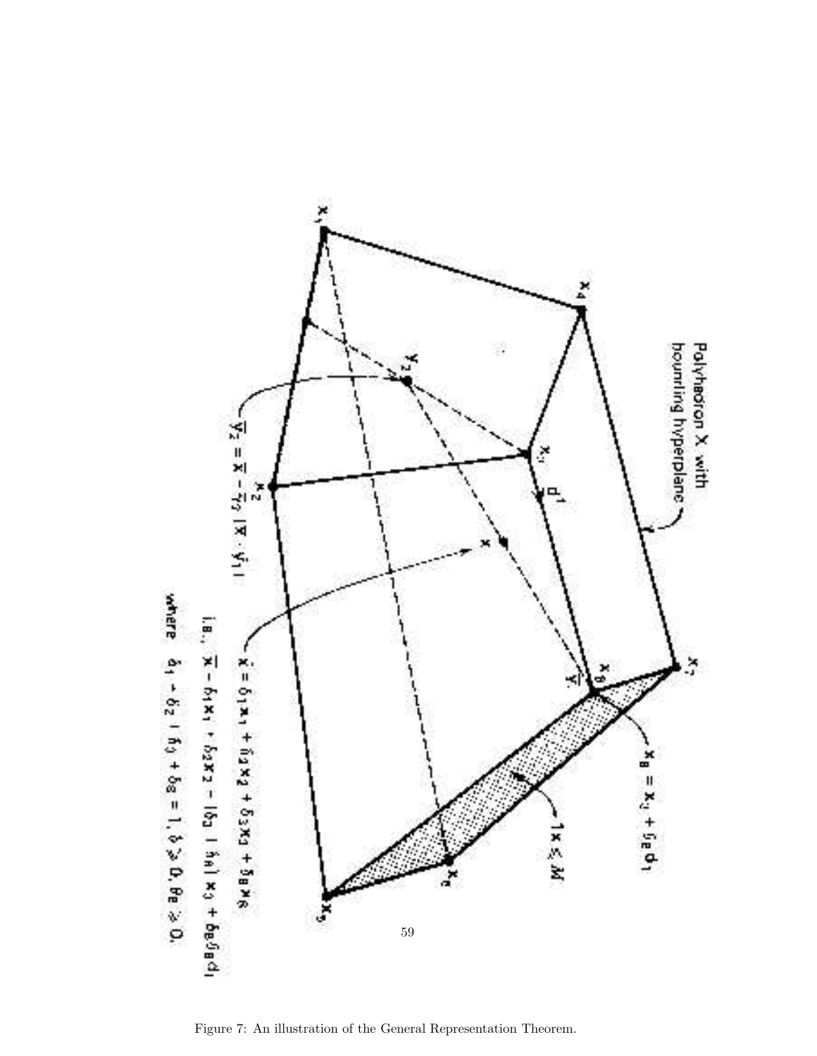Figure 7: An illustration of the General Representation Theorem.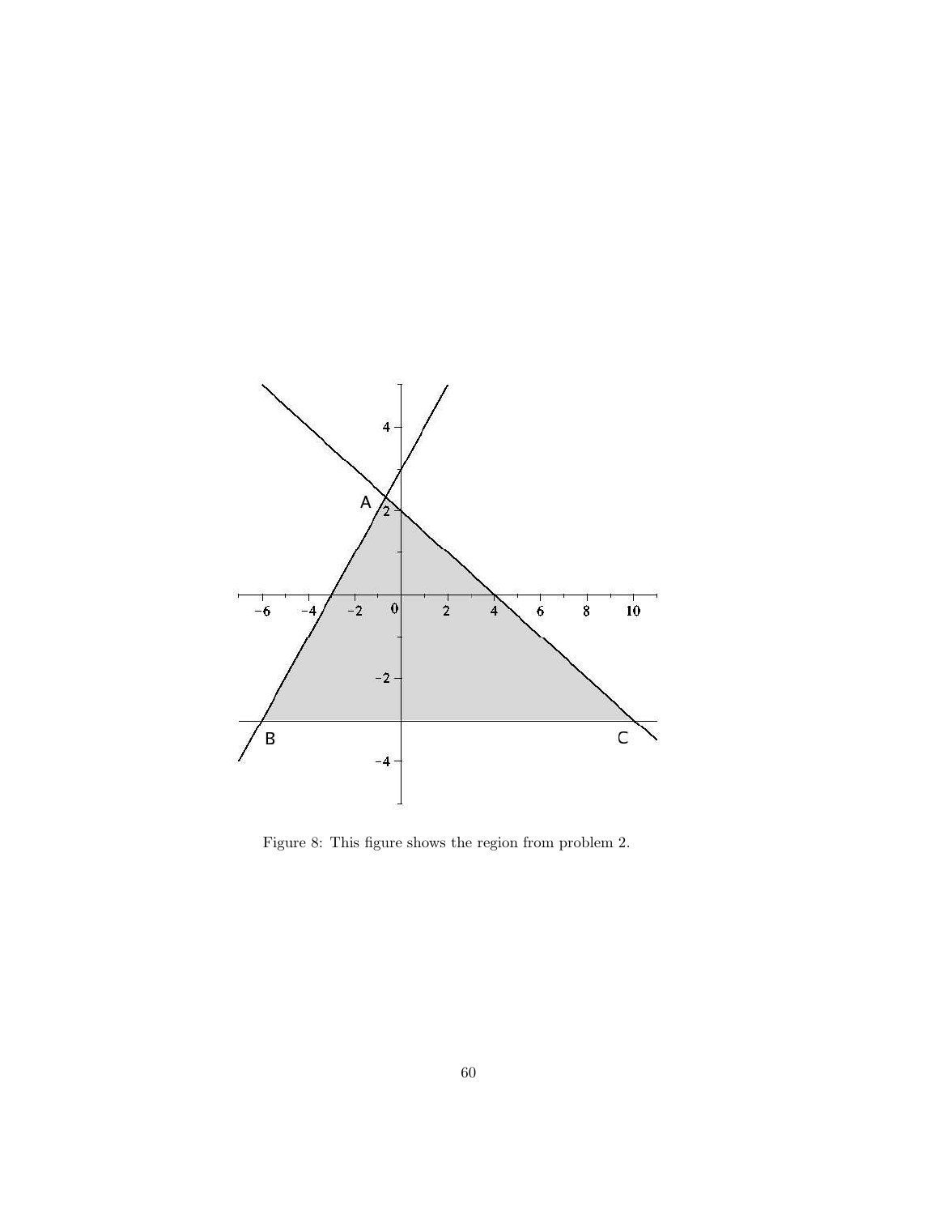Figure 8: This figure shows the region from problem 2.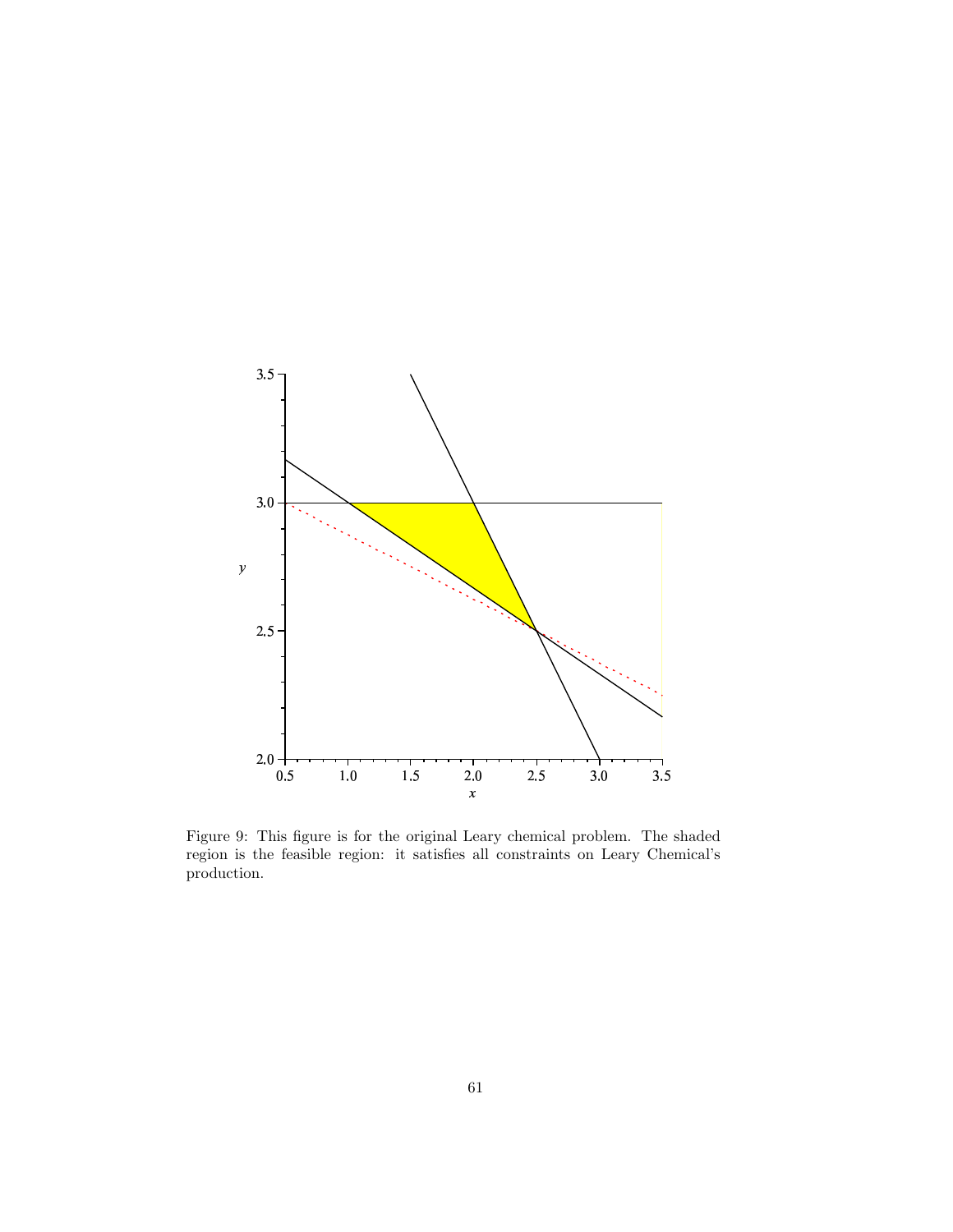Figure 9: This figure is for the original Leary chemical problem. The shaded region is the feasible region: it satisfies all constraints on Leary Chemical's production.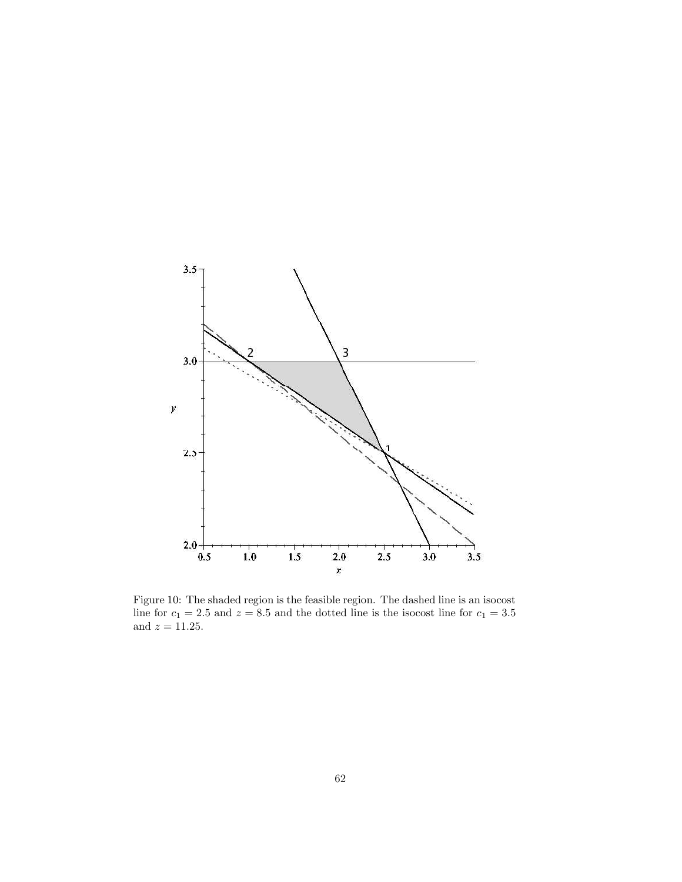Figure 10: The shaded region is the feasible region. The dashed line is an isocost line for $c_1 = 2.5$ and $z = 8.5$ and the dotted line is the isocost line for $c_1 = 3.5$ and $z = 11.25$.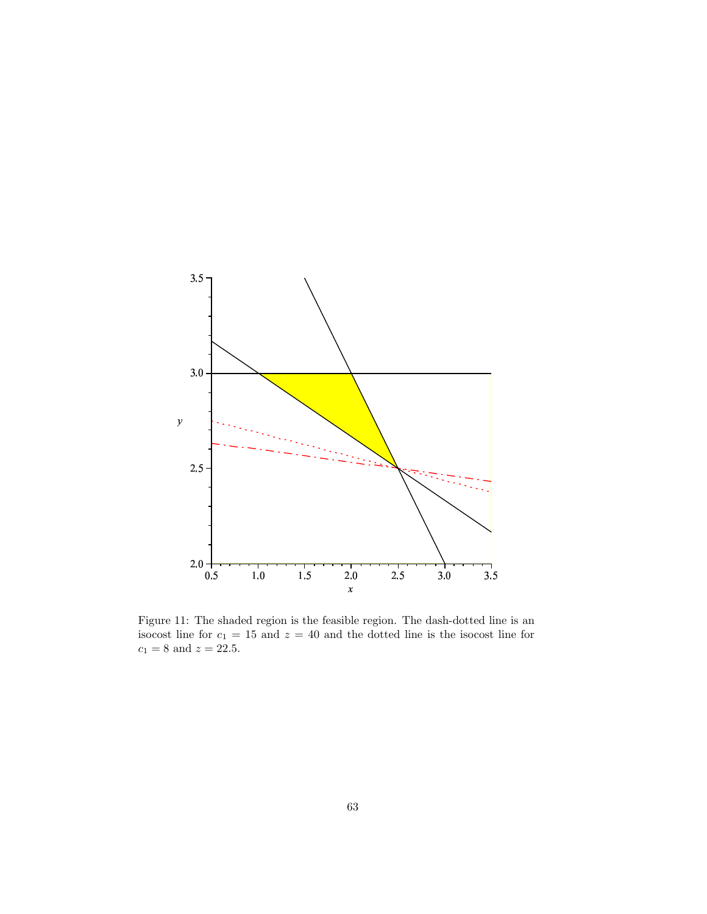Figure 11: The shaded region is the feasible region. The dash-dotted line is an isocost line for $c_1 = 15$ and $z = 40$ and the dotted line is the isocost line for $c_1 = 8$ and $z = 22.5$.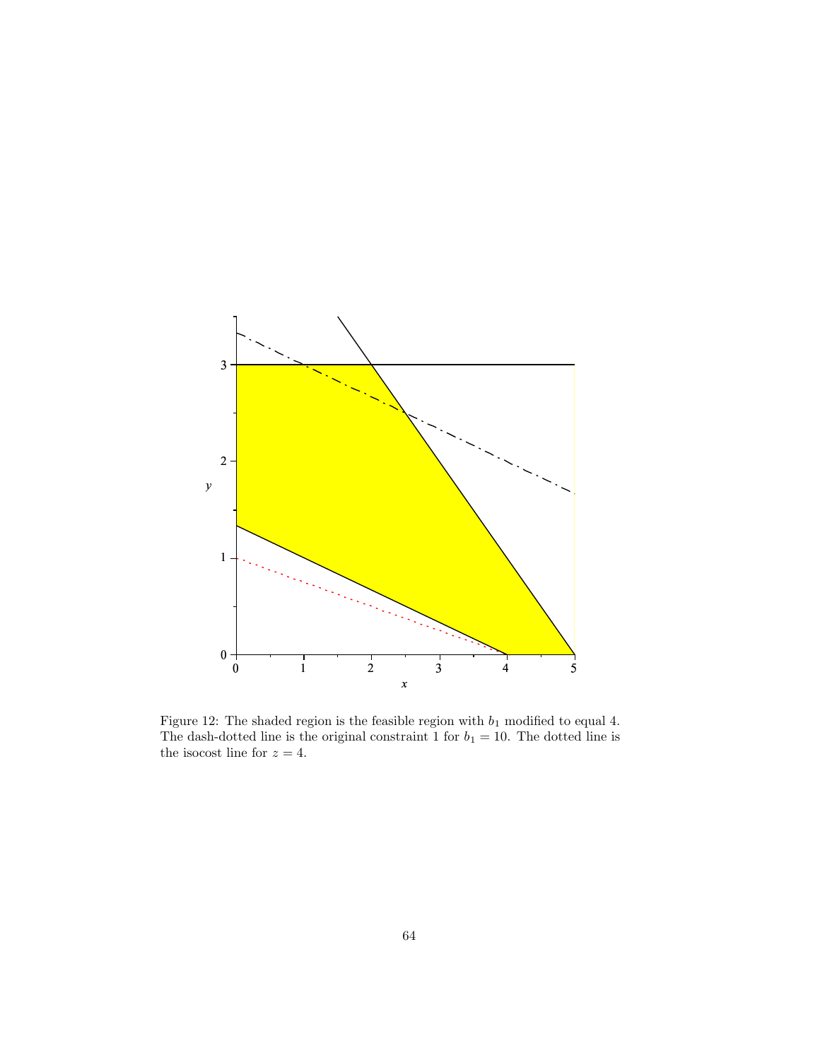Figure 12: The shaded region is the feasible region with $b_1$ modified to equal 4. The dash-dotted line is the original constraint 1 for $b_1 = 10$. The dotted line is the isocost line for $z = 4$.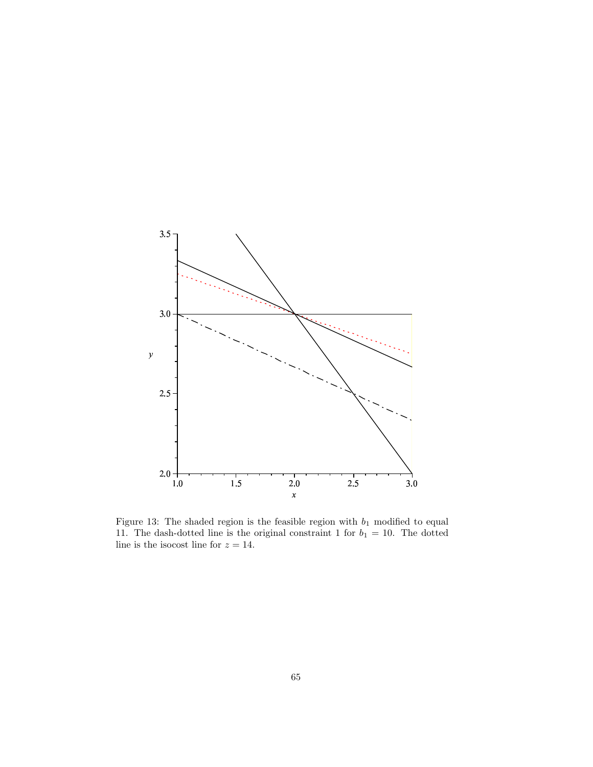3.5
3.0
y
2.5
2.0
1.0 1.5 2.0 2.5 3.0
x

Figure 13: The shaded region is the feasible region with $b_1$ modified to equal 11. The dash-dotted line is the original constraint 1 for $b_1 = 10$. The dotted line is the isocost line for $z = 14$.